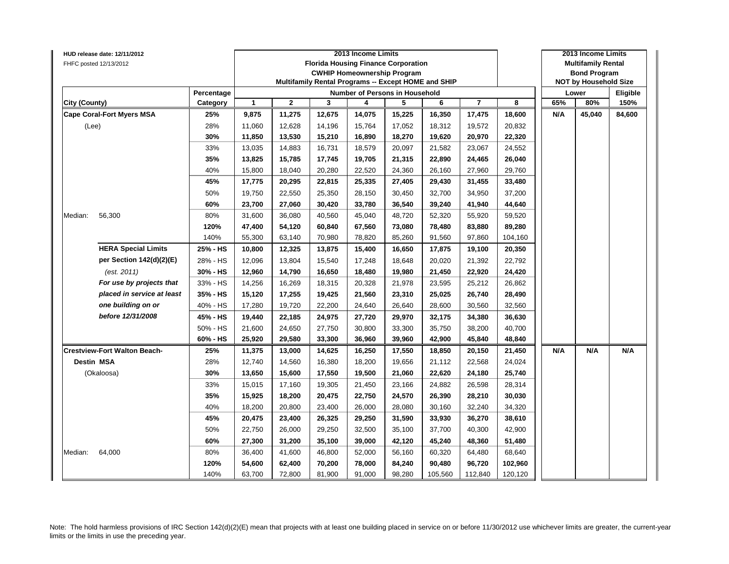HUD release date: 12/11/2012
FHFC posted 12/13/2012

| | | 2013 Income Limits<br>Florida Housing Finance Corporation<br>CWHIP Homeownership Program<br>Multifamily Rental Programs -- Except HOME and SHIP | | | | | | | | 2013 Income Limits<br>Multifamily Rental<br>Bond Program<br>NOT by Household Size | | |
|---|---|---|---|---|---|---|---|---|---|---|---|---|
| | Percentage | Number of Persons in Household | | | | | | | | Lower | | Eligible |
| City (County) | Category | 1 | 2 | 3 | 4 | 5 | 6 | 7 | 8 | 65% | 80% | 150% |
| **Cape Coral-Fort Myers MSA** | **25%** | **9,875** | **11,275** | **12,675** | **14,075** | **15,225** | **16,350** | **17,475** | **18,600** | **N/A** | **45,040** | **84,600** |
| (Lee) | 28% | 11,060 | 12,628 | 14,196 | 15,764 | 17,052 | 18,312 | 19,572 | 20,832 | | | |
| | **30%** | **11,850** | **13,530** | **15,210** | **16,890** | **18,270** | **19,620** | **20,970** | **22,320** | | | |
| | 33% | 13,035 | 14,883 | 16,731 | 18,579 | 20,097 | 21,582 | 23,067 | 24,552 | | | |
| | **35%** | **13,825** | **15,785** | **17,745** | **19,705** | **21,315** | **22,890** | **24,465** | **26,040** | | | |
| | 40% | 15,800 | 18,040 | 20,280 | 22,520 | 24,360 | 26,160 | 27,960 | 29,760 | | | |
| | **45%** | **17,775** | **20,295** | **22,815** | **25,335** | **27,405** | **29,430** | **31,455** | **33,480** | | | |
| | 50% | 19,750 | 22,550 | 25,350 | 28,150 | 30,450 | 32,700 | 34,950 | 37,200 | | | |
| | **60%** | **23,700** | **27,060** | **30,420** | **33,780** | **36,540** | **39,240** | **41,940** | **44,640** | | | |
| Median: 56,300 | 80% | 31,600 | 36,080 | 40,560 | 45,040 | 48,720 | 52,320 | 55,920 | 59,520 | | | |
| | **120%** | **47,400** | **54,120** | **60,840** | **67,560** | **73,080** | **78,480** | **83,880** | **89,280** | | | |
| | 140% | 55,300 | 63,140 | 70,980 | 78,820 | 85,260 | 91,560 | 97,860 | 104,160 | | | |
| **HERA Special Limits** | **25% - HS** | **10,800** | **12,325** | **13,875** | **15,400** | **16,650** | **17,875** | **19,100** | **20,350** | | | |
| **per Section 142(d)(2)(E)** | 28% - HS | 12,096 | 13,804 | 15,540 | 17,248 | 18,648 | 20,020 | 21,392 | 22,792 | | | |
| *(est. 2011)* | **30% - HS** | **12,960** | **14,790** | **16,650** | **18,480** | **19,980** | **21,450** | **22,920** | **24,420** | | | |
| ***For use by projects that*** | 33% - HS | 14,256 | 16,269 | 18,315 | 20,328 | 21,978 | 23,595 | 25,212 | 26,862 | | | |
| ***placed in service at least*** | **35% - HS** | **15,120** | **17,255** | **19,425** | **21,560** | **23,310** | **25,025** | **26,740** | **28,490** | | | |
| ***one building on or*** | 40% - HS | 17,280 | 19,720 | 22,200 | 24,640 | 26,640 | 28,600 | 30,560 | 32,560 | | | |
| ***before 12/31/2008*** | **45% - HS** | **19,440** | **22,185** | **24,975** | **27,720** | **29,970** | **32,175** | **34,380** | **36,630** | | | |
| | 50% - HS | 21,600 | 24,650 | 27,750 | 30,800 | 33,300 | 35,750 | 38,200 | 40,700 | | | |
| | **60% - HS** | **25,920** | **29,580** | **33,300** | **36,960** | **39,960** | **42,900** | **45,840** | **48,840** | | | |
| **Crestview-Fort Walton Beach-** | **25%** | **11,375** | **13,000** | **14,625** | **16,250** | **17,550** | **18,850** | **20,150** | **21,450** | **N/A** | **N/A** | **N/A** |
| **Destin MSA** | 28% | 12,740 | 14,560 | 16,380 | 18,200 | 19,656 | 21,112 | 22,568 | 24,024 | | | |
| (Okaloosa) | **30%** | **13,650** | **15,600** | **17,550** | **19,500** | **21,060** | **22,620** | **24,180** | **25,740** | | | |
| | 33% | 15,015 | 17,160 | 19,305 | 21,450 | 23,166 | 24,882 | 26,598 | 28,314 | | | |
| | **35%** | **15,925** | **18,200** | **20,475** | **22,750** | **24,570** | **26,390** | **28,210** | **30,030** | | | |
| | 40% | 18,200 | 20,800 | 23,400 | 26,000 | 28,080 | 30,160 | 32,240 | 34,320 | | | |
| | **45%** | **20,475** | **23,400** | **26,325** | **29,250** | **31,590** | **33,930** | **36,270** | **38,610** | | | |
| | 50% | 22,750 | 26,000 | 29,250 | 32,500 | 35,100 | 37,700 | 40,300 | 42,900 | | | |
| | **60%** | **27,300** | **31,200** | **35,100** | **39,000** | **42,120** | **45,240** | **48,360** | **51,480** | | | |
| Median: 64,000 | 80% | 36,400 | 41,600 | 46,800 | 52,000 | 56,160 | 60,320 | 64,480 | 68,640 | | | |
| | **120%** | **54,600** | **62,400** | **70,200** | **78,000** | **84,240** | **90,480** | **96,720** | **102,960** | | | |
| | 140% | 63,700 | 72,800 | 81,900 | 91,000 | 98,280 | 105,560 | 112,840 | 120,120 | | | |

Note: The hold harmless provisions of IRC Section 142(d)(2)(E) mean that projects with at least one building placed in service on or before 11/30/2012 use whichever limits are greater, the current-year limits or the limits in use the preceding year.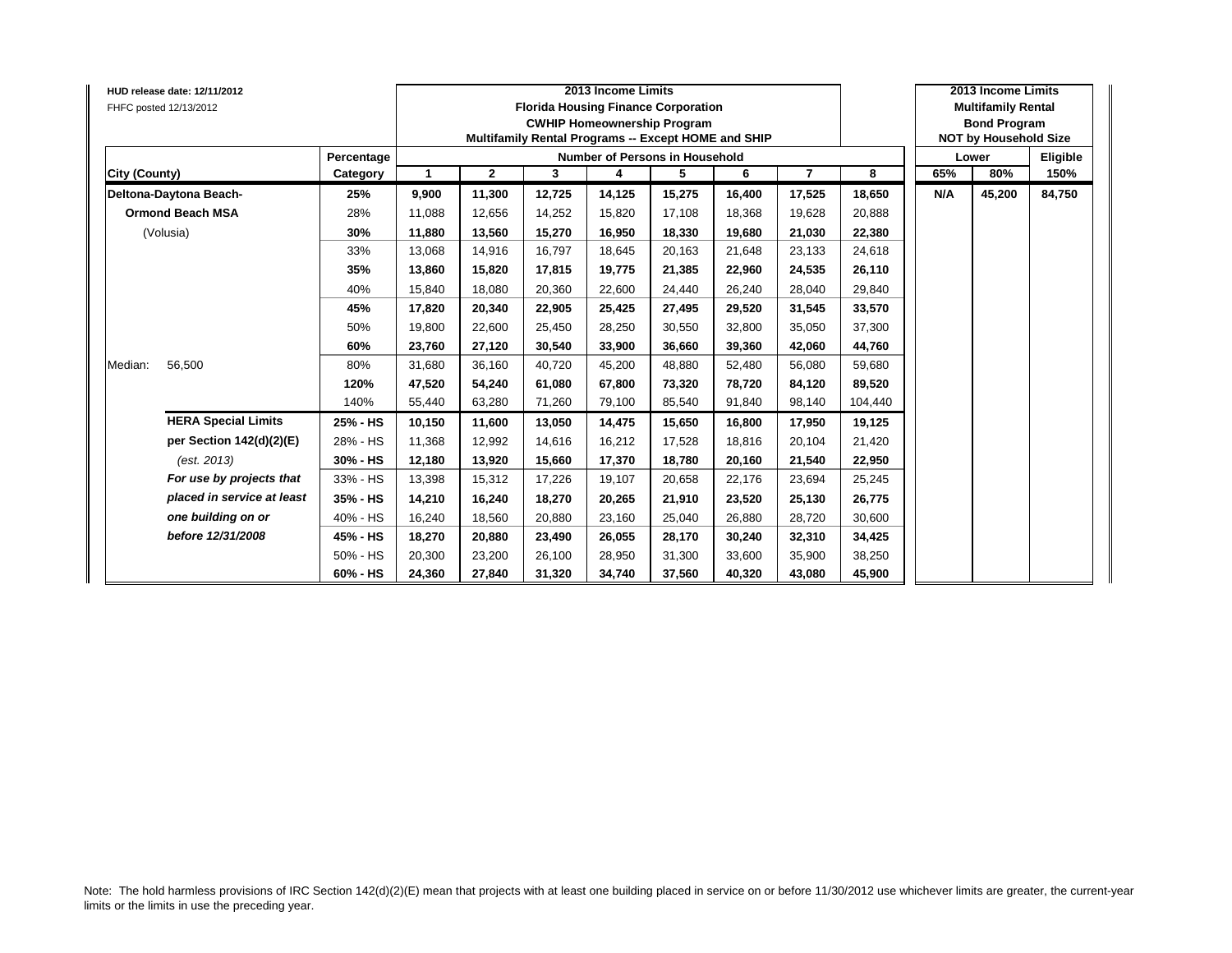HUD release date: 12/11/2012
FHFC posted 12/13/2012

| City (County) | | Percentage Category | 2013 Income Limits Florida Housing Finance Corporation CWHIP Homeownership Program Multifamily Rental Programs -- Except HOME and SHIP — Number of Persons in Household: 1 | 2 | 3 | 4 | 5 | 6 | 7 | 8 | 2013 Income Limits Multifamily Rental Bond Program NOT by Household Size — Lower: 65% | 80% | Eligible: 150% |
|---|---|---|---|---|---|---|---|---|---|---|---|---|---|
| **Deltona-Daytona Beach-** | | **25%** | **9,900** | **11,300** | **12,725** | **14,125** | **15,275** | **16,400** | **17,525** | **18,650** | **N/A** | **45,200** | **84,750** |
| **Ormond Beach MSA** | | 28% | 11,088 | 12,656 | 14,252 | 15,820 | 17,108 | 18,368 | 19,628 | 20,888 | | | |
| (Volusia) | | **30%** | **11,880** | **13,560** | **15,270** | **16,950** | **18,330** | **19,680** | **21,030** | **22,380** | | | |
| | | 33% | 13,068 | 14,916 | 16,797 | 18,645 | 20,163 | 21,648 | 23,133 | 24,618 | | | |
| | | **35%** | **13,860** | **15,820** | **17,815** | **19,775** | **21,385** | **22,960** | **24,535** | **26,110** | | | |
| | | 40% | 15,840 | 18,080 | 20,360 | 22,600 | 24,440 | 26,240 | 28,040 | 29,840 | | | |
| | | **45%** | **17,820** | **20,340** | **22,905** | **25,425** | **27,495** | **29,520** | **31,545** | **33,570** | | | |
| | | 50% | 19,800 | 22,600 | 25,450 | 28,250 | 30,550 | 32,800 | 35,050 | 37,300 | | | |
| | | **60%** | **23,760** | **27,120** | **30,540** | **33,900** | **36,660** | **39,360** | **42,060** | **44,760** | | | |
| Median: | 56,500 | 80% | 31,680 | 36,160 | 40,720 | 45,200 | 48,880 | 52,480 | 56,080 | 59,680 | | | |
| | | **120%** | **47,520** | **54,240** | **61,080** | **67,800** | **73,320** | **78,720** | **84,120** | **89,520** | | | |
| | | 140% | 55,440 | 63,280 | 71,260 | 79,100 | 85,540 | 91,840 | 98,140 | 104,440 | | | |
| | **HERA Special Limits** | **25% - HS** | **10,150** | **11,600** | **13,050** | **14,475** | **15,650** | **16,800** | **17,950** | **19,125** | | | |
| | **per Section 142(d)(2)(E)** | 28% - HS | 11,368 | 12,992 | 14,616 | 16,212 | 17,528 | 18,816 | 20,104 | 21,420 | | | |
| | *(est. 2013)* | **30% - HS** | **12,180** | **13,920** | **15,660** | **17,370** | **18,780** | **20,160** | **21,540** | **22,950** | | | |
| | ***For use by projects that*** | 33% - HS | 13,398 | 15,312 | 17,226 | 19,107 | 20,658 | 22,176 | 23,694 | 25,245 | | | |
| | ***placed in service at least*** | **35% - HS** | **14,210** | **16,240** | **18,270** | **20,265** | **21,910** | **23,520** | **25,130** | **26,775** | | | |
| | ***one building on or*** | 40% - HS | 16,240 | 18,560 | 20,880 | 23,160 | 25,040 | 26,880 | 28,720 | 30,600 | | | |
| | ***before 12/31/2008*** | **45% - HS** | **18,270** | **20,880** | **23,490** | **26,055** | **28,170** | **30,240** | **32,310** | **34,425** | | | |
| | | 50% - HS | 20,300 | 23,200 | 26,100 | 28,950 | 31,300 | 33,600 | 35,900 | 38,250 | | | |
| | | **60% - HS** | **24,360** | **27,840** | **31,320** | **34,740** | **37,560** | **40,320** | **43,080** | **45,900** | | | |

Note: The hold harmless provisions of IRC Section 142(d)(2)(E) mean that projects with at least one building placed in service on or before 11/30/2012 use whichever limits are greater, the current-year limits or the limits in use the preceding year.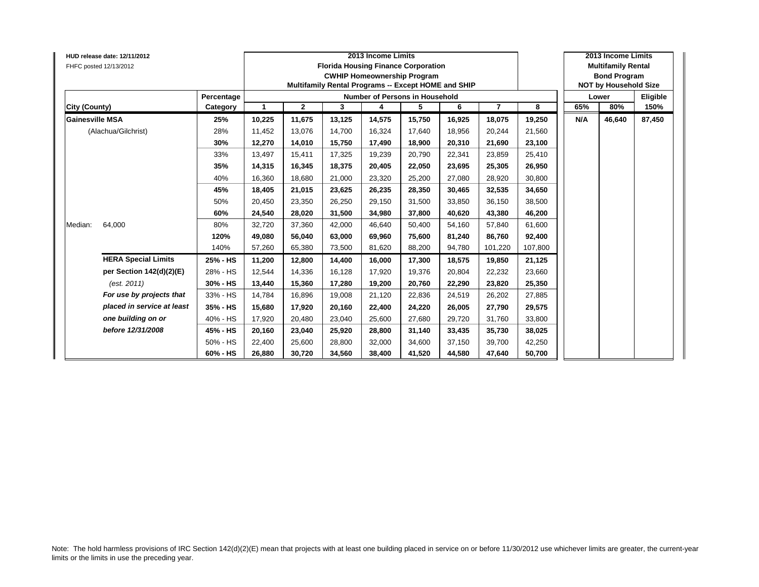HUD release date: 12/11/2012
FHFC posted 12/13/2012

| | | 2013 Income Limits Florida Housing Finance Corporation CWHIP Homeownership Program Multifamily Rental Programs -- Except HOME and SHIP | | | | | | | | 2013 Income Limits Multifamily Rental Bond Program NOT by Household Size | | |
|---|---|---|---|---|---|---|---|---|---|---|---|---|
| | Percentage | Number of Persons in Household | | | | | | | | Lower | | Eligible |
| City (County) | Category | 1 | 2 | 3 | 4 | 5 | 6 | 7 | 8 | 65% | 80% | 150% |
| **Gainesville MSA** | **25%** | **10,225** | **11,675** | **13,125** | **14,575** | **15,750** | **16,925** | **18,075** | **19,250** | **N/A** | **46,640** | **87,450** |
| (Alachua/Gilchrist) | 28% | 11,452 | 13,076 | 14,700 | 16,324 | 17,640 | 18,956 | 20,244 | 21,560 | | | |
| | **30%** | **12,270** | **14,010** | **15,750** | **17,490** | **18,900** | **20,310** | **21,690** | **23,100** | | | |
| | 33% | 13,497 | 15,411 | 17,325 | 19,239 | 20,790 | 22,341 | 23,859 | 25,410 | | | |
| | **35%** | **14,315** | **16,345** | **18,375** | **20,405** | **22,050** | **23,695** | **25,305** | **26,950** | | | |
| | 40% | 16,360 | 18,680 | 21,000 | 23,320 | 25,200 | 27,080 | 28,920 | 30,800 | | | |
| | **45%** | **18,405** | **21,015** | **23,625** | **26,235** | **28,350** | **30,465** | **32,535** | **34,650** | | | |
| | 50% | 20,450 | 23,350 | 26,250 | 29,150 | 31,500 | 33,850 | 36,150 | 38,500 | | | |
| | **60%** | **24,540** | **28,020** | **31,500** | **34,980** | **37,800** | **40,620** | **43,380** | **46,200** | | | |
| Median: 64,000 | 80% | 32,720 | 37,360 | 42,000 | 46,640 | 50,400 | 54,160 | 57,840 | 61,600 | | | |
| | **120%** | **49,080** | **56,040** | **63,000** | **69,960** | **75,600** | **81,240** | **86,760** | **92,400** | | | |
| | 140% | 57,260 | 65,380 | 73,500 | 81,620 | 88,200 | 94,780 | 101,220 | 107,800 | | | |
| **HERA Special Limits** | **25% - HS** | **11,200** | **12,800** | **14,400** | **16,000** | **17,300** | **18,575** | **19,850** | **21,125** | | | |
| **per Section 142(d)(2)(E)** | 28% - HS | 12,544 | 14,336 | 16,128 | 17,920 | 19,376 | 20,804 | 22,232 | 23,660 | | | |
| *(est. 2011)* | **30% - HS** | **13,440** | **15,360** | **17,280** | **19,200** | **20,760** | **22,290** | **23,820** | **25,350** | | | |
| ***For use by projects that*** | 33% - HS | 14,784 | 16,896 | 19,008 | 21,120 | 22,836 | 24,519 | 26,202 | 27,885 | | | |
| ***placed in service at least*** | **35% - HS** | **15,680** | **17,920** | **20,160** | **22,400** | **24,220** | **26,005** | **27,790** | **29,575** | | | |
| ***one building on or*** | 40% - HS | 17,920 | 20,480 | 23,040 | 25,600 | 27,680 | 29,720 | 31,760 | 33,800 | | | |
| ***before 12/31/2008*** | **45% - HS** | **20,160** | **23,040** | **25,920** | **28,800** | **31,140** | **33,435** | **35,730** | **38,025** | | | |
| | 50% - HS | 22,400 | 25,600 | 28,800 | 32,000 | 34,600 | 37,150 | 39,700 | 42,250 | | | |
| | **60% - HS** | **26,880** | **30,720** | **34,560** | **38,400** | **41,520** | **44,580** | **47,640** | **50,700** | | | |

Note: The hold harmless provisions of IRC Section 142(d)(2)(E) mean that projects with at least one building placed in service on or before 11/30/2012 use whichever limits are greater, the current-year limits or the limits in use the preceding year.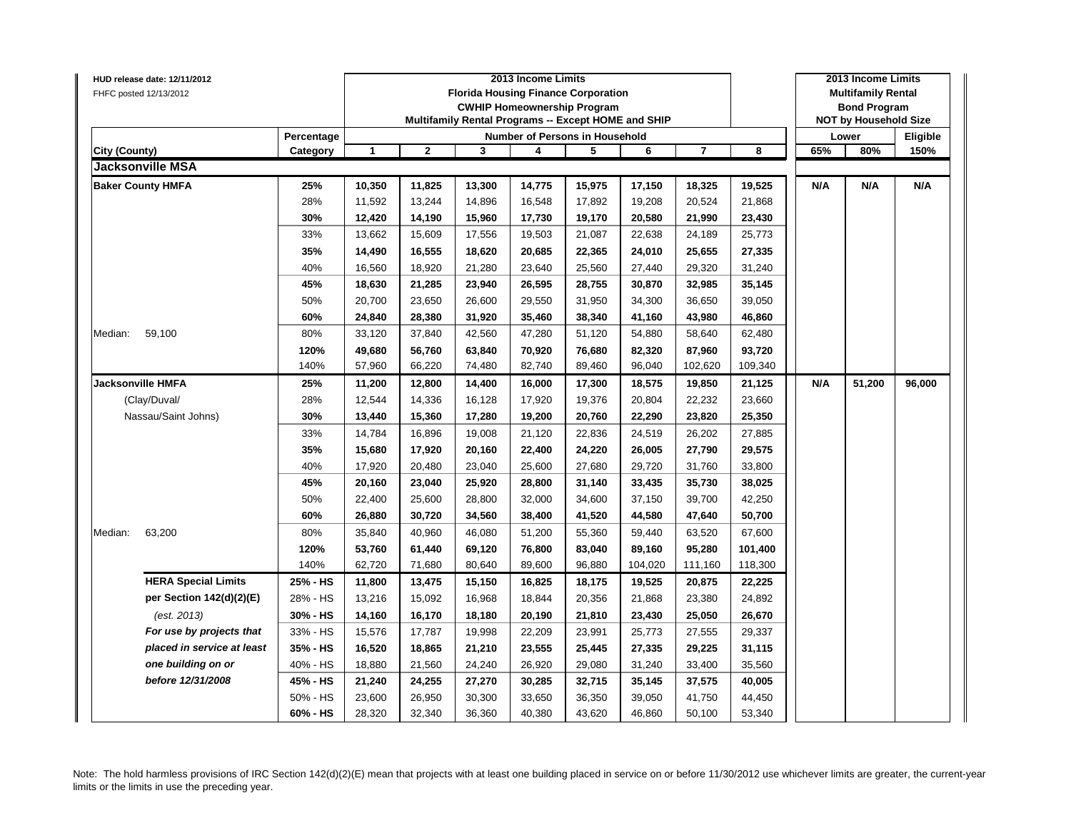HUD release date: 12/11/2012
FHFC posted 12/13/2012

| City (County) | | Percentage Category | 2013 Income Limits<br>Florida Housing Finance Corporation<br>CWHIP Homeownership Program<br>Multifamily Rental Programs -- Except HOME and SHIP<br>Number of Persons in Household<br>1 | 2 | 3 | 4 | 5 | 6 | 7 | 8 | 2013 Income Limits<br>Multifamily Rental<br>Bond Program<br>NOT by Household Size<br>Lower<br>65% | 80% | Eligible<br>150% |
|---|---|---|---|---|---|---|---|---|---|---|---|---|---|
| **Jacksonville MSA** | | | | | | | | | | | | | |
| **Baker County HMFA** | | **25%** | **10,350** | **11,825** | **13,300** | **14,775** | **15,975** | **17,150** | **18,325** | **19,525** | **N/A** | **N/A** | **N/A** |
| | | 28% | 11,592 | 13,244 | 14,896 | 16,548 | 17,892 | 19,208 | 20,524 | 21,868 | | | |
| | | **30%** | **12,420** | **14,190** | **15,960** | **17,730** | **19,170** | **20,580** | **21,990** | **23,430** | | | |
| | | 33% | 13,662 | 15,609 | 17,556 | 19,503 | 21,087 | 22,638 | 24,189 | 25,773 | | | |
| | | **35%** | **14,490** | **16,555** | **18,620** | **20,685** | **22,365** | **24,010** | **25,655** | **27,335** | | | |
| | | 40% | 16,560 | 18,920 | 21,280 | 23,640 | 25,560 | 27,440 | 29,320 | 31,240 | | | |
| | | **45%** | **18,630** | **21,285** | **23,940** | **26,595** | **28,755** | **30,870** | **32,985** | **35,145** | | | |
| | | 50% | 20,700 | 23,650 | 26,600 | 29,550 | 31,950 | 34,300 | 36,650 | 39,050 | | | |
| | | **60%** | **24,840** | **28,380** | **31,920** | **35,460** | **38,340** | **41,160** | **43,980** | **46,860** | | | |
| Median: | 59,100 | 80% | 33,120 | 37,840 | 42,560 | 47,280 | 51,120 | 54,880 | 58,640 | 62,480 | | | |
| | | **120%** | **49,680** | **56,760** | **63,840** | **70,920** | **76,680** | **82,320** | **87,960** | **93,720** | | | |
| | | 140% | 57,960 | 66,220 | 74,480 | 82,740 | 89,460 | 96,040 | 102,620 | 109,340 | | | |
| **Jacksonville HMFA** | | **25%** | **11,200** | **12,800** | **14,400** | **16,000** | **17,300** | **18,575** | **19,850** | **21,125** | **N/A** | **51,200** | **96,000** |
| (Clay/Duval/ | | 28% | 12,544 | 14,336 | 16,128 | 17,920 | 19,376 | 20,804 | 22,232 | 23,660 | | | |
| Nassau/Saint Johns) | | **30%** | **13,440** | **15,360** | **17,280** | **19,200** | **20,760** | **22,290** | **23,820** | **25,350** | | | |
| | | 33% | 14,784 | 16,896 | 19,008 | 21,120 | 22,836 | 24,519 | 26,202 | 27,885 | | | |
| | | **35%** | **15,680** | **17,920** | **20,160** | **22,400** | **24,220** | **26,005** | **27,790** | **29,575** | | | |
| | | 40% | 17,920 | 20,480 | 23,040 | 25,600 | 27,680 | 29,720 | 31,760 | 33,800 | | | |
| | | **45%** | **20,160** | **23,040** | **25,920** | **28,800** | **31,140** | **33,435** | **35,730** | **38,025** | | | |
| | | 50% | 22,400 | 25,600 | 28,800 | 32,000 | 34,600 | 37,150 | 39,700 | 42,250 | | | |
| | | **60%** | **26,880** | **30,720** | **34,560** | **38,400** | **41,520** | **44,580** | **47,640** | **50,700** | | | |
| Median: | 63,200 | 80% | 35,840 | 40,960 | 46,080 | 51,200 | 55,360 | 59,440 | 63,520 | 67,600 | | | |
| | | **120%** | **53,760** | **61,440** | **69,120** | **76,800** | **83,040** | **89,160** | **95,280** | **101,400** | | | |
| | | 140% | 62,720 | 71,680 | 80,640 | 89,600 | 96,880 | 104,020 | 111,160 | 118,300 | | | |
| | **HERA Special Limits** | **25% - HS** | **11,800** | **13,475** | **15,150** | **16,825** | **18,175** | **19,525** | **20,875** | **22,225** | | | |
| | **per Section 142(d)(2)(E)** | 28% - HS | 13,216 | 15,092 | 16,968 | 18,844 | 20,356 | 21,868 | 23,380 | 24,892 | | | |
| | *(est. 2013)* | **30% - HS** | **14,160** | **16,170** | **18,180** | **20,190** | **21,810** | **23,430** | **25,050** | **26,670** | | | |
| | ***For use by projects that*** | 33% - HS | 15,576 | 17,787 | 19,998 | 22,209 | 23,991 | 25,773 | 27,555 | 29,337 | | | |
| | ***placed in service at least*** | **35% - HS** | **16,520** | **18,865** | **21,210** | **23,555** | **25,445** | **27,335** | **29,225** | **31,115** | | | |
| | ***one building on or*** | 40% - HS | 18,880 | 21,560 | 24,240 | 26,920 | 29,080 | 31,240 | 33,400 | 35,560 | | | |
| | ***before 12/31/2008*** | **45% - HS** | **21,240** | **24,255** | **27,270** | **30,285** | **32,715** | **35,145** | **37,575** | **40,005** | | | |
| | | 50% - HS | 23,600 | 26,950 | 30,300 | 33,650 | 36,350 | 39,050 | 41,750 | 44,450 | | | |
| | | **60% - HS** | 28,320 | 32,340 | 36,360 | 40,380 | 43,620 | 46,860 | 50,100 | 53,340 | | | |

Note: The hold harmless provisions of IRC Section 142(d)(2)(E) mean that projects with at least one building placed in service on or before 11/30/2012 use whichever limits are greater, the current-year limits or the limits in use the preceding year.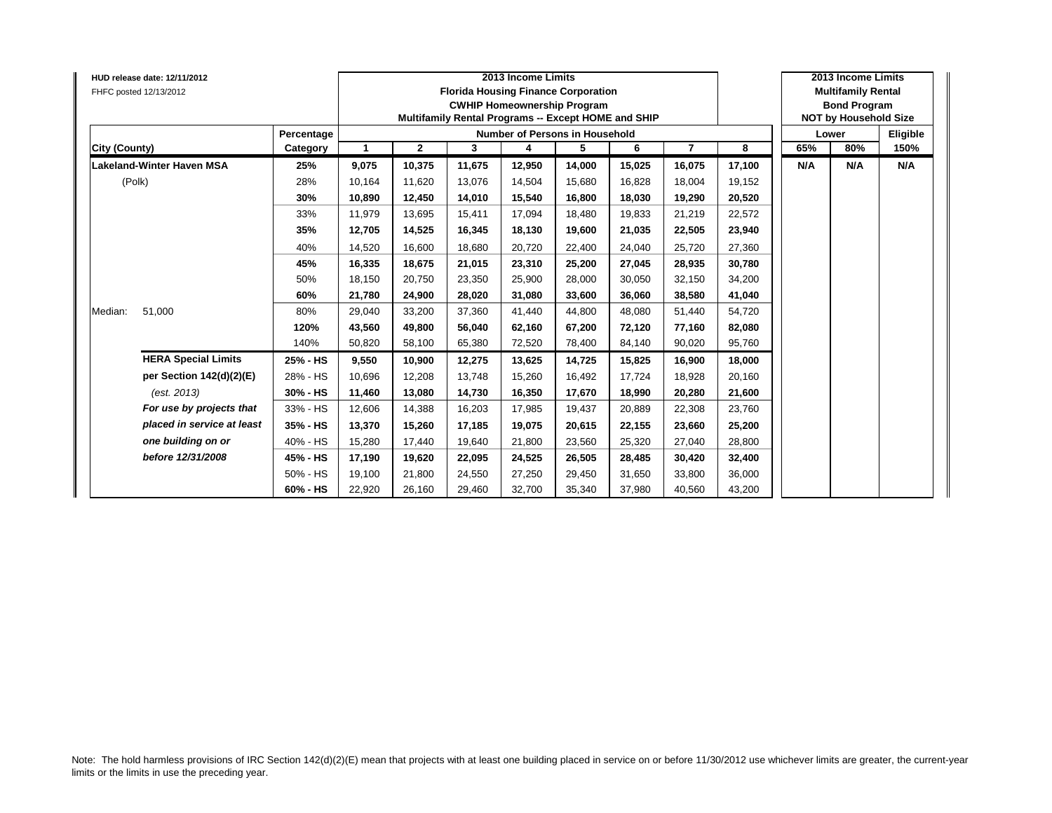HUD release date: 12/11/2012
FHFC posted 12/13/2012

| | | 2013 Income Limits<br>Florida Housing Finance Corporation<br>CWHIP Homeownership Program<br>Multifamily Rental Programs -- Except HOME and SHIP | | | | | | | | 2013 Income Limits<br>Multifamily Rental<br>Bond Program<br>NOT by Household Size | | |
|---|---|---|---|---|---|---|---|---|---|---|---|---|
| | Percentage | Number of Persons in Household | | | | | | | | Lower | | Eligible |
| City (County) | Category | 1 | 2 | 3 | 4 | 5 | 6 | 7 | 8 | 65% | 80% | 150% |
| **Lakeland-Winter Haven MSA** | **25%** | **9,075** | **10,375** | **11,675** | **12,950** | **14,000** | **15,025** | **16,075** | **17,100** | **N/A** | **N/A** | **N/A** |
| (Polk) | 28% | 10,164 | 11,620 | 13,076 | 14,504 | 15,680 | 16,828 | 18,004 | 19,152 | | | |
| | **30%** | **10,890** | **12,450** | **14,010** | **15,540** | **16,800** | **18,030** | **19,290** | **20,520** | | | |
| | 33% | 11,979 | 13,695 | 15,411 | 17,094 | 18,480 | 19,833 | 21,219 | 22,572 | | | |
| | **35%** | **12,705** | **14,525** | **16,345** | **18,130** | **19,600** | **21,035** | **22,505** | **23,940** | | | |
| | 40% | 14,520 | 16,600 | 18,680 | 20,720 | 22,400 | 24,040 | 25,720 | 27,360 | | | |
| | **45%** | **16,335** | **18,675** | **21,015** | **23,310** | **25,200** | **27,045** | **28,935** | **30,780** | | | |
| | 50% | 18,150 | 20,750 | 23,350 | 25,900 | 28,000 | 30,050 | 32,150 | 34,200 | | | |
| | **60%** | **21,780** | **24,900** | **28,020** | **31,080** | **33,600** | **36,060** | **38,580** | **41,040** | | | |
| Median: 51,000 | 80% | 29,040 | 33,200 | 37,360 | 41,440 | 44,800 | 48,080 | 51,440 | 54,720 | | | |
| | **120%** | **43,560** | **49,800** | **56,040** | **62,160** | **67,200** | **72,120** | **77,160** | **82,080** | | | |
| | 140% | 50,820 | 58,100 | 65,380 | 72,520 | 78,400 | 84,140 | 90,020 | 95,760 | | | |
| **HERA Special Limits** | **25% - HS** | **9,550** | **10,900** | **12,275** | **13,625** | **14,725** | **15,825** | **16,900** | **18,000** | | | |
| **per Section 142(d)(2)(E)** | 28% - HS | 10,696 | 12,208 | 13,748 | 15,260 | 16,492 | 17,724 | 18,928 | 20,160 | | | |
| *(est. 2013)* | **30% - HS** | **11,460** | **13,080** | **14,730** | **16,350** | **17,670** | **18,990** | **20,280** | **21,600** | | | |
| ***For use by projects that*** | 33% - HS | 12,606 | 14,388 | 16,203 | 17,985 | 19,437 | 20,889 | 22,308 | 23,760 | | | |
| ***placed in service at least*** | **35% - HS** | **13,370** | **15,260** | **17,185** | **19,075** | **20,615** | **22,155** | **23,660** | **25,200** | | | |
| ***one building on or*** | 40% - HS | 15,280 | 17,440 | 19,640 | 21,800 | 23,560 | 25,320 | 27,040 | 28,800 | | | |
| ***before 12/31/2008*** | **45% - HS** | **17,190** | **19,620** | **22,095** | **24,525** | **26,505** | **28,485** | **30,420** | **32,400** | | | |
| | 50% - HS | 19,100 | 21,800 | 24,550 | 27,250 | 29,450 | 31,650 | 33,800 | 36,000 | | | |
| | **60% - HS** | 22,920 | 26,160 | 29,460 | 32,700 | 35,340 | 37,980 | 40,560 | 43,200 | | | |

Note: The hold harmless provisions of IRC Section 142(d)(2)(E) mean that projects with at least one building placed in service on or before 11/30/2012 use whichever limits are greater, the current-year limits or the limits in use the preceding year.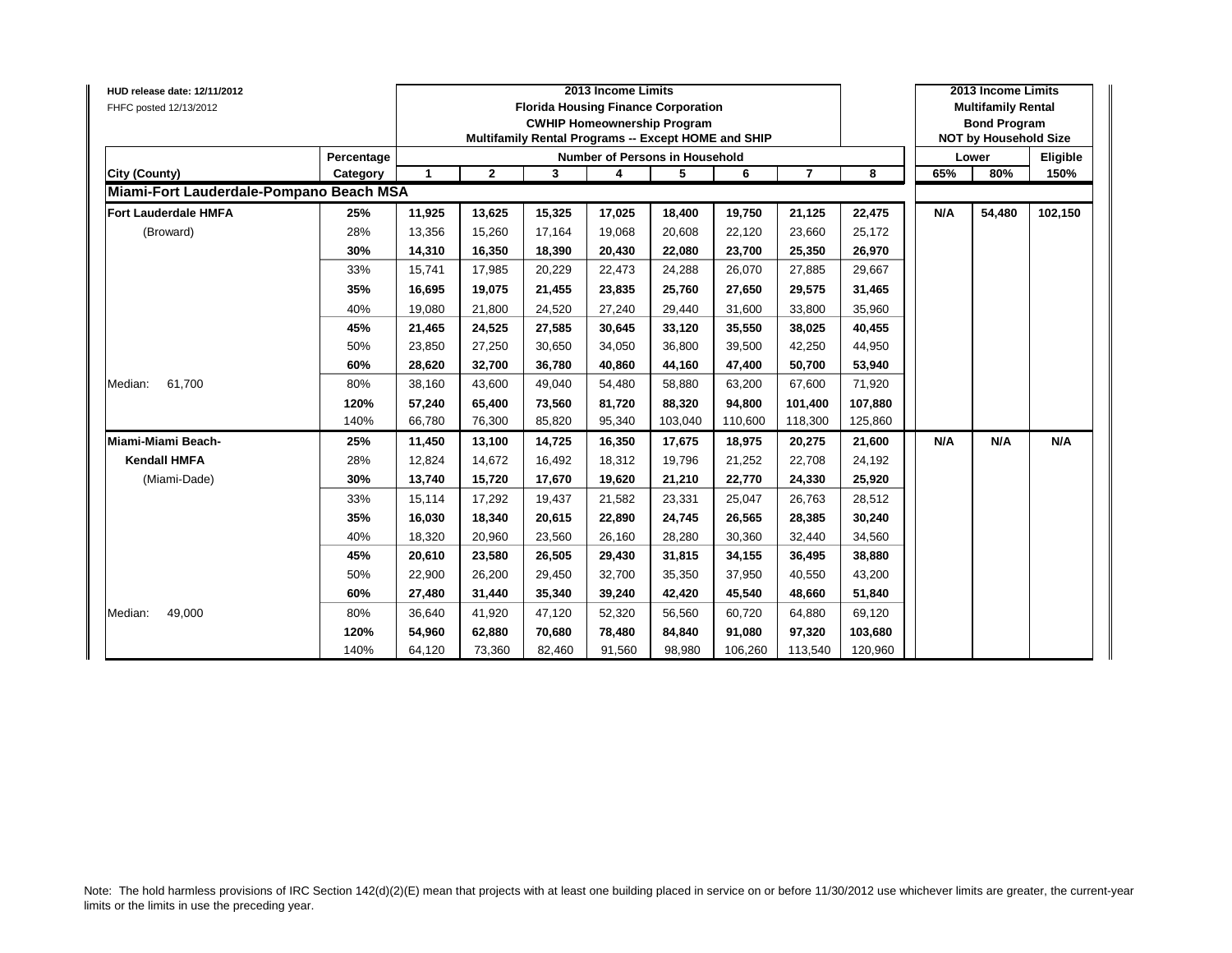| HUD release date: 12/11/2012<br>FHFC posted 12/13/2012 | | 2013 Income Limits<br>Florida Housing Finance Corporation<br>CWHIP Homeownership Program<br>Multifamily Rental Programs -- Except HOME and SHIP | | | | | | | | 2013 Income Limits<br>Multifamily Rental<br>Bond Program<br>NOT by Household Size | | |
|---|---|---|---|---|---|---|---|---|---|---|---|---|
| | Percentage | Number of Persons in Household | | | | | | | | Lower | | Eligible |
| City (County) | Category | 1 | 2 | 3 | 4 | 5 | 6 | 7 | 8 | 65% | 80% | 150% |
| **Miami-Fort Lauderdale-Pompano Beach MSA** | | | | | | | | | | | | |
| **Fort Lauderdale HMFA** | **25%** | **11,925** | **13,625** | **15,325** | **17,025** | **18,400** | **19,750** | **21,125** | **22,475** | **N/A** | **54,480** | **102,150** |
| (Broward) | 28% | 13,356 | 15,260 | 17,164 | 19,068 | 20,608 | 22,120 | 23,660 | 25,172 | | | |
| | **30%** | **14,310** | **16,350** | **18,390** | **20,430** | **22,080** | **23,700** | **25,350** | **26,970** | | | |
| | 33% | 15,741 | 17,985 | 20,229 | 22,473 | 24,288 | 26,070 | 27,885 | 29,667 | | | |
| | **35%** | **16,695** | **19,075** | **21,455** | **23,835** | **25,760** | **27,650** | **29,575** | **31,465** | | | |
| | 40% | 19,080 | 21,800 | 24,520 | 27,240 | 29,440 | 31,600 | 33,800 | 35,960 | | | |
| | **45%** | **21,465** | **24,525** | **27,585** | **30,645** | **33,120** | **35,550** | **38,025** | **40,455** | | | |
| | 50% | 23,850 | 27,250 | 30,650 | 34,050 | 36,800 | 39,500 | 42,250 | 44,950 | | | |
| | **60%** | **28,620** | **32,700** | **36,780** | **40,860** | **44,160** | **47,400** | **50,700** | **53,940** | | | |
| Median: 61,700 | 80% | 38,160 | 43,600 | 49,040 | 54,480 | 58,880 | 63,200 | 67,600 | 71,920 | | | |
| | **120%** | **57,240** | **65,400** | **73,560** | **81,720** | **88,320** | **94,800** | **101,400** | **107,880** | | | |
| | 140% | 66,780 | 76,300 | 85,820 | 95,340 | 103,040 | 110,600 | 118,300 | 125,860 | | | |
| **Miami-Miami Beach-** | **25%** | **11,450** | **13,100** | **14,725** | **16,350** | **17,675** | **18,975** | **20,275** | **21,600** | **N/A** | **N/A** | **N/A** |
| **Kendall HMFA** | 28% | 12,824 | 14,672 | 16,492 | 18,312 | 19,796 | 21,252 | 22,708 | 24,192 | | | |
| (Miami-Dade) | **30%** | **13,740** | **15,720** | **17,670** | **19,620** | **21,210** | **22,770** | **24,330** | **25,920** | | | |
| | 33% | 15,114 | 17,292 | 19,437 | 21,582 | 23,331 | 25,047 | 26,763 | 28,512 | | | |
| | **35%** | **16,030** | **18,340** | **20,615** | **22,890** | **24,745** | **26,565** | **28,385** | **30,240** | | | |
| | 40% | 18,320 | 20,960 | 23,560 | 26,160 | 28,280 | 30,360 | 32,440 | 34,560 | | | |
| | **45%** | **20,610** | **23,580** | **26,505** | **29,430** | **31,815** | **34,155** | **36,495** | **38,880** | | | |
| | 50% | 22,900 | 26,200 | 29,450 | 32,700 | 35,350 | 37,950 | 40,550 | 43,200 | | | |
| | **60%** | **27,480** | **31,440** | **35,340** | **39,240** | **42,420** | **45,540** | **48,660** | **51,840** | | | |
| Median: 49,000 | 80% | 36,640 | 41,920 | 47,120 | 52,320 | 56,560 | 60,720 | 64,880 | 69,120 | | | |
| | **120%** | **54,960** | **62,880** | **70,680** | **78,480** | **84,840** | **91,080** | **97,320** | **103,680** | | | |
| | 140% | 64,120 | 73,360 | 82,460 | 91,560 | 98,980 | 106,260 | 113,540 | 120,960 | | | |

Note: The hold harmless provisions of IRC Section 142(d)(2)(E) mean that projects with at least one building placed in service on or before 11/30/2012 use whichever limits are greater, the current-year limits or the limits in use the preceding year.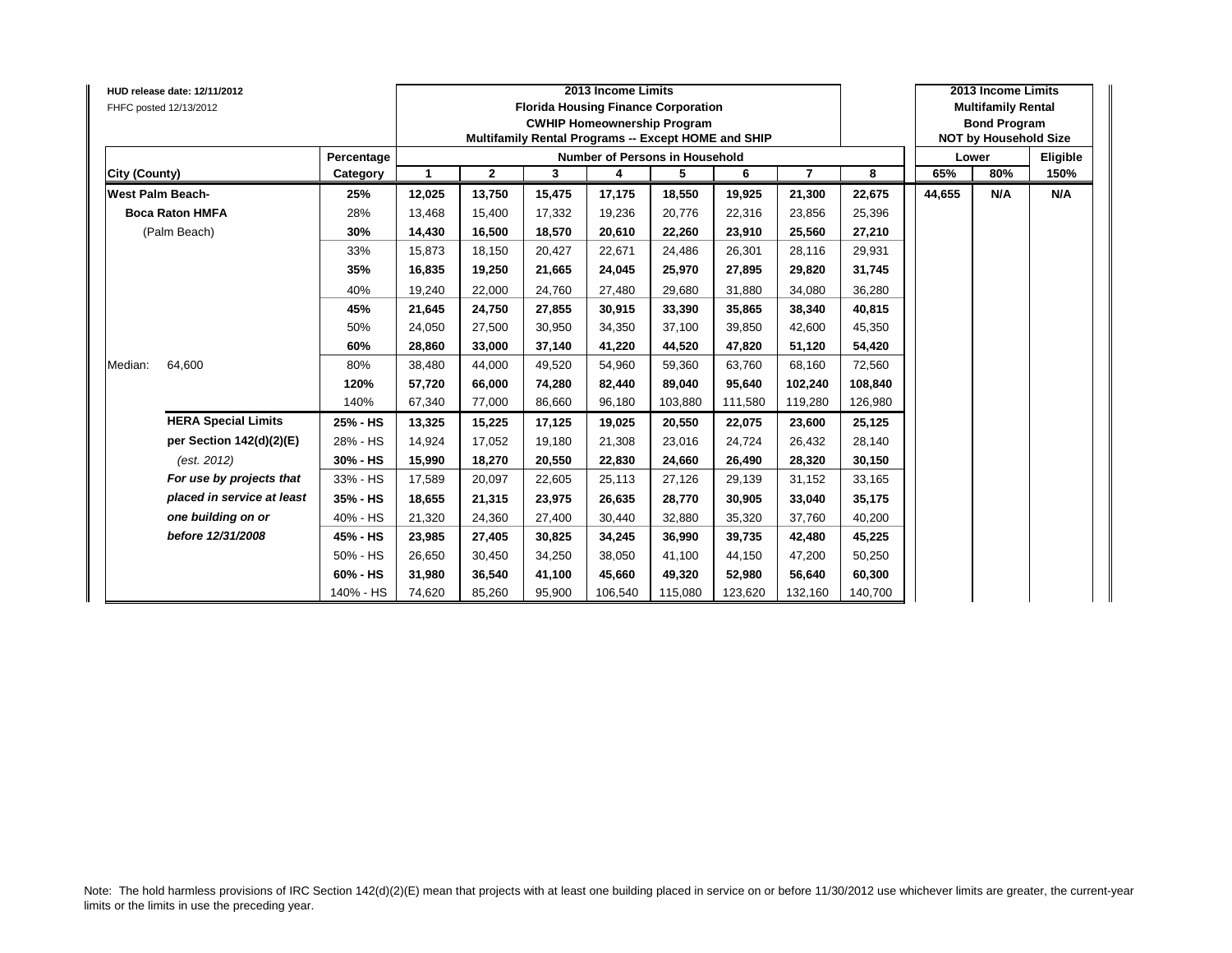HUD release date: 12/11/2012

FHFC posted 12/13/2012

| City (County) | | Percentage Category | 2013 Income Limits<br>Florida Housing Finance Corporation<br>CWHIP Homeownership Program<br>Multifamily Rental Programs -- Except HOME and SHIP<br>Number of Persons in Household | | | | | | | | 2013 Income Limits<br>Multifamily Rental<br>Bond Program<br>NOT by Household Size | | |
|---|---|---|---|---|---|---|---|---|---|---|---|---|---|
| | | | 1 | 2 | 3 | 4 | 5 | 6 | 7 | 8 | Lower 65% | Lower 80% | Eligible 150% |
| **West Palm Beach-** | | **25%** | **12,025** | **13,750** | **15,475** | **17,175** | **18,550** | **19,925** | **21,300** | **22,675** | **44,655** | **N/A** | **N/A** |
| **Boca Raton HMFA** | | 28% | 13,468 | 15,400 | 17,332 | 19,236 | 20,776 | 22,316 | 23,856 | 25,396 | | | |
| (Palm Beach) | | **30%** | **14,430** | **16,500** | **18,570** | **20,610** | **22,260** | **23,910** | **25,560** | **27,210** | | | |
| | | 33% | 15,873 | 18,150 | 20,427 | 22,671 | 24,486 | 26,301 | 28,116 | 29,931 | | | |
| | | **35%** | **16,835** | **19,250** | **21,665** | **24,045** | **25,970** | **27,895** | **29,820** | **31,745** | | | |
| | | 40% | 19,240 | 22,000 | 24,760 | 27,480 | 29,680 | 31,880 | 34,080 | 36,280 | | | |
| | | **45%** | **21,645** | **24,750** | **27,855** | **30,915** | **33,390** | **35,865** | **38,340** | **40,815** | | | |
| | | 50% | 24,050 | 27,500 | 30,950 | 34,350 | 37,100 | 39,850 | 42,600 | 45,350 | | | |
| | | **60%** | **28,860** | **33,000** | **37,140** | **41,220** | **44,520** | **47,820** | **51,120** | **54,420** | | | |
| Median: | 64,600 | 80% | 38,480 | 44,000 | 49,520 | 54,960 | 59,360 | 63,760 | 68,160 | 72,560 | | | |
| | | **120%** | **57,720** | **66,000** | **74,280** | **82,440** | **89,040** | **95,640** | **102,240** | **108,840** | | | |
| | | 140% | 67,340 | 77,000 | 86,660 | 96,180 | 103,880 | 111,580 | 119,280 | 126,980 | | | |
| | **HERA Special Limits** | **25% - HS** | **13,325** | **15,225** | **17,125** | **19,025** | **20,550** | **22,075** | **23,600** | **25,125** | | | |
| | **per Section 142(d)(2)(E)** | 28% - HS | 14,924 | 17,052 | 19,180 | 21,308 | 23,016 | 24,724 | 26,432 | 28,140 | | | |
| | *(est. 2012)* | **30% - HS** | **15,990** | **18,270** | **20,550** | **22,830** | **24,660** | **26,490** | **28,320** | **30,150** | | | |
| | ***For use by projects that*** | 33% - HS | 17,589 | 20,097 | 22,605 | 25,113 | 27,126 | 29,139 | 31,152 | 33,165 | | | |
| | ***placed in service at least*** | **35% - HS** | **18,655** | **21,315** | **23,975** | **26,635** | **28,770** | **30,905** | **33,040** | **35,175** | | | |
| | ***one building on or*** | 40% - HS | 21,320 | 24,360 | 27,400 | 30,440 | 32,880 | 35,320 | 37,760 | 40,200 | | | |
| | ***before 12/31/2008*** | **45% - HS** | **23,985** | **27,405** | **30,825** | **34,245** | **36,990** | **39,735** | **42,480** | **45,225** | | | |
| | | 50% - HS | 26,650 | 30,450 | 34,250 | 38,050 | 41,100 | 44,150 | 47,200 | 50,250 | | | |
| | | **60% - HS** | **31,980** | **36,540** | **41,100** | **45,660** | **49,320** | **52,980** | **56,640** | **60,300** | | | |
| | | 140% - HS | 74,620 | 85,260 | 95,900 | 106,540 | 115,080 | 123,620 | 132,160 | 140,700 | | | |

Note: The hold harmless provisions of IRC Section 142(d)(2)(E) mean that projects with at least one building placed in service on or before 11/30/2012 use whichever limits are greater, the current-year limits or the limits in use the preceding year.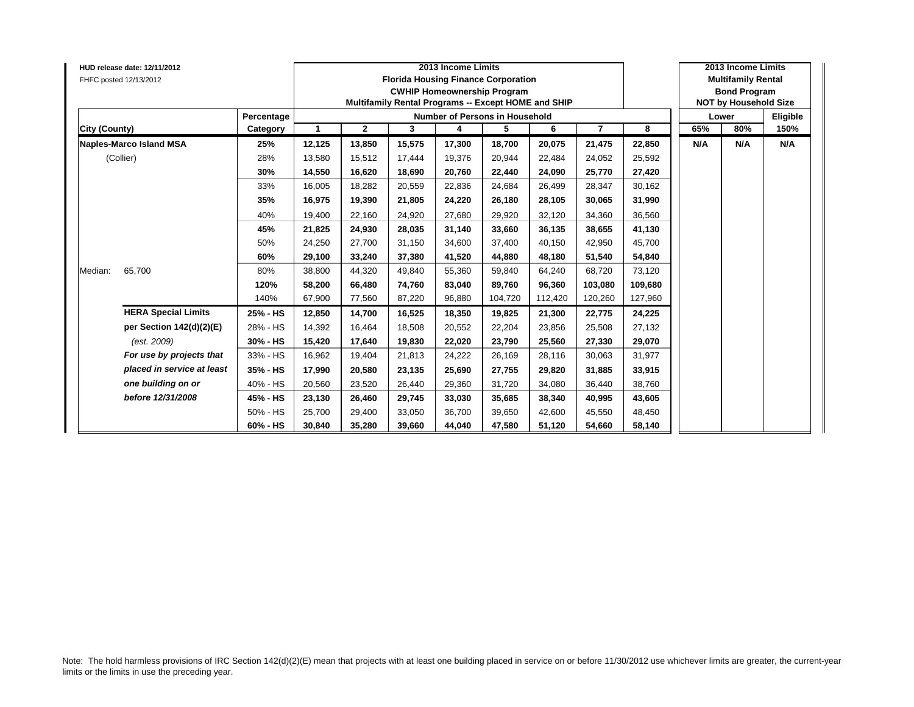HUD release date: 12/11/2012

FHFC posted 12/13/2012

| City (County) | | Percentage Category | 2013 Income Limits Florida Housing Finance Corporation CWHIP Homeownership Program Multifamily Rental Programs -- Except HOME and SHIP — Number of Persons in Household: 1 | 2 | 3 | 4 | 5 | 6 | 7 | 8 | 2013 Income Limits Multifamily Rental Bond Program NOT by Household Size — Lower 65% | Lower 80% | Eligible 150% |
|---|---|---|---|---|---|---|---|---|---|---|---|---|---|
| **Naples-Marco Island MSA** | | **25%** | **12,125** | **13,850** | **15,575** | **17,300** | **18,700** | **20,075** | **21,475** | **22,850** | **N/A** | **N/A** | **N/A** |
| (Collier) | | 28% | 13,580 | 15,512 | 17,444 | 19,376 | 20,944 | 22,484 | 24,052 | 25,592 | | | |
| | | **30%** | **14,550** | **16,620** | **18,690** | **20,760** | **22,440** | **24,090** | **25,770** | **27,420** | | | |
| | | 33% | 16,005 | 18,282 | 20,559 | 22,836 | 24,684 | 26,499 | 28,347 | 30,162 | | | |
| | | **35%** | **16,975** | **19,390** | **21,805** | **24,220** | **26,180** | **28,105** | **30,065** | **31,990** | | | |
| | | 40% | 19,400 | 22,160 | 24,920 | 27,680 | 29,920 | 32,120 | 34,360 | 36,560 | | | |
| | | **45%** | **21,825** | **24,930** | **28,035** | **31,140** | **33,660** | **36,135** | **38,655** | **41,130** | | | |
| | | 50% | 24,250 | 27,700 | 31,150 | 34,600 | 37,400 | 40,150 | 42,950 | 45,700 | | | |
| | | **60%** | **29,100** | **33,240** | **37,380** | **41,520** | **44,880** | **48,180** | **51,540** | **54,840** | | | |
| Median: | 65,700 | 80% | 38,800 | 44,320 | 49,840 | 55,360 | 59,840 | 64,240 | 68,720 | 73,120 | | | |
| | | **120%** | **58,200** | **66,480** | **74,760** | **83,040** | **89,760** | **96,360** | **103,080** | **109,680** | | | |
| | | 140% | 67,900 | 77,560 | 87,220 | 96,880 | 104,720 | 112,420 | 120,260 | 127,960 | | | |
| | **HERA Special Limits** | **25% - HS** | **12,850** | **14,700** | **16,525** | **18,350** | **19,825** | **21,300** | **22,775** | **24,225** | | | |
| | **per Section 142(d)(2)(E)** | 28% - HS | 14,392 | 16,464 | 18,508 | 20,552 | 22,204 | 23,856 | 25,508 | 27,132 | | | |
| | *(est. 2009)* | **30% - HS** | **15,420** | **17,640** | **19,830** | **22,020** | **23,790** | **25,560** | **27,330** | **29,070** | | | |
| | ***For use by projects that*** | 33% - HS | 16,962 | 19,404 | 21,813 | 24,222 | 26,169 | 28,116 | 30,063 | 31,977 | | | |
| | ***placed in service at least*** | **35% - HS** | **17,990** | **20,580** | **23,135** | **25,690** | **27,755** | **29,820** | **31,885** | **33,915** | | | |
| | ***one building on or*** | 40% - HS | 20,560 | 23,520 | 26,440 | 29,360 | 31,720 | 34,080 | 36,440 | 38,760 | | | |
| | ***before 12/31/2008*** | **45% - HS** | **23,130** | **26,460** | **29,745** | **33,030** | **35,685** | **38,340** | **40,995** | **43,605** | | | |
| | | 50% - HS | 25,700 | 29,400 | 33,050 | 36,700 | 39,650 | 42,600 | 45,550 | 48,450 | | | |
| | | **60% - HS** | **30,840** | **35,280** | **39,660** | **44,040** | **47,580** | **51,120** | **54,660** | **58,140** | | | |

Note: The hold harmless provisions of IRC Section 142(d)(2)(E) mean that projects with at least one building placed in service on or before 11/30/2012 use whichever limits are greater, the current-year limits or the limits in use the preceding year.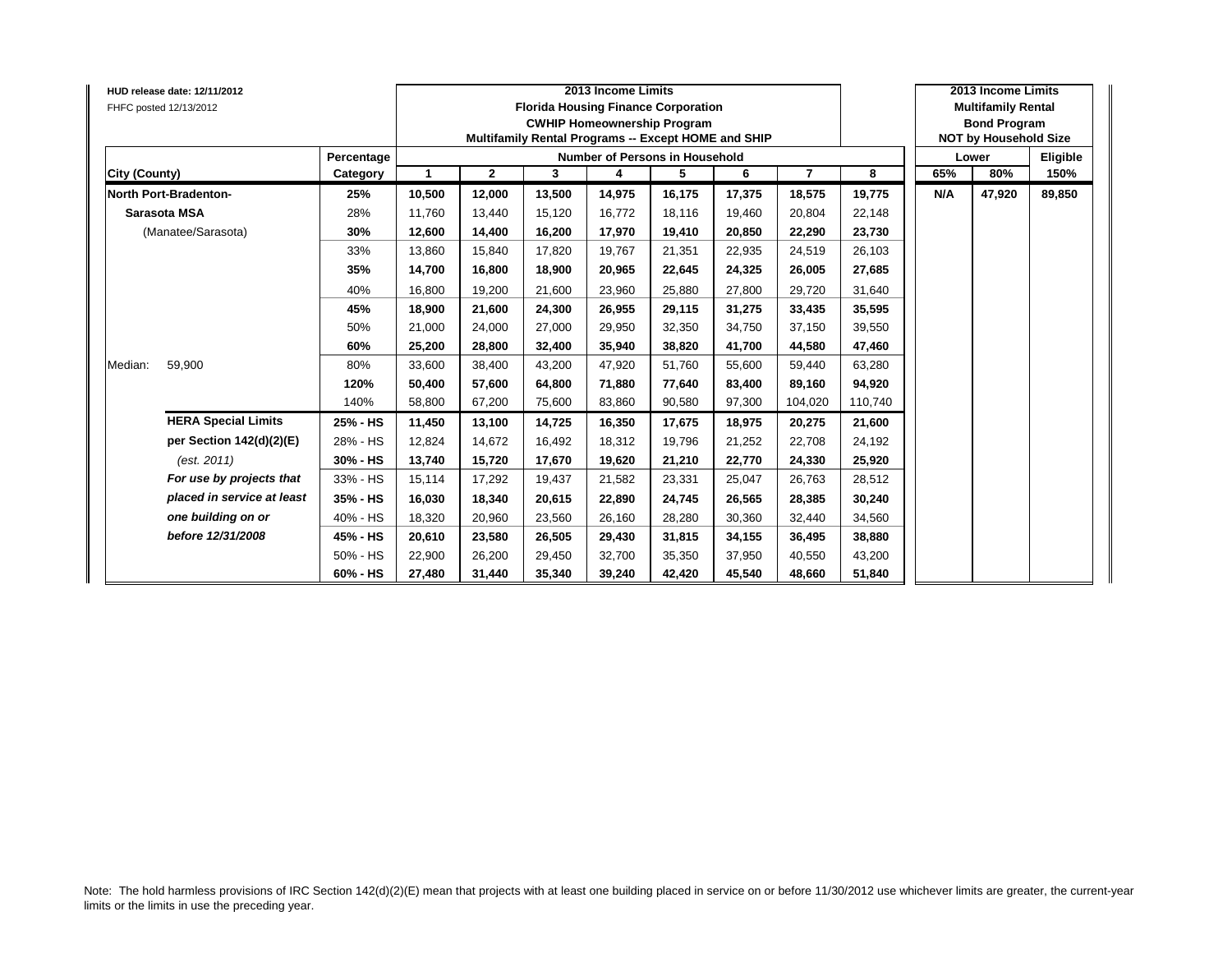HUD release date: 12/11/2012
FHFC posted 12/13/2012

| | | 2013 Income Limits<br>Florida Housing Finance Corporation<br>CWHIP Homeownership Program<br>Multifamily Rental Programs -- Except HOME and SHIP | | | | | | | | 2013 Income Limits<br>Multifamily Rental<br>Bond Program<br>NOT by Household Size | | |
|---|---|---|---|---|---|---|---|---|---|---|---|---|
| | Percentage | Number of Persons in Household | | | | | | | | Lower | | Eligible |
| City (County) | Category | 1 | 2 | 3 | 4 | 5 | 6 | 7 | 8 | 65% | 80% | 150% |
| **North Port-Bradenton-** | **25%** | **10,500** | **12,000** | **13,500** | **14,975** | **16,175** | **17,375** | **18,575** | **19,775** | **N/A** | **47,920** | **89,850** |
| **Sarasota MSA** | 28% | 11,760 | 13,440 | 15,120 | 16,772 | 18,116 | 19,460 | 20,804 | 22,148 | | | |
| (Manatee/Sarasota) | **30%** | **12,600** | **14,400** | **16,200** | **17,970** | **19,410** | **20,850** | **22,290** | **23,730** | | | |
| | 33% | 13,860 | 15,840 | 17,820 | 19,767 | 21,351 | 22,935 | 24,519 | 26,103 | | | |
| | **35%** | **14,700** | **16,800** | **18,900** | **20,965** | **22,645** | **24,325** | **26,005** | **27,685** | | | |
| | 40% | 16,800 | 19,200 | 21,600 | 23,960 | 25,880 | 27,800 | 29,720 | 31,640 | | | |
| | **45%** | **18,900** | **21,600** | **24,300** | **26,955** | **29,115** | **31,275** | **33,435** | **35,595** | | | |
| | 50% | 21,000 | 24,000 | 27,000 | 29,950 | 32,350 | 34,750 | 37,150 | 39,550 | | | |
| | **60%** | **25,200** | **28,800** | **32,400** | **35,940** | **38,820** | **41,700** | **44,580** | **47,460** | | | |
| Median: 59,900 | 80% | 33,600 | 38,400 | 43,200 | 47,920 | 51,760 | 55,600 | 59,440 | 63,280 | | | |
| | **120%** | **50,400** | **57,600** | **64,800** | **71,880** | **77,640** | **83,400** | **89,160** | **94,920** | | | |
| | 140% | 58,800 | 67,200 | 75,600 | 83,860 | 90,580 | 97,300 | 104,020 | 110,740 | | | |
| **HERA Special Limits** | **25% - HS** | **11,450** | **13,100** | **14,725** | **16,350** | **17,675** | **18,975** | **20,275** | **21,600** | | | |
| **per Section 142(d)(2)(E)** | 28% - HS | 12,824 | 14,672 | 16,492 | 18,312 | 19,796 | 21,252 | 22,708 | 24,192 | | | |
| *(est. 2011)* | **30% - HS** | **13,740** | **15,720** | **17,670** | **19,620** | **21,210** | **22,770** | **24,330** | **25,920** | | | |
| ***For use by projects that*** | 33% - HS | 15,114 | 17,292 | 19,437 | 21,582 | 23,331 | 25,047 | 26,763 | 28,512 | | | |
| ***placed in service at least*** | **35% - HS** | **16,030** | **18,340** | **20,615** | **22,890** | **24,745** | **26,565** | **28,385** | **30,240** | | | |
| ***one building on or*** | 40% - HS | 18,320 | 20,960 | 23,560 | 26,160 | 28,280 | 30,360 | 32,440 | 34,560 | | | |
| ***before 12/31/2008*** | **45% - HS** | **20,610** | **23,580** | **26,505** | **29,430** | **31,815** | **34,155** | **36,495** | **38,880** | | | |
| | 50% - HS | 22,900 | 26,200 | 29,450 | 32,700 | 35,350 | 37,950 | 40,550 | 43,200 | | | |
| | **60% - HS** | **27,480** | **31,440** | **35,340** | **39,240** | **42,420** | **45,540** | **48,660** | **51,840** | | | |

Note: The hold harmless provisions of IRC Section 142(d)(2)(E) mean that projects with at least one building placed in service on or before 11/30/2012 use whichever limits are greater, the current-year limits or the limits in use the preceding year.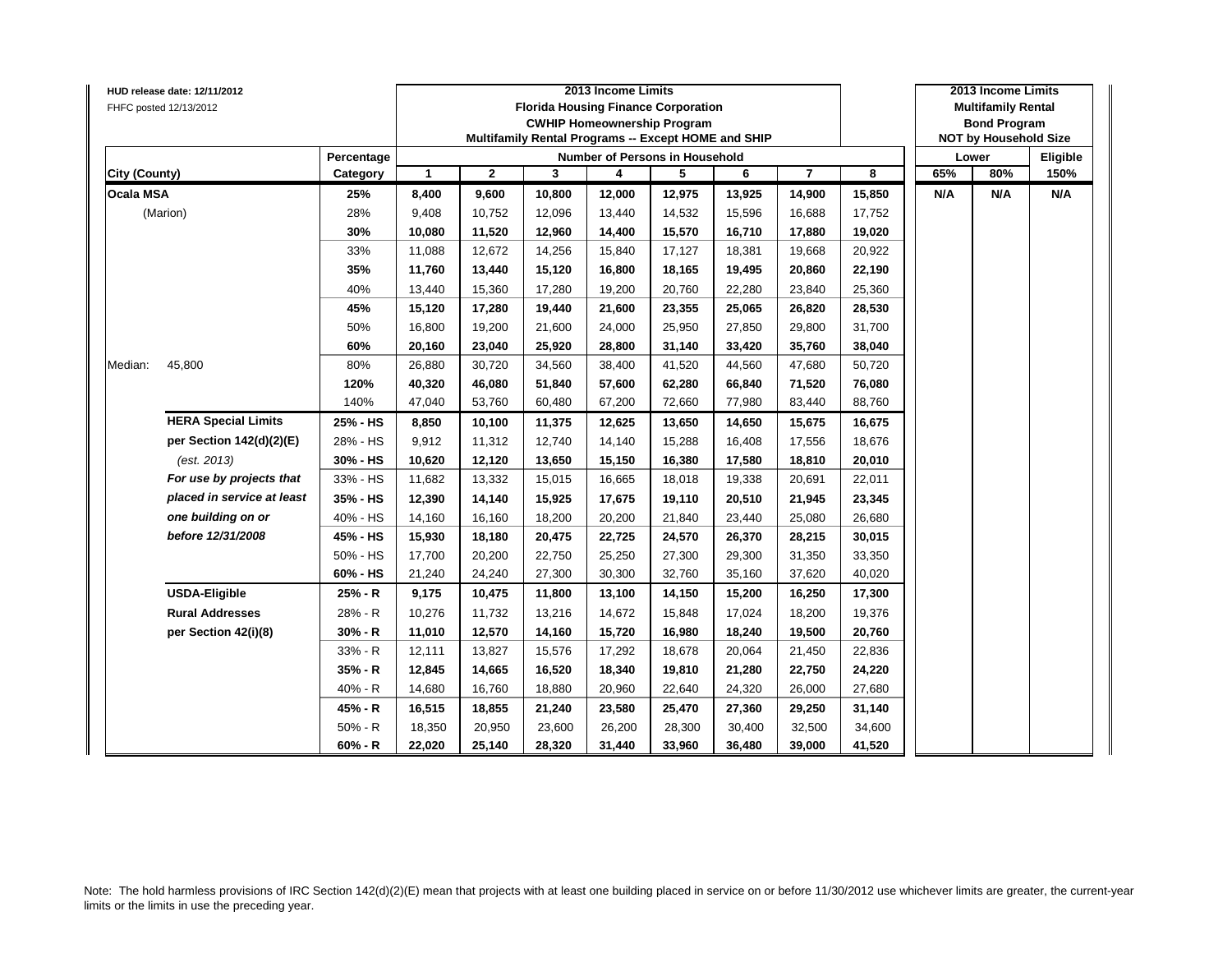HUD release date: 12/11/2012
FHFC posted 12/13/2012

| City (County) | | Percentage Category | 2013 Income Limits Florida Housing Finance Corporation CWHIP Homeownership Program Multifamily Rental Programs -- Except HOME and SHIP — Number of Persons in Household: 1 | 2 | 3 | 4 | 5 | 6 | 7 | 8 | 2013 Income Limits Multifamily Rental Bond Program NOT by Household Size — Lower 65% | Lower 80% | Eligible 150% |
|---|---|---|---|---|---|---|---|---|---|---|---|---|---|
| **Ocala MSA** | | **25%** | **8,400** | **9,600** | **10,800** | **12,000** | **12,975** | **13,925** | **14,900** | **15,850** | **N/A** | **N/A** | **N/A** |
| (Marion) | | 28% | 9,408 | 10,752 | 12,096 | 13,440 | 14,532 | 15,596 | 16,688 | 17,752 | | | |
| | | **30%** | **10,080** | **11,520** | **12,960** | **14,400** | **15,570** | **16,710** | **17,880** | **19,020** | | | |
| | | 33% | 11,088 | 12,672 | 14,256 | 15,840 | 17,127 | 18,381 | 19,668 | 20,922 | | | |
| | | **35%** | **11,760** | **13,440** | **15,120** | **16,800** | **18,165** | **19,495** | **20,860** | **22,190** | | | |
| | | 40% | 13,440 | 15,360 | 17,280 | 19,200 | 20,760 | 22,280 | 23,840 | 25,360 | | | |
| | | **45%** | **15,120** | **17,280** | **19,440** | **21,600** | **23,355** | **25,065** | **26,820** | **28,530** | | | |
| | | 50% | 16,800 | 19,200 | 21,600 | 24,000 | 25,950 | 27,850 | 29,800 | 31,700 | | | |
| | | **60%** | **20,160** | **23,040** | **25,920** | **28,800** | **31,140** | **33,420** | **35,760** | **38,040** | | | |
| Median: | 45,800 | 80% | 26,880 | 30,720 | 34,560 | 38,400 | 41,520 | 44,560 | 47,680 | 50,720 | | | |
| | | **120%** | **40,320** | **46,080** | **51,840** | **57,600** | **62,280** | **66,840** | **71,520** | **76,080** | | | |
| | | 140% | 47,040 | 53,760 | 60,480 | 67,200 | 72,660 | 77,980 | 83,440 | 88,760 | | | |
| | **HERA Special Limits** | **25% - HS** | **8,850** | **10,100** | **11,375** | **12,625** | **13,650** | **14,650** | **15,675** | **16,675** | | | |
| | **per Section 142(d)(2)(E)** | 28% - HS | 9,912 | 11,312 | 12,740 | 14,140 | 15,288 | 16,408 | 17,556 | 18,676 | | | |
| | *(est. 2013)* | **30% - HS** | **10,620** | **12,120** | **13,650** | **15,150** | **16,380** | **17,580** | **18,810** | **20,010** | | | |
| | ***For use by projects that*** | 33% - HS | 11,682 | 13,332 | 15,015 | 16,665 | 18,018 | 19,338 | 20,691 | 22,011 | | | |
| | ***placed in service at least*** | **35% - HS** | **12,390** | **14,140** | **15,925** | **17,675** | **19,110** | **20,510** | **21,945** | **23,345** | | | |
| | ***one building on or*** | 40% - HS | 14,160 | 16,160 | 18,200 | 20,200 | 21,840 | 23,440 | 25,080 | 26,680 | | | |
| | ***before 12/31/2008*** | **45% - HS** | **15,930** | **18,180** | **20,475** | **22,725** | **24,570** | **26,370** | **28,215** | **30,015** | | | |
| | | 50% - HS | 17,700 | 20,200 | 22,750 | 25,250 | 27,300 | 29,300 | 31,350 | 33,350 | | | |
| | | **60% - HS** | 21,240 | 24,240 | 27,300 | 30,300 | 32,760 | 35,160 | 37,620 | 40,020 | | | |
| | **USDA-Eligible** | **25% - R** | **9,175** | **10,475** | **11,800** | **13,100** | **14,150** | **15,200** | **16,250** | **17,300** | | | |
| | **Rural Addresses** | 28% - R | 10,276 | 11,732 | 13,216 | 14,672 | 15,848 | 17,024 | 18,200 | 19,376 | | | |
| | **per Section 42(i)(8)** | **30% - R** | **11,010** | **12,570** | **14,160** | **15,720** | **16,980** | **18,240** | **19,500** | **20,760** | | | |
| | | 33% - R | 12,111 | 13,827 | 15,576 | 17,292 | 18,678 | 20,064 | 21,450 | 22,836 | | | |
| | | **35% - R** | **12,845** | **14,665** | **16,520** | **18,340** | **19,810** | **21,280** | **22,750** | **24,220** | | | |
| | | 40% - R | 14,680 | 16,760 | 18,880 | 20,960 | 22,640 | 24,320 | 26,000 | 27,680 | | | |
| | | **45% - R** | **16,515** | **18,855** | **21,240** | **23,580** | **25,470** | **27,360** | **29,250** | **31,140** | | | |
| | | 50% - R | 18,350 | 20,950 | 23,600 | 26,200 | 28,300 | 30,400 | 32,500 | 34,600 | | | |
| | | **60% - R** | **22,020** | **25,140** | **28,320** | **31,440** | **33,960** | **36,480** | **39,000** | **41,520** | | | |

Note: The hold harmless provisions of IRC Section 142(d)(2)(E) mean that projects with at least one building placed in service on or before 11/30/2012 use whichever limits are greater, the current-year limits or the limits in use the preceding year.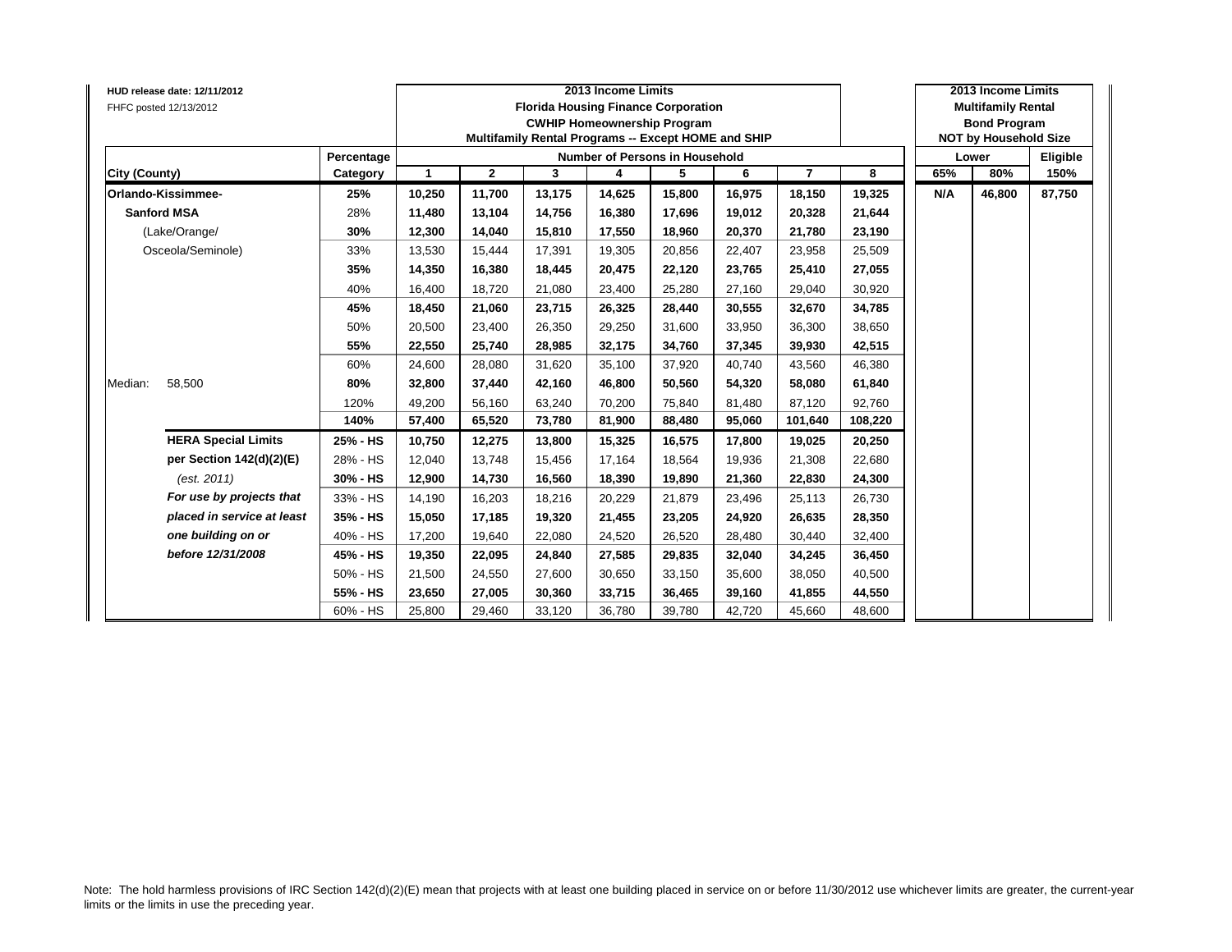HUD release date: 12/11/2012

FHFC posted 12/13/2012

| City (County) | | Percentage Category | 2013 Income Limits Florida Housing Finance Corporation CWHIP Homeownership Program Multifamily Rental Programs -- Except HOME and SHIP — Number of Persons in Household: 1 | 2 | 3 | 4 | 5 | 6 | 7 | 8 | 2013 Income Limits Multifamily Rental Bond Program NOT by Household Size — Lower: 65% | 80% | Eligible: 150% |
|---|---|---|---|---|---|---|---|---|---|---|---|---|---|
| Orlando-Kissimmee- | | **25%** | **10,250** | **11,700** | **13,175** | **14,625** | **15,800** | **16,975** | **18,150** | **19,325** | **N/A** | **46,800** | **87,750** |
| Sanford MSA | | 28% | **11,480** | **13,104** | **14,756** | **16,380** | **17,696** | **19,012** | **20,328** | **21,644** | | | |
| (Lake/Orange/ | | **30%** | **12,300** | **14,040** | **15,810** | **17,550** | **18,960** | **20,370** | **21,780** | **23,190** | | | |
| Osceola/Seminole) | | 33% | 13,530 | 15,444 | 17,391 | 19,305 | 20,856 | 22,407 | 23,958 | 25,509 | | | |
| | | **35%** | **14,350** | **16,380** | **18,445** | **20,475** | **22,120** | **23,765** | **25,410** | **27,055** | | | |
| | | 40% | 16,400 | 18,720 | 21,080 | 23,400 | 25,280 | 27,160 | 29,040 | 30,920 | | | |
| | | **45%** | **18,450** | **21,060** | **23,715** | **26,325** | **28,440** | **30,555** | **32,670** | **34,785** | | | |
| | | 50% | 20,500 | 23,400 | 26,350 | 29,250 | 31,600 | 33,950 | 36,300 | 38,650 | | | |
| | | **55%** | **22,550** | **25,740** | **28,985** | **32,175** | **34,760** | **37,345** | **39,930** | **42,515** | | | |
| | | 60% | 24,600 | 28,080 | 31,620 | 35,100 | 37,920 | 40,740 | 43,560 | 46,380 | | | |
| Median: | 58,500 | **80%** | **32,800** | **37,440** | **42,160** | **46,800** | **50,560** | **54,320** | **58,080** | **61,840** | | | |
| | | 120% | 49,200 | 56,160 | 63,240 | 70,200 | 75,840 | 81,480 | 87,120 | 92,760 | | | |
| | | **140%** | **57,400** | **65,520** | **73,780** | **81,900** | **88,480** | **95,060** | **101,640** | **108,220** | | | |
| | **HERA Special Limits** | **25% - HS** | **10,750** | **12,275** | **13,800** | **15,325** | **16,575** | **17,800** | **19,025** | **20,250** | | | |
| | **per Section 142(d)(2)(E)** | 28% - HS | 12,040 | 13,748 | 15,456 | 17,164 | 18,564 | 19,936 | 21,308 | 22,680 | | | |
| | *(est. 2011)* | **30% - HS** | **12,900** | **14,730** | **16,560** | **18,390** | **19,890** | **21,360** | **22,830** | **24,300** | | | |
| | ***For use by projects that*** | 33% - HS | 14,190 | 16,203 | 18,216 | 20,229 | 21,879 | 23,496 | 25,113 | 26,730 | | | |
| | ***placed in service at least*** | **35% - HS** | **15,050** | **17,185** | **19,320** | **21,455** | **23,205** | **24,920** | **26,635** | **28,350** | | | |
| | ***one building on or*** | 40% - HS | 17,200 | 19,640 | 22,080 | 24,520 | 26,520 | 28,480 | 30,440 | 32,400 | | | |
| | ***before 12/31/2008*** | **45% - HS** | **19,350** | **22,095** | **24,840** | **27,585** | **29,835** | **32,040** | **34,245** | **36,450** | | | |
| | | 50% - HS | 21,500 | 24,550 | 27,600 | 30,650 | 33,150 | 35,600 | 38,050 | 40,500 | | | |
| | | **55% - HS** | **23,650** | **27,005** | **30,360** | **33,715** | **36,465** | **39,160** | **41,855** | **44,550** | | | |
| | | 60% - HS | 25,800 | 29,460 | 33,120 | 36,780 | 39,780 | 42,720 | 45,660 | 48,600 | | | |

Note: The hold harmless provisions of IRC Section 142(d)(2)(E) mean that projects with at least one building placed in service on or before 11/30/2012 use whichever limits are greater, the current-year limits or the limits in use the preceding year.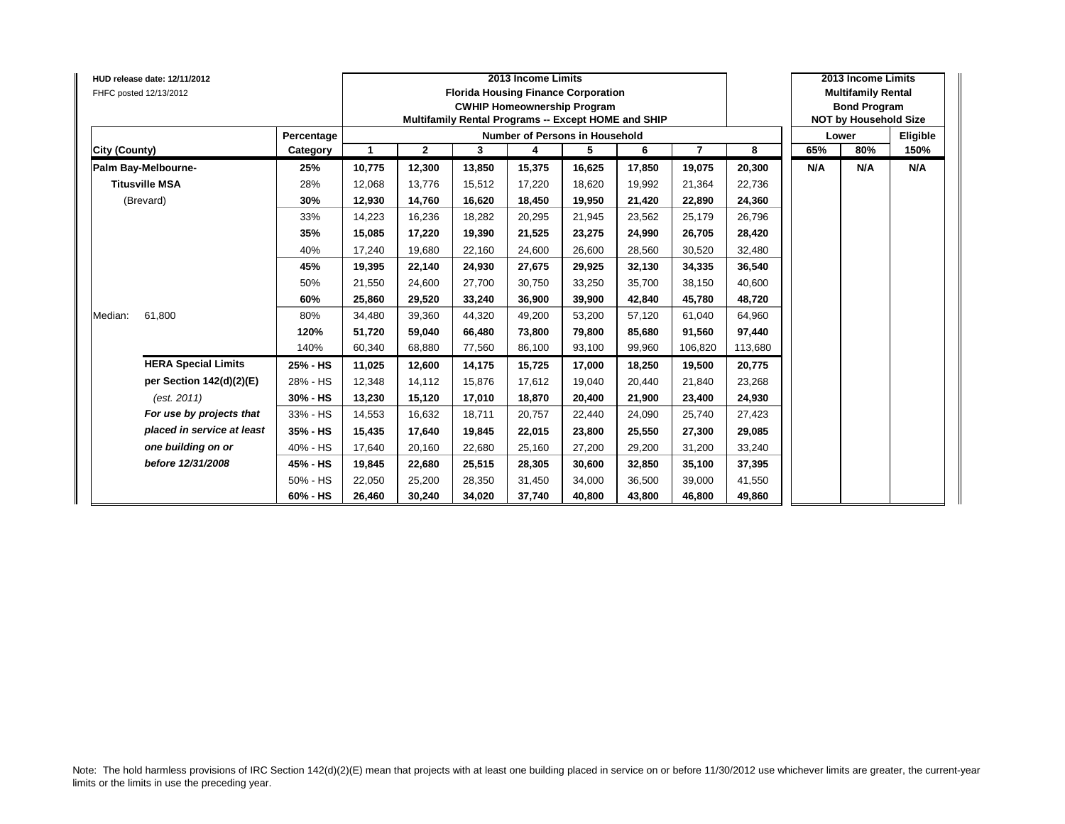HUD release date: 12/11/2012
FHFC posted 12/13/2012

| | | 2013 Income Limits Florida Housing Finance Corporation CWHIP Homeownership Program Multifamily Rental Programs -- Except HOME and SHIP | | | | | | | | 2013 Income Limits Multifamily Rental Bond Program NOT by Household Size | | |
|---|---|---|---|---|---|---|---|---|---|---|---|---|
| | Percentage | Number of Persons in Household | | | | | | | | Lower | | Eligible |
| **City (County)** | **Category** | **1** | **2** | **3** | **4** | **5** | **6** | **7** | **8** | **65%** | **80%** | **150%** |
| **Palm Bay-Melbourne-** | **25%** | **10,775** | **12,300** | **13,850** | **15,375** | **16,625** | **17,850** | **19,075** | **20,300** | **N/A** | **N/A** | **N/A** |
| **Titusville MSA** | 28% | 12,068 | 13,776 | 15,512 | 17,220 | 18,620 | 19,992 | 21,364 | 22,736 | | | |
| (Brevard) | **30%** | **12,930** | **14,760** | **16,620** | **18,450** | **19,950** | **21,420** | **22,890** | **24,360** | | | |
| | 33% | 14,223 | 16,236 | 18,282 | 20,295 | 21,945 | 23,562 | 25,179 | 26,796 | | | |
| | **35%** | **15,085** | **17,220** | **19,390** | **21,525** | **23,275** | **24,990** | **26,705** | **28,420** | | | |
| | 40% | 17,240 | 19,680 | 22,160 | 24,600 | 26,600 | 28,560 | 30,520 | 32,480 | | | |
| | **45%** | **19,395** | **22,140** | **24,930** | **27,675** | **29,925** | **32,130** | **34,335** | **36,540** | | | |
| | 50% | 21,550 | 24,600 | 27,700 | 30,750 | 33,250 | 35,700 | 38,150 | 40,600 | | | |
| | **60%** | **25,860** | **29,520** | **33,240** | **36,900** | **39,900** | **42,840** | **45,780** | **48,720** | | | |
| Median: 61,800 | 80% | 34,480 | 39,360 | 44,320 | 49,200 | 53,200 | 57,120 | 61,040 | 64,960 | | | |
| | **120%** | **51,720** | **59,040** | **66,480** | **73,800** | **79,800** | **85,680** | **91,560** | **97,440** | | | |
| | 140% | 60,340 | 68,880 | 77,560 | 86,100 | 93,100 | 99,960 | 106,820 | 113,680 | | | |
| **HERA Special Limits** | **25% - HS** | **11,025** | **12,600** | **14,175** | **15,725** | **17,000** | **18,250** | **19,500** | **20,775** | | | |
| **per Section 142(d)(2)(E)** | 28% - HS | 12,348 | 14,112 | 15,876 | 17,612 | 19,040 | 20,440 | 21,840 | 23,268 | | | |
| *(est. 2011)* | **30% - HS** | **13,230** | **15,120** | **17,010** | **18,870** | **20,400** | **21,900** | **23,400** | **24,930** | | | |
| ***For use by projects that*** | 33% - HS | 14,553 | 16,632 | 18,711 | 20,757 | 22,440 | 24,090 | 25,740 | 27,423 | | | |
| ***placed in service at least*** | **35% - HS** | **15,435** | **17,640** | **19,845** | **22,015** | **23,800** | **25,550** | **27,300** | **29,085** | | | |
| ***one building on or*** | 40% - HS | 17,640 | 20,160 | 22,680 | 25,160 | 27,200 | 29,200 | 31,200 | 33,240 | | | |
| ***before 12/31/2008*** | **45% - HS** | **19,845** | **22,680** | **25,515** | **28,305** | **30,600** | **32,850** | **35,100** | **37,395** | | | |
| | 50% - HS | 22,050 | 25,200 | 28,350 | 31,450 | 34,000 | 36,500 | 39,000 | 41,550 | | | |
| | **60% - HS** | **26,460** | **30,240** | **34,020** | **37,740** | **40,800** | **43,800** | **46,800** | **49,860** | | | |

Note: The hold harmless provisions of IRC Section 142(d)(2)(E) mean that projects with at least one building placed in service on or before 11/30/2012 use whichever limits are greater, the current-year limits or the limits in use the preceding year.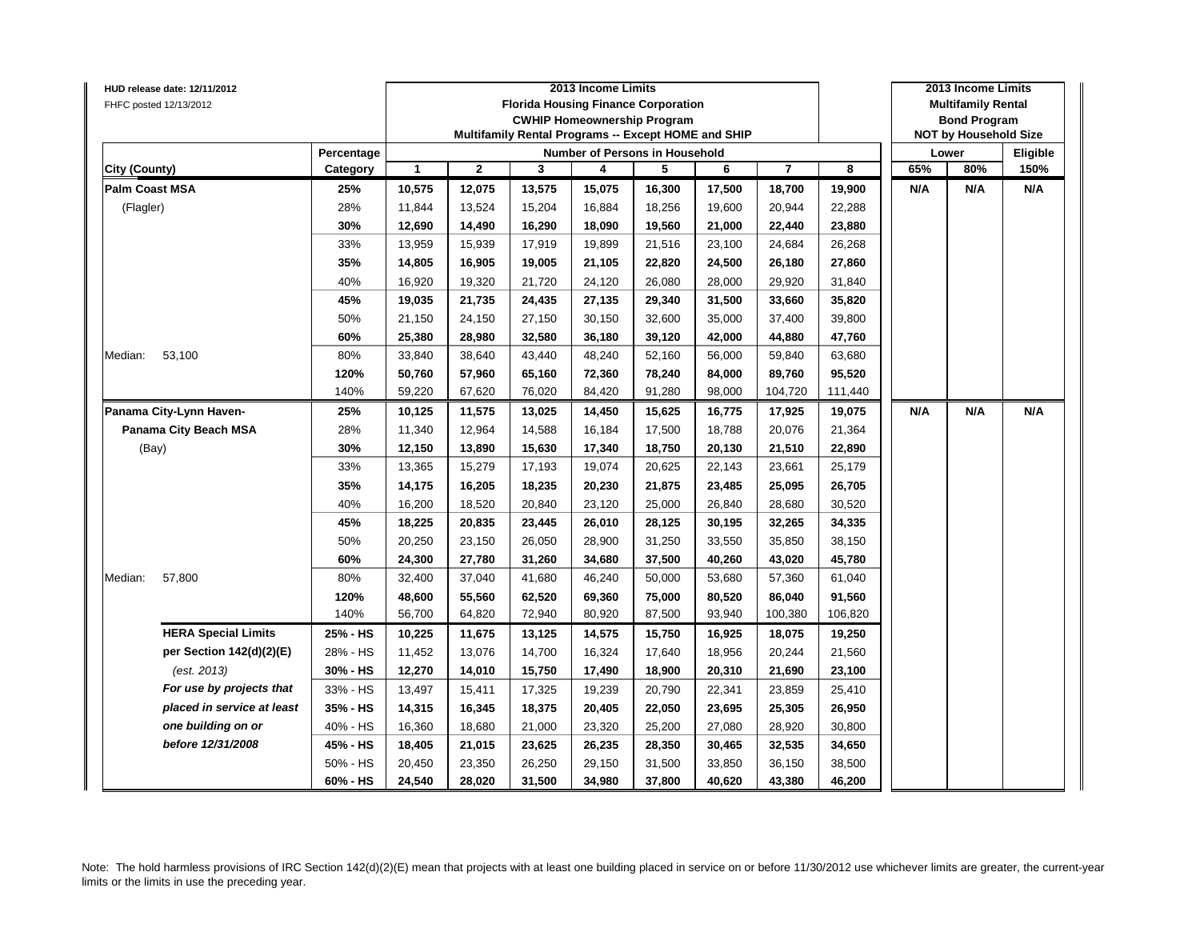HUD release date: 12/11/2012
FHFC posted 12/13/2012

| City (County) | | Percentage Category | 1 | 2 | 3 | 4 | 5 | 6 | 7 | 8 | Lower 65% | Lower 80% | Eligible 150% |
|---|---|---|---|---|---|---|---|---|---|---|---|---|---|
| | | | **2013 Income Limits Florida Housing Finance Corporation CWHIP Homeownership Program Multifamily Rental Programs -- Except HOME and SHIP** | | | | | | | | **2013 Income Limits Multifamily Rental Bond Program NOT by Household Size** | | |
| | | | **Number of Persons in Household** | | | | | | | | | | |
| **Palm Coast MSA** | | **25%** | **10,575** | **12,075** | **13,575** | **15,075** | **16,300** | **17,500** | **18,700** | **19,900** | **N/A** | **N/A** | **N/A** |
| (Flagler) | | 28% | 11,844 | 13,524 | 15,204 | 16,884 | 18,256 | 19,600 | 20,944 | 22,288 | | | |
| | | **30%** | **12,690** | **14,490** | **16,290** | **18,090** | **19,560** | **21,000** | **22,440** | **23,880** | | | |
| | | 33% | 13,959 | 15,939 | 17,919 | 19,899 | 21,516 | 23,100 | 24,684 | 26,268 | | | |
| | | **35%** | **14,805** | **16,905** | **19,005** | **21,105** | **22,820** | **24,500** | **26,180** | **27,860** | | | |
| | | 40% | 16,920 | 19,320 | 21,720 | 24,120 | 26,080 | 28,000 | 29,920 | 31,840 | | | |
| | | **45%** | **19,035** | **21,735** | **24,435** | **27,135** | **29,340** | **31,500** | **33,660** | **35,820** | | | |
| | | 50% | 21,150 | 24,150 | 27,150 | 30,150 | 32,600 | 35,000 | 37,400 | 39,800 | | | |
| | | **60%** | **25,380** | **28,980** | **32,580** | **36,180** | **39,120** | **42,000** | **44,880** | **47,760** | | | |
| Median: | 53,100 | 80% | 33,840 | 38,640 | 43,440 | 48,240 | 52,160 | 56,000 | 59,840 | 63,680 | | | |
| | | **120%** | **50,760** | **57,960** | **65,160** | **72,360** | **78,240** | **84,000** | **89,760** | **95,520** | | | |
| | | 140% | 59,220 | 67,620 | 76,020 | 84,420 | 91,280 | 98,000 | 104,720 | 111,440 | | | |
| **Panama City-Lynn Haven-** | | **25%** | **10,125** | **11,575** | **13,025** | **14,450** | **15,625** | **16,775** | **17,925** | **19,075** | **N/A** | **N/A** | **N/A** |
| **Panama City Beach MSA** | | 28% | 11,340 | 12,964 | 14,588 | 16,184 | 17,500 | 18,788 | 20,076 | 21,364 | | | |
| (Bay) | | **30%** | **12,150** | **13,890** | **15,630** | **17,340** | **18,750** | **20,130** | **21,510** | **22,890** | | | |
| | | 33% | 13,365 | 15,279 | 17,193 | 19,074 | 20,625 | 22,143 | 23,661 | 25,179 | | | |
| | | **35%** | **14,175** | **16,205** | **18,235** | **20,230** | **21,875** | **23,485** | **25,095** | **26,705** | | | |
| | | 40% | 16,200 | 18,520 | 20,840 | 23,120 | 25,000 | 26,840 | 28,680 | 30,520 | | | |
| | | **45%** | **18,225** | **20,835** | **23,445** | **26,010** | **28,125** | **30,195** | **32,265** | **34,335** | | | |
| | | 50% | 20,250 | 23,150 | 26,050 | 28,900 | 31,250 | 33,550 | 35,850 | 38,150 | | | |
| | | **60%** | **24,300** | **27,780** | **31,260** | **34,680** | **37,500** | **40,260** | **43,020** | **45,780** | | | |
| Median: | 57,800 | 80% | 32,400 | 37,040 | 41,680 | 46,240 | 50,000 | 53,680 | 57,360 | 61,040 | | | |
| | | **120%** | **48,600** | **55,560** | **62,520** | **69,360** | **75,000** | **80,520** | **86,040** | **91,560** | | | |
| | | 140% | 56,700 | 64,820 | 72,940 | 80,920 | 87,500 | 93,940 | 100,380 | 106,820 | | | |
| | **HERA Special Limits** | **25% - HS** | **10,225** | **11,675** | **13,125** | **14,575** | **15,750** | **16,925** | **18,075** | **19,250** | | | |
| | **per Section 142(d)(2)(E)** | 28% - HS | 11,452 | 13,076 | 14,700 | 16,324 | 17,640 | 18,956 | 20,244 | 21,560 | | | |
| | *(est. 2013)* | **30% - HS** | **12,270** | **14,010** | **15,750** | **17,490** | **18,900** | **20,310** | **21,690** | **23,100** | | | |
| | ***For use by projects that*** | 33% - HS | 13,497 | 15,411 | 17,325 | 19,239 | 20,790 | 22,341 | 23,859 | 25,410 | | | |
| | ***placed in service at least*** | **35% - HS** | **14,315** | **16,345** | **18,375** | **20,405** | **22,050** | **23,695** | **25,305** | **26,950** | | | |
| | ***one building on or*** | 40% - HS | 16,360 | 18,680 | 21,000 | 23,320 | 25,200 | 27,080 | 28,920 | 30,800 | | | |
| | ***before 12/31/2008*** | **45% - HS** | **18,405** | **21,015** | **23,625** | **26,235** | **28,350** | **30,465** | **32,535** | **34,650** | | | |
| | | 50% - HS | 20,450 | 23,350 | 26,250 | 29,150 | 31,500 | 33,850 | 36,150 | 38,500 | | | |
| | | **60% - HS** | **24,540** | **28,020** | **31,500** | **34,980** | **37,800** | **40,620** | **43,380** | **46,200** | | | |

Note: The hold harmless provisions of IRC Section 142(d)(2)(E) mean that projects with at least one building placed in service on or before 11/30/2012 use whichever limits are greater, the current-year limits or the limits in use the preceding year.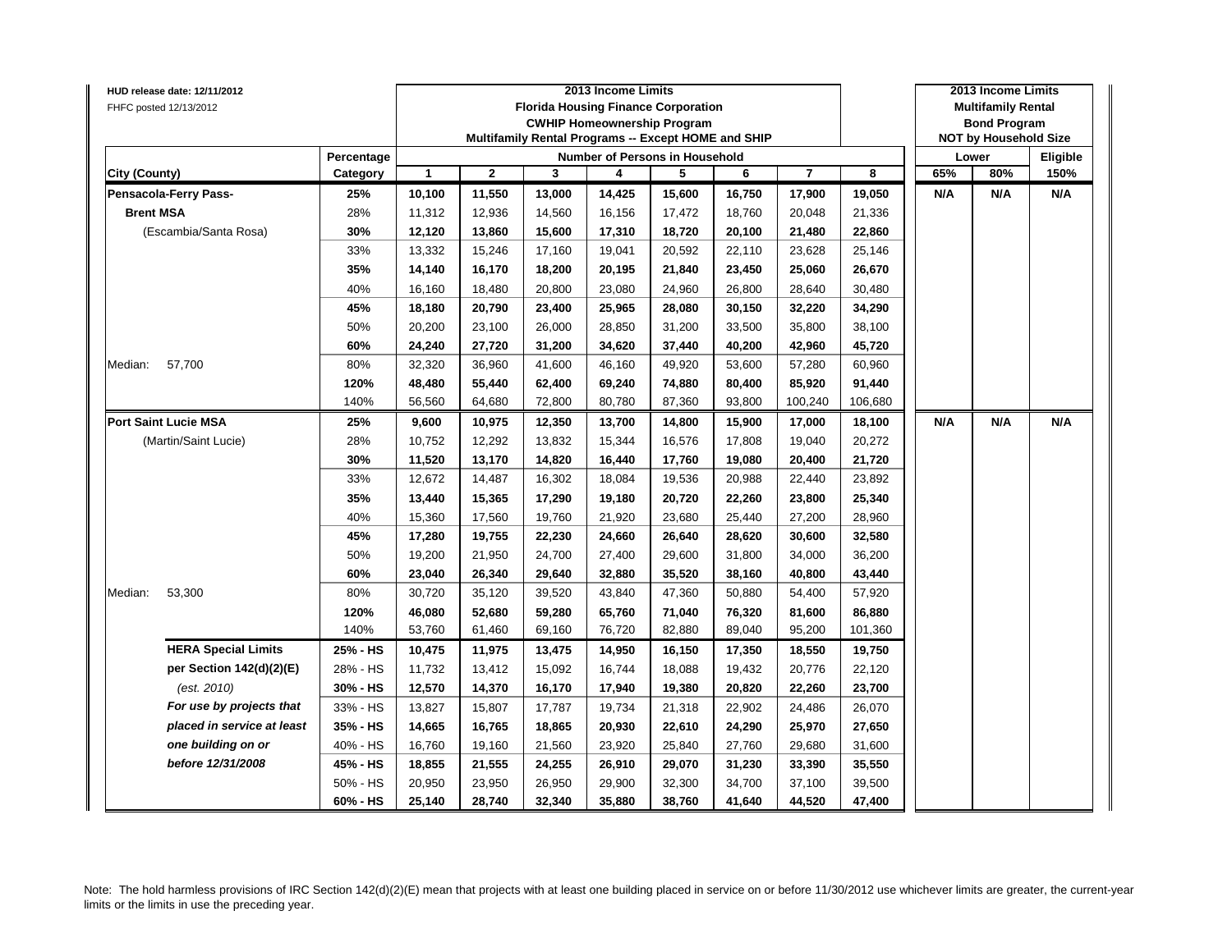HUD release date: 12/11/2012
FHFC posted 12/13/2012

| City (County) | | Percentage Category | 2013 Income Limits Florida Housing Finance Corporation CWHIP Homeownership Program Multifamily Rental Programs -- Except HOME and SHIP — Number of Persons in Household: 1 | 2 | 3 | 4 | 5 | 6 | 7 | 8 | 2013 Income Limits Multifamily Rental Bond Program NOT by Household Size — Lower 65% | Lower 80% | Eligible 150% |
|---|---|---|---|---|---|---|---|---|---|---|---|---|---|
| **Pensacola-Ferry Pass-** | | **25%** | **10,100** | **11,550** | **13,000** | **14,425** | **15,600** | **16,750** | **17,900** | **19,050** | **N/A** | **N/A** | **N/A** |
| **Brent MSA** | | 28% | 11,312 | 12,936 | 14,560 | 16,156 | 17,472 | 18,760 | 20,048 | 21,336 | | | |
| (Escambia/Santa Rosa) | | **30%** | **12,120** | **13,860** | **15,600** | **17,310** | **18,720** | **20,100** | **21,480** | **22,860** | | | |
| | | 33% | 13,332 | 15,246 | 17,160 | 19,041 | 20,592 | 22,110 | 23,628 | 25,146 | | | |
| | | **35%** | **14,140** | **16,170** | **18,200** | **20,195** | **21,840** | **23,450** | **25,060** | **26,670** | | | |
| | | 40% | 16,160 | 18,480 | 20,800 | 23,080 | 24,960 | 26,800 | 28,640 | 30,480 | | | |
| | | **45%** | **18,180** | **20,790** | **23,400** | **25,965** | **28,080** | **30,150** | **32,220** | **34,290** | | | |
| | | 50% | 20,200 | 23,100 | 26,000 | 28,850 | 31,200 | 33,500 | 35,800 | 38,100 | | | |
| | | **60%** | **24,240** | **27,720** | **31,200** | **34,620** | **37,440** | **40,200** | **42,960** | **45,720** | | | |
| Median: | 57,700 | 80% | 32,320 | 36,960 | 41,600 | 46,160 | 49,920 | 53,600 | 57,280 | 60,960 | | | |
| | | **120%** | **48,480** | **55,440** | **62,400** | **69,240** | **74,880** | **80,400** | **85,920** | **91,440** | | | |
| | | 140% | 56,560 | 64,680 | 72,800 | 80,780 | 87,360 | 93,800 | 100,240 | 106,680 | | | |
| **Port Saint Lucie MSA** | | **25%** | **9,600** | **10,975** | **12,350** | **13,700** | **14,800** | **15,900** | **17,000** | **18,100** | **N/A** | **N/A** | **N/A** |
| (Martin/Saint Lucie) | | 28% | 10,752 | 12,292 | 13,832 | 15,344 | 16,576 | 17,808 | 19,040 | 20,272 | | | |
| | | **30%** | **11,520** | **13,170** | **14,820** | **16,440** | **17,760** | **19,080** | **20,400** | **21,720** | | | |
| | | 33% | 12,672 | 14,487 | 16,302 | 18,084 | 19,536 | 20,988 | 22,440 | 23,892 | | | |
| | | **35%** | **13,440** | **15,365** | **17,290** | **19,180** | **20,720** | **22,260** | **23,800** | **25,340** | | | |
| | | 40% | 15,360 | 17,560 | 19,760 | 21,920 | 23,680 | 25,440 | 27,200 | 28,960 | | | |
| | | **45%** | **17,280** | **19,755** | **22,230** | **24,660** | **26,640** | **28,620** | **30,600** | **32,580** | | | |
| | | 50% | 19,200 | 21,950 | 24,700 | 27,400 | 29,600 | 31,800 | 34,000 | 36,200 | | | |
| | | **60%** | **23,040** | **26,340** | **29,640** | **32,880** | **35,520** | **38,160** | **40,800** | **43,440** | | | |
| Median: | 53,300 | 80% | 30,720 | 35,120 | 39,520 | 43,840 | 47,360 | 50,880 | 54,400 | 57,920 | | | |
| | | **120%** | **46,080** | **52,680** | **59,280** | **65,760** | **71,040** | **76,320** | **81,600** | **86,880** | | | |
| | | 140% | 53,760 | 61,460 | 69,160 | 76,720 | 82,880 | 89,040 | 95,200 | 101,360 | | | |
| **HERA Special Limits** | | **25% - HS** | **10,475** | **11,975** | **13,475** | **14,950** | **16,150** | **17,350** | **18,550** | **19,750** | | | |
| **per Section 142(d)(2)(E)** | | 28% - HS | 11,732 | 13,412 | 15,092 | 16,744 | 18,088 | 19,432 | 20,776 | 22,120 | | | |
| *(est. 2010)* | | **30% - HS** | **12,570** | **14,370** | **16,170** | **17,940** | **19,380** | **20,820** | **22,260** | **23,700** | | | |
| ***For use by projects that*** | | 33% - HS | 13,827 | 15,807 | 17,787 | 19,734 | 21,318 | 22,902 | 24,486 | 26,070 | | | |
| ***placed in service at least*** | | **35% - HS** | **14,665** | **16,765** | **18,865** | **20,930** | **22,610** | **24,290** | **25,970** | **27,650** | | | |
| ***one building on or*** | | 40% - HS | 16,760 | 19,160 | 21,560 | 23,920 | 25,840 | 27,760 | 29,680 | 31,600 | | | |
| ***before 12/31/2008*** | | **45% - HS** | **18,855** | **21,555** | **24,255** | **26,910** | **29,070** | **31,230** | **33,390** | **35,550** | | | |
| | | 50% - HS | 20,950 | 23,950 | 26,950 | 29,900 | 32,300 | 34,700 | 37,100 | 39,500 | | | |
| | | **60% - HS** | **25,140** | **28,740** | **32,340** | **35,880** | **38,760** | **41,640** | **44,520** | **47,400** | | | |

Note: The hold harmless provisions of IRC Section 142(d)(2)(E) mean that projects with at least one building placed in service on or before 11/30/2012 use whichever limits are greater, the current-year limits or the limits in use the preceding year.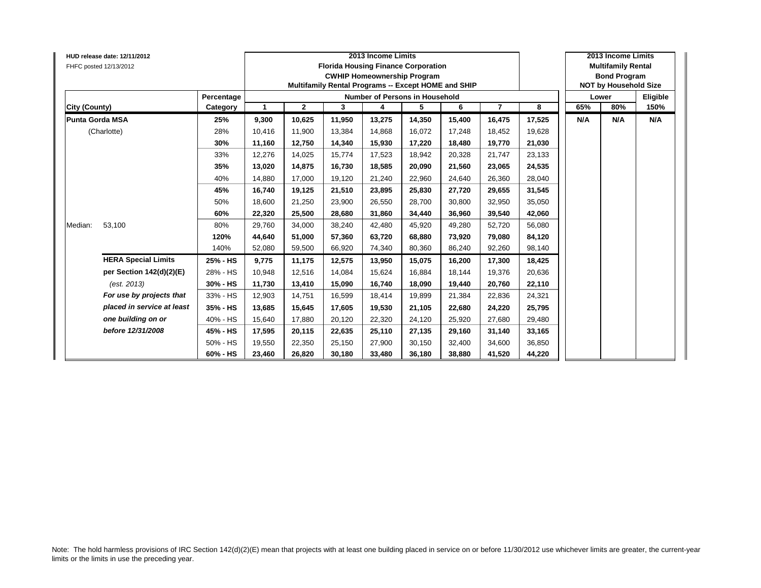HUD release date: 12/11/2012
FHFC posted 12/13/2012

**2013 Income Limits**
**Florida Housing Finance Corporation**
**CWHIP Homeownership Program**
**Multifamily Rental Programs -- Except HOME and SHIP**

**2013 Income Limits**
**Multifamily Rental**
**Bond Program**
**NOT by Household Size**

| City (County) | | Percentage Category | 1 | 2 | 3 | 4 | 5 | 6 | 7 | 8 | Lower 65% | Lower 80% | Eligible 150% |
|---|---|---|---|---|---|---|---|---|---|---|---|---|---|
| **Punta Gorda MSA** | | **25%** | **9,300** | **10,625** | **11,950** | **13,275** | **14,350** | **15,400** | **16,475** | **17,525** | **N/A** | **N/A** | **N/A** |
| (Charlotte) | | 28% | 10,416 | 11,900 | 13,384 | 14,868 | 16,072 | 17,248 | 18,452 | 19,628 | | | |
| | | **30%** | **11,160** | **12,750** | **14,340** | **15,930** | **17,220** | **18,480** | **19,770** | **21,030** | | | |
| | | 33% | 12,276 | 14,025 | 15,774 | 17,523 | 18,942 | 20,328 | 21,747 | 23,133 | | | |
| | | **35%** | **13,020** | **14,875** | **16,730** | **18,585** | **20,090** | **21,560** | **23,065** | **24,535** | | | |
| | | 40% | 14,880 | 17,000 | 19,120 | 21,240 | 22,960 | 24,640 | 26,360 | 28,040 | | | |
| | | **45%** | **16,740** | **19,125** | **21,510** | **23,895** | **25,830** | **27,720** | **29,655** | **31,545** | | | |
| | | 50% | 18,600 | 21,250 | 23,900 | 26,550 | 28,700 | 30,800 | 32,950 | 35,050 | | | |
| | | **60%** | **22,320** | **25,500** | **28,680** | **31,860** | **34,440** | **36,960** | **39,540** | **42,060** | | | |
| Median: | 53,100 | 80% | 29,760 | 34,000 | 38,240 | 42,480 | 45,920 | 49,280 | 52,720 | 56,080 | | | |
| | | **120%** | **44,640** | **51,000** | **57,360** | **63,720** | **68,880** | **73,920** | **79,080** | **84,120** | | | |
| | | 140% | 52,080 | 59,500 | 66,920 | 74,340 | 80,360 | 86,240 | 92,260 | 98,140 | | | |
| | **HERA Special Limits** | **25% - HS** | **9,775** | **11,175** | **12,575** | **13,950** | **15,075** | **16,200** | **17,300** | **18,425** | | | |
| | **per Section 142(d)(2)(E)** | 28% - HS | 10,948 | 12,516 | 14,084 | 15,624 | 16,884 | 18,144 | 19,376 | 20,636 | | | |
| | *(est. 2013)* | **30% - HS** | **11,730** | **13,410** | **15,090** | **16,740** | **18,090** | **19,440** | **20,760** | **22,110** | | | |
| | ***For use by projects that*** | 33% - HS | 12,903 | 14,751 | 16,599 | 18,414 | 19,899 | 21,384 | 22,836 | 24,321 | | | |
| | ***placed in service at least*** | **35% - HS** | **13,685** | **15,645** | **17,605** | **19,530** | **21,105** | **22,680** | **24,220** | **25,795** | | | |
| | ***one building on or*** | 40% - HS | 15,640 | 17,880 | 20,120 | 22,320 | 24,120 | 25,920 | 27,680 | 29,480 | | | |
| | ***before 12/31/2008*** | **45% - HS** | **17,595** | **20,115** | **22,635** | **25,110** | **27,135** | **29,160** | **31,140** | **33,165** | | | |
| | | 50% - HS | 19,550 | 22,350 | 25,150 | 27,900 | 30,150 | 32,400 | 34,600 | 36,850 | | | |
| | | **60% - HS** | **23,460** | **26,820** | **30,180** | **33,480** | **36,180** | **38,880** | **41,520** | **44,220** | | | |

Note: The hold harmless provisions of IRC Section 142(d)(2)(E) mean that projects with at least one building placed in service on or before 11/30/2012 use whichever limits are greater, the current-year limits or the limits in use the preceding year.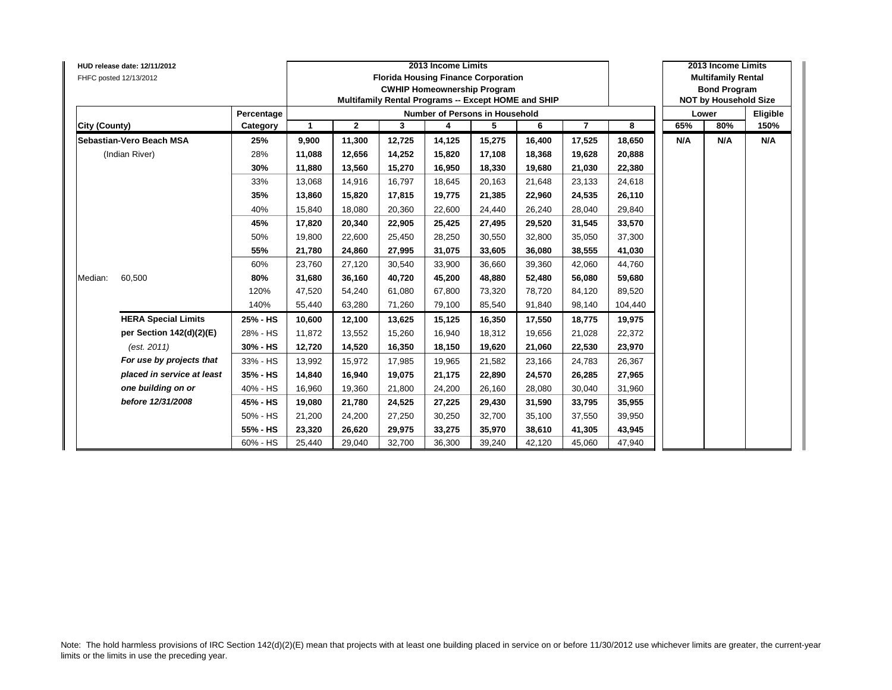HUD release date: 12/11/2012
FHFC posted 12/13/2012

| | | 2013 Income Limits<br>Florida Housing Finance Corporation<br>CWHIP Homeownership Program<br>Multifamily Rental Programs -- Except HOME and SHIP | | | | | | | | 2013 Income Limits<br>Multifamily Rental<br>Bond Program<br>NOT by Household Size | | |
|---|---|---|---|---|---|---|---|---|---|---|---|---|
| | Percentage | Number of Persons in Household | | | | | | | | Lower | | Eligible |
| City (County) | Category | 1 | 2 | 3 | 4 | 5 | 6 | 7 | 8 | 65% | 80% | 150% |
| **Sebastian-Vero Beach MSA** | **25%** | **9,900** | **11,300** | **12,725** | **14,125** | **15,275** | **16,400** | **17,525** | **18,650** | **N/A** | **N/A** | **N/A** |
| (Indian River) | **28%** | **11,088** | **12,656** | **14,252** | **15,820** | **17,108** | **18,368** | **19,628** | **20,888** | | | |
| | **30%** | **11,880** | **13,560** | **15,270** | **16,950** | **18,330** | **19,680** | **21,030** | **22,380** | | | |
| | 33% | 13,068 | 14,916 | 16,797 | 18,645 | 20,163 | 21,648 | 23,133 | 24,618 | | | |
| | **35%** | **13,860** | **15,820** | **17,815** | **19,775** | **21,385** | **22,960** | **24,535** | **26,110** | | | |
| | 40% | 15,840 | 18,080 | 20,360 | 22,600 | 24,440 | 26,240 | 28,040 | 29,840 | | | |
| | **45%** | **17,820** | **20,340** | **22,905** | **25,425** | **27,495** | **29,520** | **31,545** | **33,570** | | | |
| | 50% | 19,800 | 22,600 | 25,450 | 28,250 | 30,550 | 32,800 | 35,050 | 37,300 | | | |
| | **55%** | **21,780** | **24,860** | **27,995** | **31,075** | **33,605** | **36,080** | **38,555** | **41,030** | | | |
| | 60% | 23,760 | 27,120 | 30,540 | 33,900 | 36,660 | 39,360 | 42,060 | 44,760 | | | |
| Median: 60,500 | **80%** | **31,680** | **36,160** | **40,720** | **45,200** | **48,880** | **52,480** | **56,080** | **59,680** | | | |
| | 120% | 47,520 | 54,240 | 61,080 | 67,800 | 73,320 | 78,720 | 84,120 | 89,520 | | | |
| | 140% | 55,440 | 63,280 | 71,260 | 79,100 | 85,540 | 91,840 | 98,140 | 104,440 | | | |
| **HERA Special Limits** | **25% - HS** | **10,600** | **12,100** | **13,625** | **15,125** | **16,350** | **17,550** | **18,775** | **19,975** | | | |
| **per Section 142(d)(2)(E)** | 28% - HS | 11,872 | 13,552 | 15,260 | 16,940 | 18,312 | 19,656 | 21,028 | 22,372 | | | |
| *(est. 2011)* | **30% - HS** | **12,720** | **14,520** | **16,350** | **18,150** | **19,620** | **21,060** | **22,530** | **23,970** | | | |
| ***For use by projects that*** | 33% - HS | 13,992 | 15,972 | 17,985 | 19,965 | 21,582 | 23,166 | 24,783 | 26,367 | | | |
| ***placed in service at least*** | **35% - HS** | **14,840** | **16,940** | **19,075** | **21,175** | **22,890** | **24,570** | **26,285** | **27,965** | | | |
| ***one building on or*** | 40% - HS | 16,960 | 19,360 | 21,800 | 24,200 | 26,160 | 28,080 | 30,040 | 31,960 | | | |
| ***before 12/31/2008*** | **45% - HS** | **19,080** | **21,780** | **24,525** | **27,225** | **29,430** | **31,590** | **33,795** | **35,955** | | | |
| | 50% - HS | 21,200 | 24,200 | 27,250 | 30,250 | 32,700 | 35,100 | 37,550 | 39,950 | | | |
| | **55% - HS** | **23,320** | **26,620** | **29,975** | **33,275** | **35,970** | **38,610** | **41,305** | **43,945** | | | |
| | 60% - HS | 25,440 | 29,040 | 32,700 | 36,300 | 39,240 | 42,120 | 45,060 | 47,940 | | | |

Note: The hold harmless provisions of IRC Section 142(d)(2)(E) mean that projects with at least one building placed in service on or before 11/30/2012 use whichever limits are greater, the current-year limits or the limits in use the preceding year.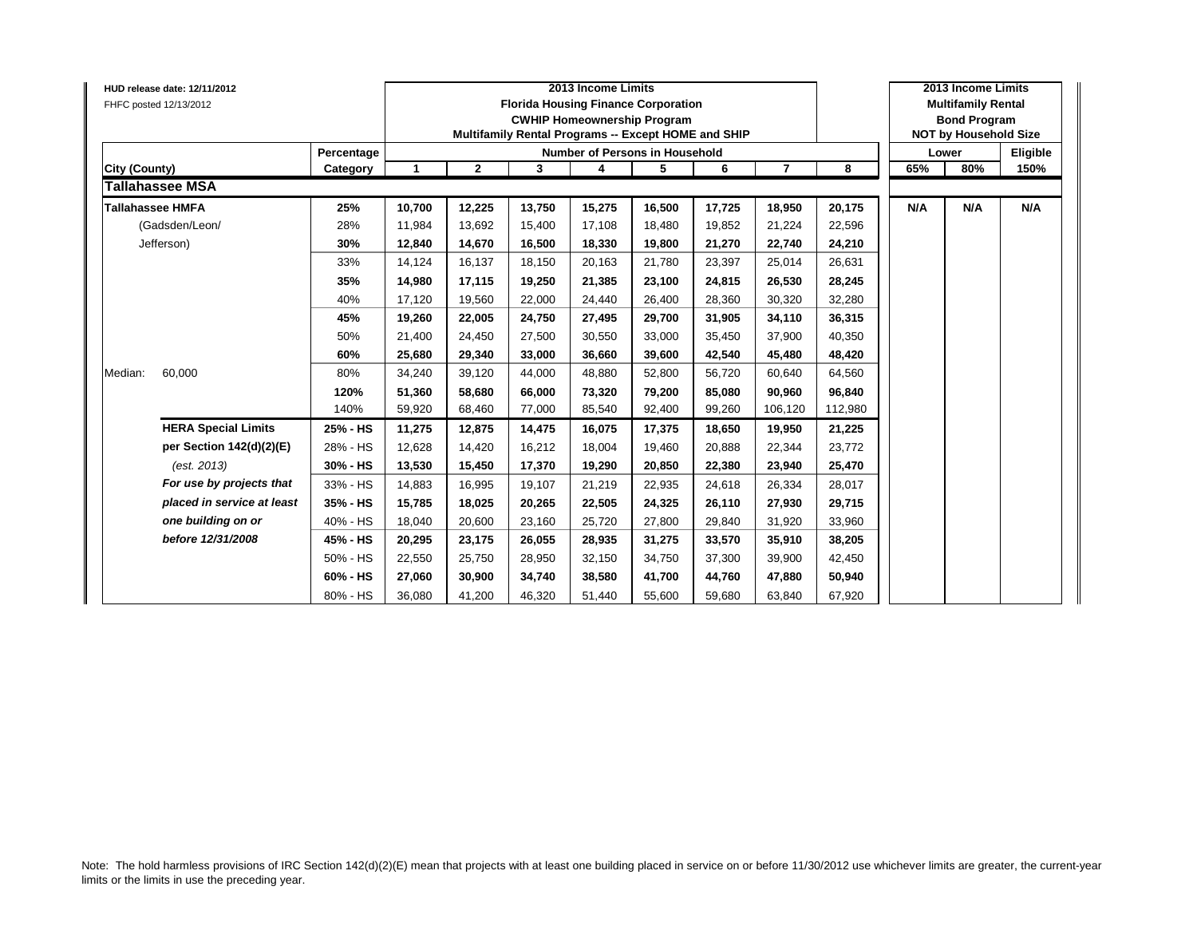HUD release date: 12/11/2012
FHFC posted 12/13/2012

| City (County) | | Percentage Category | 2013 Income Limits Florida Housing Finance Corporation CWHIP Homeownership Program Multifamily Rental Programs -- Except HOME and SHIP — Number of Persons in Household: 1 | 2 | 3 | 4 | 5 | 6 | 7 | 8 | 2013 Income Limits Multifamily Rental Bond Program NOT by Household Size — Lower 65% | Lower 80% | Eligible 150% |
|---|---|---|---|---|---|---|---|---|---|---|---|---|---|
| **Tallahassee MSA** | | | | | | | | | | | | | |
| **Tallahassee HMFA** | | **25%** | **10,700** | **12,225** | **13,750** | **15,275** | **16,500** | **17,725** | **18,950** | **20,175** | **N/A** | **N/A** | **N/A** |
| (Gadsden/Leon/ | | 28% | 11,984 | 13,692 | 15,400 | 17,108 | 18,480 | 19,852 | 21,224 | 22,596 | | | |
| Jefferson) | | **30%** | **12,840** | **14,670** | **16,500** | **18,330** | **19,800** | **21,270** | **22,740** | **24,210** | | | |
| | | 33% | 14,124 | 16,137 | 18,150 | 20,163 | 21,780 | 23,397 | 25,014 | 26,631 | | | |
| | | **35%** | **14,980** | **17,115** | **19,250** | **21,385** | **23,100** | **24,815** | **26,530** | **28,245** | | | |
| | | 40% | 17,120 | 19,560 | 22,000 | 24,440 | 26,400 | 28,360 | 30,320 | 32,280 | | | |
| | | **45%** | **19,260** | **22,005** | **24,750** | **27,495** | **29,700** | **31,905** | **34,110** | **36,315** | | | |
| | | 50% | 21,400 | 24,450 | 27,500 | 30,550 | 33,000 | 35,450 | 37,900 | 40,350 | | | |
| | | **60%** | **25,680** | **29,340** | **33,000** | **36,660** | **39,600** | **42,540** | **45,480** | **48,420** | | | |
| Median: | 60,000 | 80% | 34,240 | 39,120 | 44,000 | 48,880 | 52,800 | 56,720 | 60,640 | 64,560 | | | |
| | | **120%** | **51,360** | **58,680** | **66,000** | **73,320** | **79,200** | **85,080** | **90,960** | **96,840** | | | |
| | | 140% | 59,920 | 68,460 | 77,000 | 85,540 | 92,400 | 99,260 | 106,120 | 112,980 | | | |
| | **HERA Special Limits** | **25% - HS** | **11,275** | **12,875** | **14,475** | **16,075** | **17,375** | **18,650** | **19,950** | **21,225** | | | |
| | **per Section 142(d)(2)(E)** | 28% - HS | 12,628 | 14,420 | 16,212 | 18,004 | 19,460 | 20,888 | 22,344 | 23,772 | | | |
| | *(est. 2013)* | **30% - HS** | **13,530** | **15,450** | **17,370** | **19,290** | **20,850** | **22,380** | **23,940** | **25,470** | | | |
| | ***For use by projects that*** | 33% - HS | 14,883 | 16,995 | 19,107 | 21,219 | 22,935 | 24,618 | 26,334 | 28,017 | | | |
| | ***placed in service at least*** | **35% - HS** | **15,785** | **18,025** | **20,265** | **22,505** | **24,325** | **26,110** | **27,930** | **29,715** | | | |
| | ***one building on or*** | 40% - HS | 18,040 | 20,600 | 23,160 | 25,720 | 27,800 | 29,840 | 31,920 | 33,960 | | | |
| | ***before 12/31/2008*** | **45% - HS** | **20,295** | **23,175** | **26,055** | **28,935** | **31,275** | **33,570** | **35,910** | **38,205** | | | |
| | | 50% - HS | 22,550 | 25,750 | 28,950 | 32,150 | 34,750 | 37,300 | 39,900 | 42,450 | | | |
| | | **60% - HS** | **27,060** | **30,900** | **34,740** | **38,580** | **41,700** | **44,760** | **47,880** | **50,940** | | | |
| | | 80% - HS | 36,080 | 41,200 | 46,320 | 51,440 | 55,600 | 59,680 | 63,840 | 67,920 | | | |

Note: The hold harmless provisions of IRC Section 142(d)(2)(E) mean that projects with at least one building placed in service on or before 11/30/2012 use whichever limits are greater, the current-year limits or the limits in use the preceding year.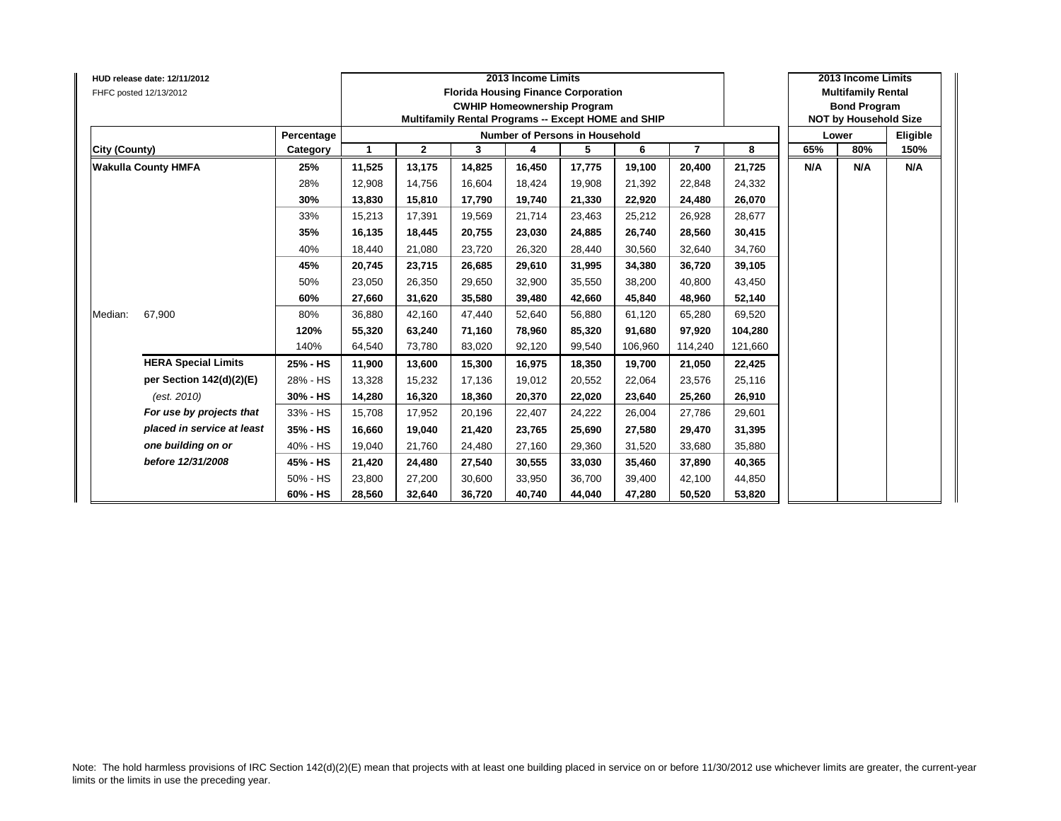HUD release date: 12/11/2012

FHFC posted 12/13/2012

| | | 2013 Income Limits<br>Florida Housing Finance Corporation<br>CWHIP Homeownership Program<br>Multifamily Rental Programs -- Except HOME and SHIP | | | | | | | | 2013 Income Limits<br>Multifamily Rental<br>Bond Program<br>NOT by Household Size | | |
|---|---|---|---|---|---|---|---|---|---|---|---|---|
| | Percentage | Number of Persons in Household | | | | | | | | Lower | | Eligible |
| City (County) | Category | 1 | 2 | 3 | 4 | 5 | 6 | 7 | 8 | 65% | 80% | 150% |
| **Wakulla County HMFA** | **25%** | **11,525** | **13,175** | **14,825** | **16,450** | **17,775** | **19,100** | **20,400** | **21,725** | **N/A** | **N/A** | **N/A** |
| | 28% | 12,908 | 14,756 | 16,604 | 18,424 | 19,908 | 21,392 | 22,848 | 24,332 | | | |
| | **30%** | **13,830** | **15,810** | **17,790** | **19,740** | **21,330** | **22,920** | **24,480** | **26,070** | | | |
| | 33% | 15,213 | 17,391 | 19,569 | 21,714 | 23,463 | 25,212 | 26,928 | 28,677 | | | |
| | **35%** | **16,135** | **18,445** | **20,755** | **23,030** | **24,885** | **26,740** | **28,560** | **30,415** | | | |
| | 40% | 18,440 | 21,080 | 23,720 | 26,320 | 28,440 | 30,560 | 32,640 | 34,760 | | | |
| | **45%** | **20,745** | **23,715** | **26,685** | **29,610** | **31,995** | **34,380** | **36,720** | **39,105** | | | |
| | 50% | 23,050 | 26,350 | 29,650 | 32,900 | 35,550 | 38,200 | 40,800 | 43,450 | | | |
| | **60%** | **27,660** | **31,620** | **35,580** | **39,480** | **42,660** | **45,840** | **48,960** | **52,140** | | | |
| Median: 67,900 | 80% | 36,880 | 42,160 | 47,440 | 52,640 | 56,880 | 61,120 | 65,280 | 69,520 | | | |
| | **120%** | **55,320** | **63,240** | **71,160** | **78,960** | **85,320** | **91,680** | **97,920** | **104,280** | | | |
| | 140% | 64,540 | 73,780 | 83,020 | 92,120 | 99,540 | 106,960 | 114,240 | 121,660 | | | |
| **HERA Special Limits** | **25% - HS** | **11,900** | **13,600** | **15,300** | **16,975** | **18,350** | **19,700** | **21,050** | **22,425** | | | |
| **per Section 142(d)(2)(E)** | 28% - HS | 13,328 | 15,232 | 17,136 | 19,012 | 20,552 | 22,064 | 23,576 | 25,116 | | | |
| *(est. 2010)* | **30% - HS** | **14,280** | **16,320** | **18,360** | **20,370** | **22,020** | **23,640** | **25,260** | **26,910** | | | |
| ***For use by projects that*** | 33% - HS | 15,708 | 17,952 | 20,196 | 22,407 | 24,222 | 26,004 | 27,786 | 29,601 | | | |
| ***placed in service at least*** | **35% - HS** | **16,660** | **19,040** | **21,420** | **23,765** | **25,690** | **27,580** | **29,470** | **31,395** | | | |
| ***one building on or*** | 40% - HS | 19,040 | 21,760 | 24,480 | 27,160 | 29,360 | 31,520 | 33,680 | 35,880 | | | |
| ***before 12/31/2008*** | **45% - HS** | **21,420** | **24,480** | **27,540** | **30,555** | **33,030** | **35,460** | **37,890** | **40,365** | | | |
| | 50% - HS | 23,800 | 27,200 | 30,600 | 33,950 | 36,700 | 39,400 | 42,100 | 44,850 | | | |
| | **60% - HS** | **28,560** | **32,640** | **36,720** | **40,740** | **44,040** | **47,280** | **50,520** | **53,820** | | | |

Note: The hold harmless provisions of IRC Section 142(d)(2)(E) mean that projects with at least one building placed in service on or before 11/30/2012 use whichever limits are greater, the current-year limits or the limits in use the preceding year.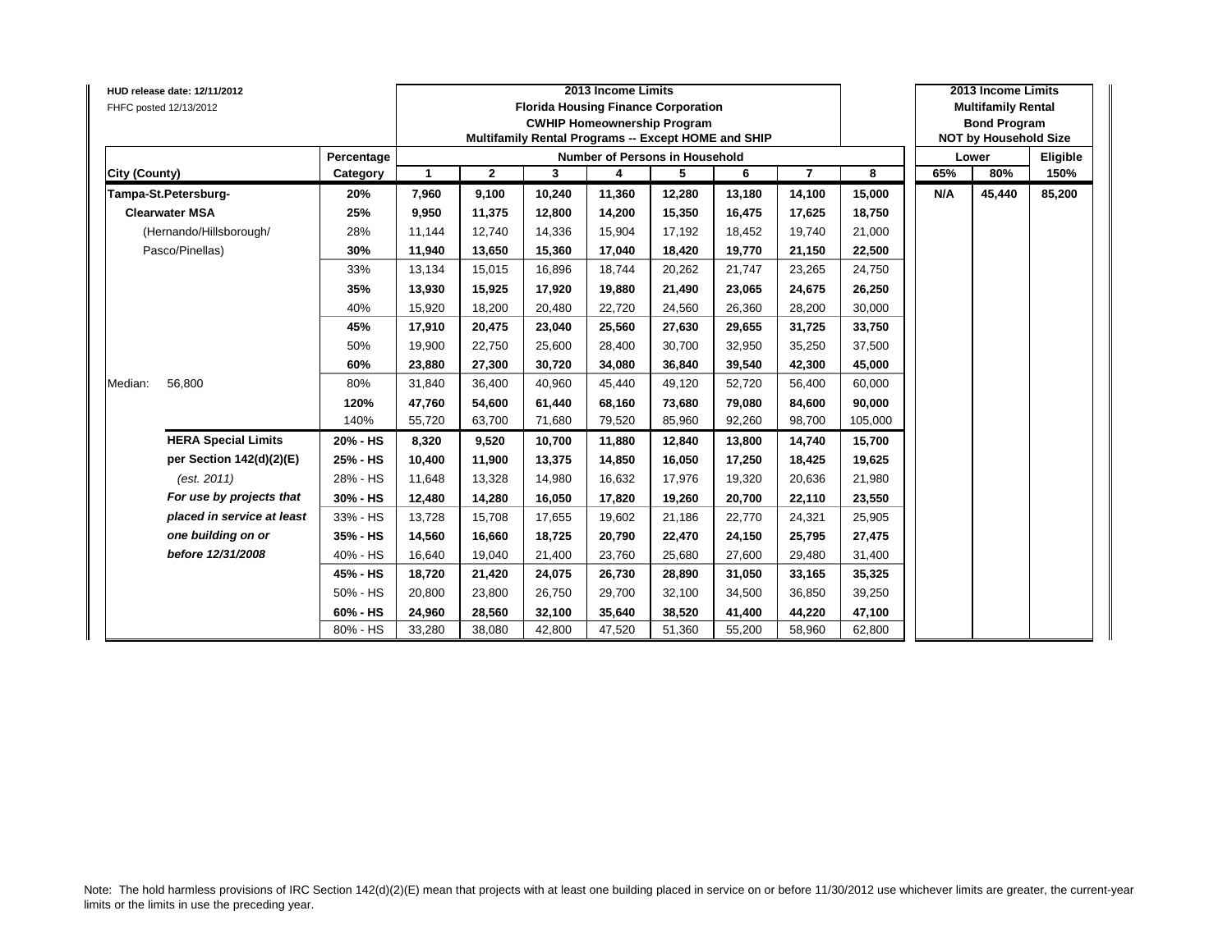HUD release date: 12/11/2012
FHFC posted 12/13/2012

| City (County) | Percentage Category | 2013 Income Limits<br>Florida Housing Finance Corporation<br>CWHIP Homeownership Program<br>Multifamily Rental Programs -- Except HOME and SHIP<br>Number of Persons in Household<br>1 | 2 | 3 | 4 | 5 | 6 | 7 | 8 | 2013 Income Limits<br>Multifamily Rental<br>Bond Program<br>NOT by Household Size<br>Lower<br>65% | 80% | Eligible<br>150% |
|---|---|---|---|---|---|---|---|---|---|---|---|---|
| **Tampa-St.Petersburg-** | **20%** | **7,960** | **9,100** | **10,240** | **11,360** | **12,280** | **13,180** | **14,100** | **15,000** | **N/A** | **45,440** | **85,200** |
| **Clearwater MSA** | **25%** | **9,950** | **11,375** | **12,800** | **14,200** | **15,350** | **16,475** | **17,625** | **18,750** | | | |
| (Hernando/Hillsborough/ | 28% | 11,144 | 12,740 | 14,336 | 15,904 | 17,192 | 18,452 | 19,740 | 21,000 | | | |
| Pasco/Pinellas) | **30%** | **11,940** | **13,650** | **15,360** | **17,040** | **18,420** | **19,770** | **21,150** | **22,500** | | | |
| | 33% | 13,134 | 15,015 | 16,896 | 18,744 | 20,262 | 21,747 | 23,265 | 24,750 | | | |
| | **35%** | **13,930** | **15,925** | **17,920** | **19,880** | **21,490** | **23,065** | **24,675** | **26,250** | | | |
| | 40% | 15,920 | 18,200 | 20,480 | 22,720 | 24,560 | 26,360 | 28,200 | 30,000 | | | |
| | **45%** | **17,910** | **20,475** | **23,040** | **25,560** | **27,630** | **29,655** | **31,725** | **33,750** | | | |
| | 50% | 19,900 | 22,750 | 25,600 | 28,400 | 30,700 | 32,950 | 35,250 | 37,500 | | | |
| | **60%** | **23,880** | **27,300** | **30,720** | **34,080** | **36,840** | **39,540** | **42,300** | **45,000** | | | |
| Median: 56,800 | 80% | 31,840 | 36,400 | 40,960 | 45,440 | 49,120 | 52,720 | 56,400 | 60,000 | | | |
| | **120%** | **47,760** | **54,600** | **61,440** | **68,160** | **73,680** | **79,080** | **84,600** | **90,000** | | | |
| | 140% | 55,720 | 63,700 | 71,680 | 79,520 | 85,960 | 92,260 | 98,700 | 105,000 | | | |
| **HERA Special Limits** | **20% - HS** | **8,320** | **9,520** | **10,700** | **11,880** | **12,840** | **13,800** | **14,740** | **15,700** | | | |
| **per Section 142(d)(2)(E)** | **25% - HS** | **10,400** | **11,900** | **13,375** | **14,850** | **16,050** | **17,250** | **18,425** | **19,625** | | | |
| *(est. 2011)* | 28% - HS | 11,648 | 13,328 | 14,980 | 16,632 | 17,976 | 19,320 | 20,636 | 21,980 | | | |
| ***For use by projects that*** | **30% - HS** | **12,480** | **14,280** | **16,050** | **17,820** | **19,260** | **20,700** | **22,110** | **23,550** | | | |
| ***placed in service at least*** | 33% - HS | 13,728 | 15,708 | 17,655 | 19,602 | 21,186 | 22,770 | 24,321 | 25,905 | | | |
| ***one building on or*** | **35% - HS** | **14,560** | **16,660** | **18,725** | **20,790** | **22,470** | **24,150** | **25,795** | **27,475** | | | |
| ***before 12/31/2008*** | 40% - HS | 16,640 | 19,040 | 21,400 | 23,760 | 25,680 | 27,600 | 29,480 | 31,400 | | | |
| | **45% - HS** | **18,720** | **21,420** | **24,075** | **26,730** | **28,890** | **31,050** | **33,165** | **35,325** | | | |
| | 50% - HS | 20,800 | 23,800 | 26,750 | 29,700 | 32,100 | 34,500 | 36,850 | 39,250 | | | |
| | **60% - HS** | **24,960** | **28,560** | **32,100** | **35,640** | **38,520** | **41,400** | **44,220** | **47,100** | | | |
| | 80% - HS | 33,280 | 38,080 | 42,800 | 47,520 | 51,360 | 55,200 | 58,960 | 62,800 | | | |

Note: The hold harmless provisions of IRC Section 142(d)(2)(E) mean that projects with at least one building placed in service on or before 11/30/2012 use whichever limits are greater, the current-year limits or the limits in use the preceding year.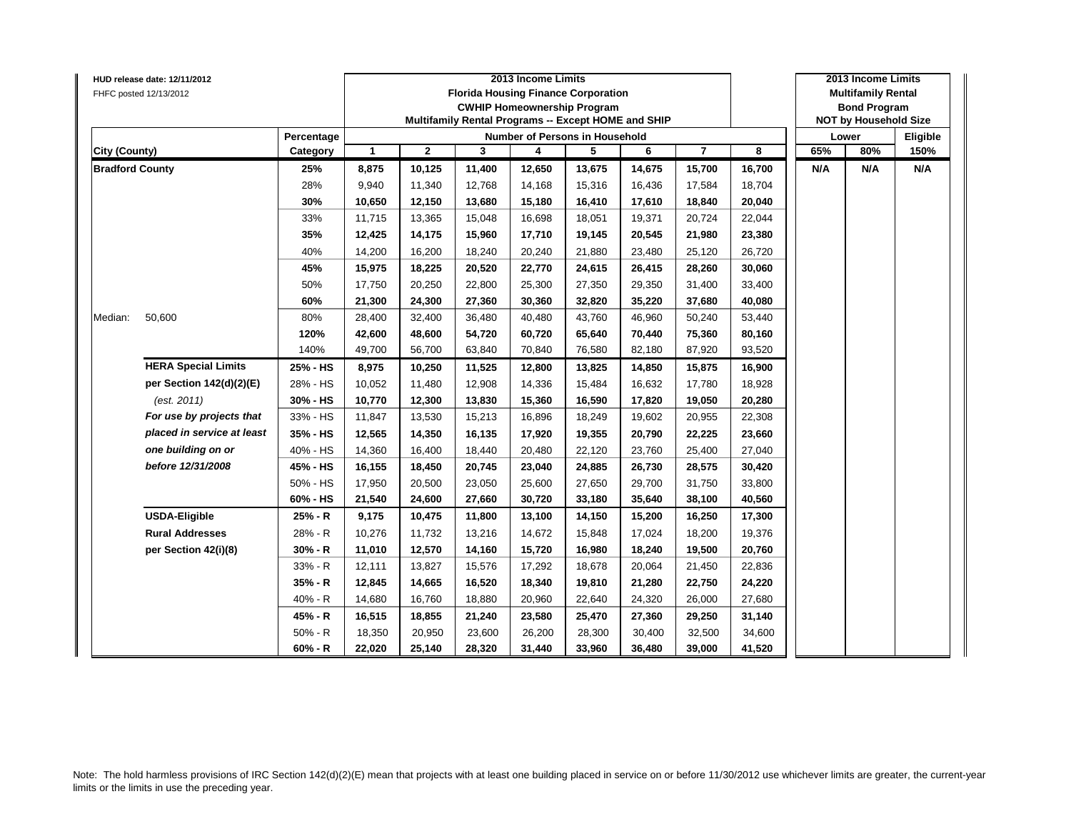HUD release date: 12/11/2012

FHFC posted 12/13/2012

| City (County) | | Percentage Category | 2013 Income Limits Florida Housing Finance Corporation CWHIP Homeownership Program Multifamily Rental Programs -- Except HOME and SHIP | | | | | | | | 2013 Income Limits Multifamily Rental Bond Program NOT by Household Size | | |
|---|---|---|---|---|---|---|---|---|---|---|---|---|---|
| | | | Number of Persons in Household | | | | | | | | Lower | | Eligible |
| | | | **1** | **2** | **3** | **4** | **5** | **6** | **7** | **8** | **65%** | **80%** | **150%** |
| **Bradford County** | | **25%** | **8,875** | **10,125** | **11,400** | **12,650** | **13,675** | **14,675** | **15,700** | **16,700** | **N/A** | **N/A** | **N/A** |
| | | 28% | 9,940 | 11,340 | 12,768 | 14,168 | 15,316 | 16,436 | 17,584 | 18,704 | | | |
| | | **30%** | **10,650** | **12,150** | **13,680** | **15,180** | **16,410** | **17,610** | **18,840** | **20,040** | | | |
| | | 33% | 11,715 | 13,365 | 15,048 | 16,698 | 18,051 | 19,371 | 20,724 | 22,044 | | | |
| | | **35%** | **12,425** | **14,175** | **15,960** | **17,710** | **19,145** | **20,545** | **21,980** | **23,380** | | | |
| | | 40% | 14,200 | 16,200 | 18,240 | 20,240 | 21,880 | 23,480 | 25,120 | 26,720 | | | |
| | | **45%** | **15,975** | **18,225** | **20,520** | **22,770** | **24,615** | **26,415** | **28,260** | **30,060** | | | |
| | | 50% | 17,750 | 20,250 | 22,800 | 25,300 | 27,350 | 29,350 | 31,400 | 33,400 | | | |
| | | **60%** | **21,300** | **24,300** | **27,360** | **30,360** | **32,820** | **35,220** | **37,680** | **40,080** | | | |
| Median: | 50,600 | 80% | 28,400 | 32,400 | 36,480 | 40,480 | 43,760 | 46,960 | 50,240 | 53,440 | | | |
| | | **120%** | **42,600** | **48,600** | **54,720** | **60,720** | **65,640** | **70,440** | **75,360** | **80,160** | | | |
| | | 140% | 49,700 | 56,700 | 63,840 | 70,840 | 76,580 | 82,180 | 87,920 | 93,520 | | | |
| | **HERA Special Limits** | **25% - HS** | **8,975** | **10,250** | **11,525** | **12,800** | **13,825** | **14,850** | **15,875** | **16,900** | | | |
| | **per Section 142(d)(2)(E)** | 28% - HS | 10,052 | 11,480 | 12,908 | 14,336 | 15,484 | 16,632 | 17,780 | 18,928 | | | |
| | *(est. 2011)* | **30% - HS** | **10,770** | **12,300** | **13,830** | **15,360** | **16,590** | **17,820** | **19,050** | **20,280** | | | |
| | ***For use by projects that*** | 33% - HS | 11,847 | 13,530 | 15,213 | 16,896 | 18,249 | 19,602 | 20,955 | 22,308 | | | |
| | ***placed in service at least*** | **35% - HS** | **12,565** | **14,350** | **16,135** | **17,920** | **19,355** | **20,790** | **22,225** | **23,660** | | | |
| | ***one building on or*** | 40% - HS | 14,360 | 16,400 | 18,440 | 20,480 | 22,120 | 23,760 | 25,400 | 27,040 | | | |
| | ***before 12/31/2008*** | **45% - HS** | **16,155** | **18,450** | **20,745** | **23,040** | **24,885** | **26,730** | **28,575** | **30,420** | | | |
| | | 50% - HS | 17,950 | 20,500 | 23,050 | 25,600 | 27,650 | 29,700 | 31,750 | 33,800 | | | |
| | | **60% - HS** | **21,540** | **24,600** | **27,660** | **30,720** | **33,180** | **35,640** | **38,100** | **40,560** | | | |
| | **USDA-Eligible** | **25% - R** | **9,175** | **10,475** | **11,800** | **13,100** | **14,150** | **15,200** | **16,250** | **17,300** | | | |
| | **Rural Addresses** | 28% - R | 10,276 | 11,732 | 13,216 | 14,672 | 15,848 | 17,024 | 18,200 | 19,376 | | | |
| | **per Section 42(i)(8)** | **30% - R** | **11,010** | **12,570** | **14,160** | **15,720** | **16,980** | **18,240** | **19,500** | **20,760** | | | |
| | | 33% - R | 12,111 | 13,827 | 15,576 | 17,292 | 18,678 | 20,064 | 21,450 | 22,836 | | | |
| | | **35% - R** | **12,845** | **14,665** | **16,520** | **18,340** | **19,810** | **21,280** | **22,750** | **24,220** | | | |
| | | 40% - R | 14,680 | 16,760 | 18,880 | 20,960 | 22,640 | 24,320 | 26,000 | 27,680 | | | |
| | | **45% - R** | **16,515** | **18,855** | **21,240** | **23,580** | **25,470** | **27,360** | **29,250** | **31,140** | | | |
| | | 50% - R | 18,350 | 20,950 | 23,600 | 26,200 | 28,300 | 30,400 | 32,500 | 34,600 | | | |
| | | **60% - R** | **22,020** | **25,140** | **28,320** | **31,440** | **33,960** | **36,480** | **39,000** | **41,520** | | | |

Note: The hold harmless provisions of IRC Section 142(d)(2)(E) mean that projects with at least one building placed in service on or before 11/30/2012 use whichever limits are greater, the current-year limits or the limits in use the preceding year.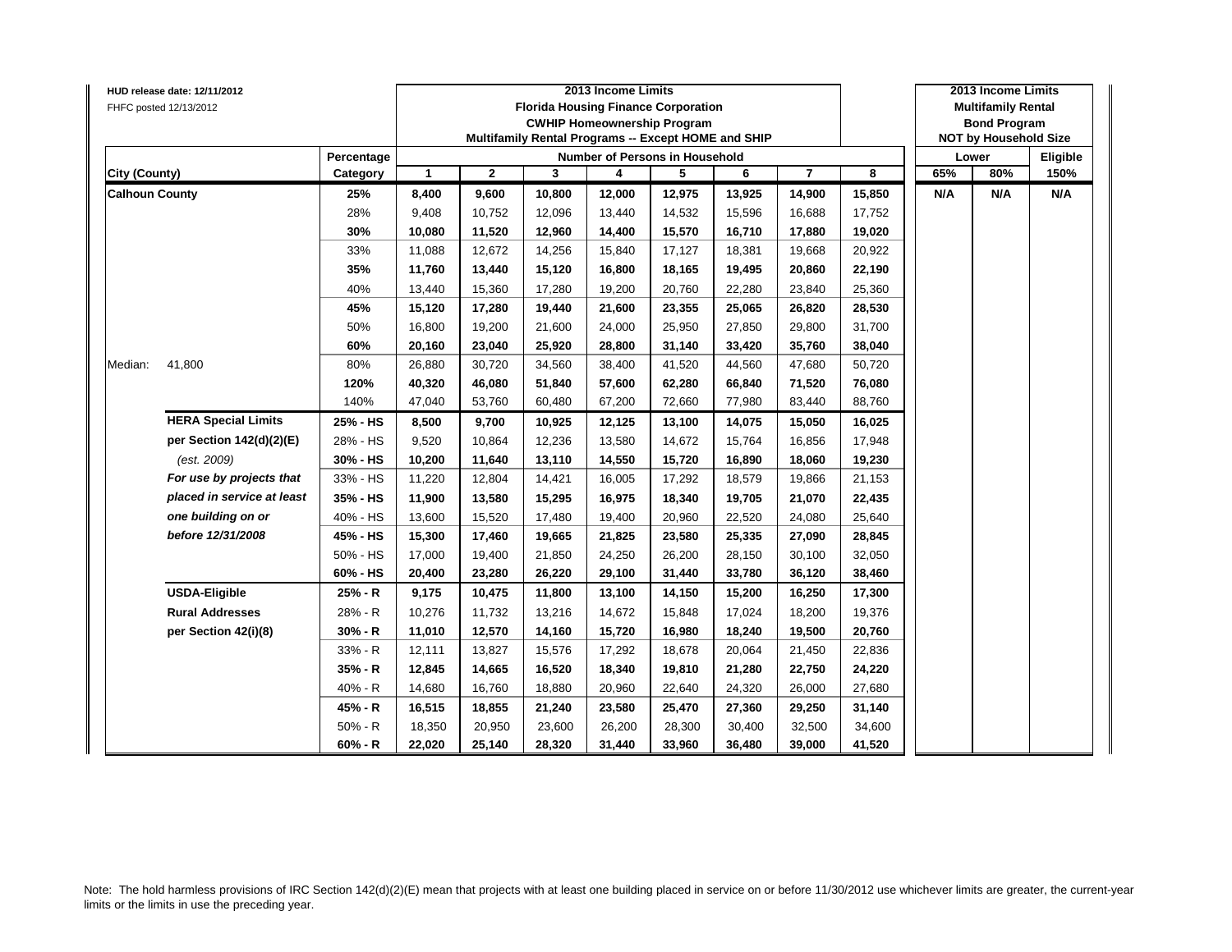HUD release date: 12/11/2012
FHFC posted 12/13/2012

| | | | 2013 Income Limits<br>Florida Housing Finance Corporation<br>CWHIP Homeownership Program<br>Multifamily Rental Programs -- Except HOME and SHIP | | | | | | | | 2013 Income Limits<br>Multifamily Rental<br>Bond Program<br>NOT by Household Size | | |
|---|---|---|---|---|---|---|---|---|---|---|---|---|---|
| | | Percentage | Number of Persons in Household | | | | | | | | Lower | | Eligible |
| City (County) | | Category | 1 | 2 | 3 | 4 | 5 | 6 | 7 | 8 | 65% | 80% | 150% |
| **Calhoun County** | | **25%** | **8,400** | **9,600** | **10,800** | **12,000** | **12,975** | **13,925** | **14,900** | **15,850** | **N/A** | **N/A** | **N/A** |
| | | 28% | 9,408 | 10,752 | 12,096 | 13,440 | 14,532 | 15,596 | 16,688 | 17,752 | | | |
| | | **30%** | **10,080** | **11,520** | **12,960** | **14,400** | **15,570** | **16,710** | **17,880** | **19,020** | | | |
| | | 33% | 11,088 | 12,672 | 14,256 | 15,840 | 17,127 | 18,381 | 19,668 | 20,922 | | | |
| | | **35%** | **11,760** | **13,440** | **15,120** | **16,800** | **18,165** | **19,495** | **20,860** | **22,190** | | | |
| | | 40% | 13,440 | 15,360 | 17,280 | 19,200 | 20,760 | 22,280 | 23,840 | 25,360 | | | |
| | | **45%** | **15,120** | **17,280** | **19,440** | **21,600** | **23,355** | **25,065** | **26,820** | **28,530** | | | |
| | | 50% | 16,800 | 19,200 | 21,600 | 24,000 | 25,950 | 27,850 | 29,800 | 31,700 | | | |
| | | **60%** | **20,160** | **23,040** | **25,920** | **28,800** | **31,140** | **33,420** | **35,760** | **38,040** | | | |
| Median: | 41,800 | 80% | 26,880 | 30,720 | 34,560 | 38,400 | 41,520 | 44,560 | 47,680 | 50,720 | | | |
| | | **120%** | **40,320** | **46,080** | **51,840** | **57,600** | **62,280** | **66,840** | **71,520** | **76,080** | | | |
| | | 140% | 47,040 | 53,760 | 60,480 | 67,200 | 72,660 | 77,980 | 83,440 | 88,760 | | | |
| | **HERA Special Limits** | **25% - HS** | **8,500** | **9,700** | **10,925** | **12,125** | **13,100** | **14,075** | **15,050** | **16,025** | | | |
| | **per Section 142(d)(2)(E)** | 28% - HS | 9,520 | 10,864 | 12,236 | 13,580 | 14,672 | 15,764 | 16,856 | 17,948 | | | |
| | *(est. 2009)* | **30% - HS** | **10,200** | **11,640** | **13,110** | **14,550** | **15,720** | **16,890** | **18,060** | **19,230** | | | |
| | ***For use by projects that*** | 33% - HS | 11,220 | 12,804 | 14,421 | 16,005 | 17,292 | 18,579 | 19,866 | 21,153 | | | |
| | ***placed in service at least*** | **35% - HS** | **11,900** | **13,580** | **15,295** | **16,975** | **18,340** | **19,705** | **21,070** | **22,435** | | | |
| | ***one building on or*** | 40% - HS | 13,600 | 15,520 | 17,480 | 19,400 | 20,960 | 22,520 | 24,080 | 25,640 | | | |
| | ***before 12/31/2008*** | **45% - HS** | **15,300** | **17,460** | **19,665** | **21,825** | **23,580** | **25,335** | **27,090** | **28,845** | | | |
| | | 50% - HS | 17,000 | 19,400 | 21,850 | 24,250 | 26,200 | 28,150 | 30,100 | 32,050 | | | |
| | | **60% - HS** | **20,400** | **23,280** | **26,220** | **29,100** | **31,440** | **33,780** | **36,120** | **38,460** | | | |
| | **USDA-Eligible** | **25% - R** | **9,175** | **10,475** | **11,800** | **13,100** | **14,150** | **15,200** | **16,250** | **17,300** | | | |
| | **Rural Addresses** | 28% - R | 10,276 | 11,732 | 13,216 | 14,672 | 15,848 | 17,024 | 18,200 | 19,376 | | | |
| | **per Section 42(i)(8)** | **30% - R** | **11,010** | **12,570** | **14,160** | **15,720** | **16,980** | **18,240** | **19,500** | **20,760** | | | |
| | | 33% - R | 12,111 | 13,827 | 15,576 | 17,292 | 18,678 | 20,064 | 21,450 | 22,836 | | | |
| | | **35% - R** | **12,845** | **14,665** | **16,520** | **18,340** | **19,810** | **21,280** | **22,750** | **24,220** | | | |
| | | 40% - R | 14,680 | 16,760 | 18,880 | 20,960 | 22,640 | 24,320 | 26,000 | 27,680 | | | |
| | | **45% - R** | **16,515** | **18,855** | **21,240** | **23,580** | **25,470** | **27,360** | **29,250** | **31,140** | | | |
| | | 50% - R | 18,350 | 20,950 | 23,600 | 26,200 | 28,300 | 30,400 | 32,500 | 34,600 | | | |
| | | **60% - R** | **22,020** | **25,140** | **28,320** | **31,440** | **33,960** | **36,480** | **39,000** | **41,520** | | | |

Note: The hold harmless provisions of IRC Section 142(d)(2)(E) mean that projects with at least one building placed in service on or before 11/30/2012 use whichever limits are greater, the current-year limits or the limits in use the preceding year.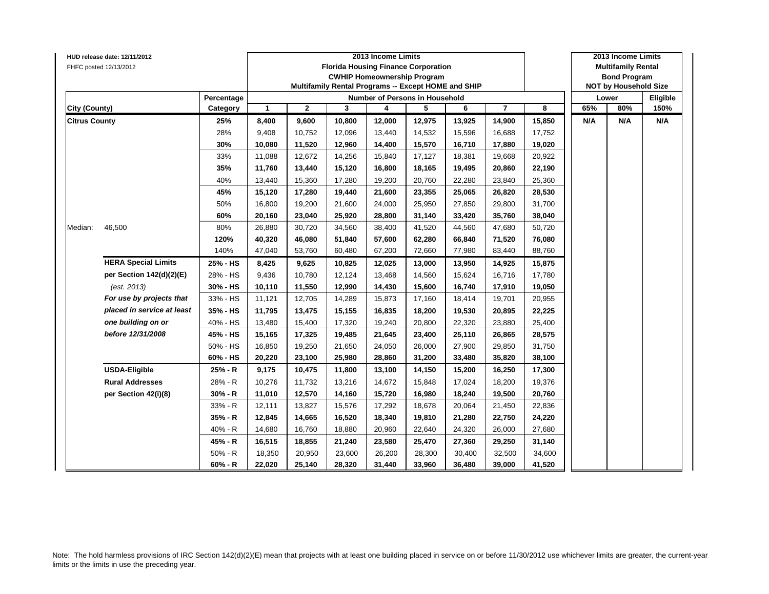HUD release date: 12/11/2012
FHFC posted 12/13/2012

| City (County) | | Percentage Category | 2013 Income Limits Florida Housing Finance Corporation CWHIP Homeownership Program Multifamily Rental Programs -- Except HOME and SHIP — Number of Persons in Household 1 | 2 | 3 | 4 | 5 | 6 | 7 | 8 | 2013 Income Limits Multifamily Rental Bond Program NOT by Household Size — Lower 65% | 80% | Eligible 150% |
|---|---|---|---|---|---|---|---|---|---|---|---|---|---|
| **Citrus County** | | **25%** | **8,400** | **9,600** | **10,800** | **12,000** | **12,975** | **13,925** | **14,900** | **15,850** | **N/A** | **N/A** | **N/A** |
| | | 28% | 9,408 | 10,752 | 12,096 | 13,440 | 14,532 | 15,596 | 16,688 | 17,752 | | | |
| | | **30%** | **10,080** | **11,520** | **12,960** | **14,400** | **15,570** | **16,710** | **17,880** | **19,020** | | | |
| | | 33% | 11,088 | 12,672 | 14,256 | 15,840 | 17,127 | 18,381 | 19,668 | 20,922 | | | |
| | | **35%** | **11,760** | **13,440** | **15,120** | **16,800** | **18,165** | **19,495** | **20,860** | **22,190** | | | |
| | | 40% | 13,440 | 15,360 | 17,280 | 19,200 | 20,760 | 22,280 | 23,840 | 25,360 | | | |
| | | **45%** | **15,120** | **17,280** | **19,440** | **21,600** | **23,355** | **25,065** | **26,820** | **28,530** | | | |
| | | 50% | 16,800 | 19,200 | 21,600 | 24,000 | 25,950 | 27,850 | 29,800 | 31,700 | | | |
| | | **60%** | **20,160** | **23,040** | **25,920** | **28,800** | **31,140** | **33,420** | **35,760** | **38,040** | | | |
| Median: | 46,500 | 80% | 26,880 | 30,720 | 34,560 | 38,400 | 41,520 | 44,560 | 47,680 | 50,720 | | | |
| | | **120%** | **40,320** | **46,080** | **51,840** | **57,600** | **62,280** | **66,840** | **71,520** | **76,080** | | | |
| | | 140% | 47,040 | 53,760 | 60,480 | 67,200 | 72,660 | 77,980 | 83,440 | 88,760 | | | |
| | **HERA Special Limits** | **25% - HS** | **8,425** | **9,625** | **10,825** | **12,025** | **13,000** | **13,950** | **14,925** | **15,875** | | | |
| | **per Section 142(d)(2)(E)** | 28% - HS | 9,436 | 10,780 | 12,124 | 13,468 | 14,560 | 15,624 | 16,716 | 17,780 | | | |
| | *(est. 2013)* | **30% - HS** | **10,110** | **11,550** | **12,990** | **14,430** | **15,600** | **16,740** | **17,910** | **19,050** | | | |
| | ***For use by projects that*** | 33% - HS | 11,121 | 12,705 | 14,289 | 15,873 | 17,160 | 18,414 | 19,701 | 20,955 | | | |
| | ***placed in service at least*** | **35% - HS** | **11,795** | **13,475** | **15,155** | **16,835** | **18,200** | **19,530** | **20,895** | **22,225** | | | |
| | ***one building on or*** | 40% - HS | 13,480 | 15,400 | 17,320 | 19,240 | 20,800 | 22,320 | 23,880 | 25,400 | | | |
| | ***before 12/31/2008*** | **45% - HS** | **15,165** | **17,325** | **19,485** | **21,645** | **23,400** | **25,110** | **26,865** | **28,575** | | | |
| | | 50% - HS | 16,850 | 19,250 | 21,650 | 24,050 | 26,000 | 27,900 | 29,850 | 31,750 | | | |
| | | **60% - HS** | **20,220** | **23,100** | **25,980** | **28,860** | **31,200** | **33,480** | **35,820** | **38,100** | | | |
| | **USDA-Eligible** | **25% - R** | **9,175** | **10,475** | **11,800** | **13,100** | **14,150** | **15,200** | **16,250** | **17,300** | | | |
| | **Rural Addresses** | 28% - R | 10,276 | 11,732 | 13,216 | 14,672 | 15,848 | 17,024 | 18,200 | 19,376 | | | |
| | **per Section 42(i)(8)** | **30% - R** | **11,010** | **12,570** | **14,160** | **15,720** | **16,980** | **18,240** | **19,500** | **20,760** | | | |
| | | 33% - R | 12,111 | 13,827 | 15,576 | 17,292 | 18,678 | 20,064 | 21,450 | 22,836 | | | |
| | | **35% - R** | **12,845** | **14,665** | **16,520** | **18,340** | **19,810** | **21,280** | **22,750** | **24,220** | | | |
| | | 40% - R | 14,680 | 16,760 | 18,880 | 20,960 | 22,640 | 24,320 | 26,000 | 27,680 | | | |
| | | **45% - R** | **16,515** | **18,855** | **21,240** | **23,580** | **25,470** | **27,360** | **29,250** | **31,140** | | | |
| | | 50% - R | 18,350 | 20,950 | 23,600 | 26,200 | 28,300 | 30,400 | 32,500 | 34,600 | | | |
| | | **60% - R** | **22,020** | **25,140** | **28,320** | **31,440** | **33,960** | **36,480** | **39,000** | **41,520** | | | |

Note: The hold harmless provisions of IRC Section 142(d)(2)(E) mean that projects with at least one building placed in service on or before 11/30/2012 use whichever limits are greater, the current-year limits or the limits in use the preceding year.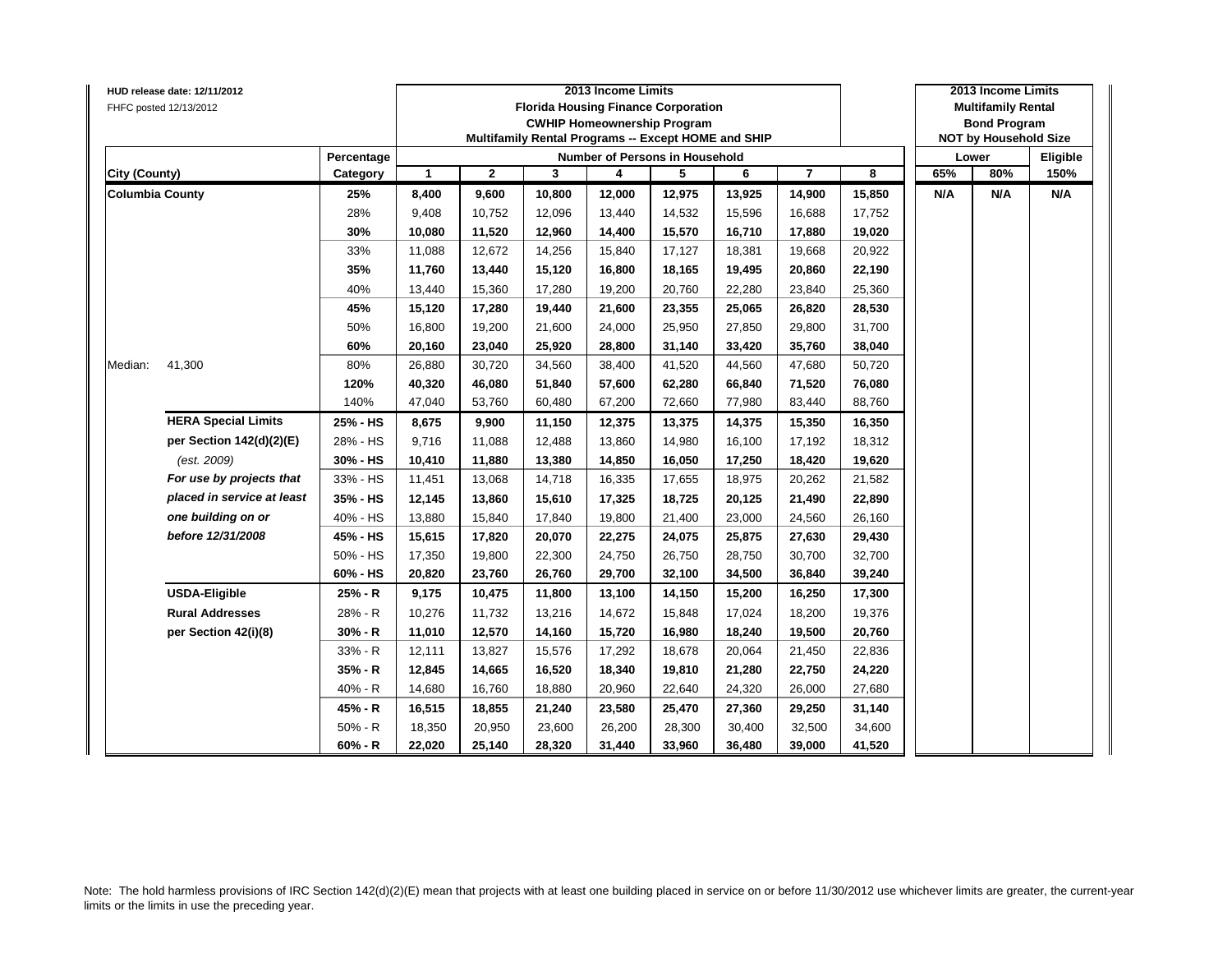HUD release date: 12/11/2012
FHFC posted 12/13/2012

| City (County) | | Percentage Category | 2013 Income Limits<br>Florida Housing Finance Corporation<br>CWHIP Homeownership Program<br>Multifamily Rental Programs -- Except HOME and SHIP<br>Number of Persons in Household: 1 | 2 | 3 | 4 | 5 | 6 | 7 | 8 | 2013 Income Limits<br>Multifamily Rental<br>Bond Program<br>NOT by Household Size<br>Lower: 65% | 80% | Eligible 150% |
|---|---|---|---|---|---|---|---|---|---|---|---|---|---|
| **Columbia County** | | **25%** | **8,400** | **9,600** | **10,800** | **12,000** | **12,975** | **13,925** | **14,900** | **15,850** | **N/A** | **N/A** | **N/A** |
| | | 28% | 9,408 | 10,752 | 12,096 | 13,440 | 14,532 | 15,596 | 16,688 | 17,752 | | | |
| | | **30%** | **10,080** | **11,520** | **12,960** | **14,400** | **15,570** | **16,710** | **17,880** | **19,020** | | | |
| | | 33% | 11,088 | 12,672 | 14,256 | 15,840 | 17,127 | 18,381 | 19,668 | 20,922 | | | |
| | | **35%** | **11,760** | **13,440** | **15,120** | **16,800** | **18,165** | **19,495** | **20,860** | **22,190** | | | |
| | | 40% | 13,440 | 15,360 | 17,280 | 19,200 | 20,760 | 22,280 | 23,840 | 25,360 | | | |
| | | **45%** | **15,120** | **17,280** | **19,440** | **21,600** | **23,355** | **25,065** | **26,820** | **28,530** | | | |
| | | 50% | 16,800 | 19,200 | 21,600 | 24,000 | 25,950 | 27,850 | 29,800 | 31,700 | | | |
| | | **60%** | **20,160** | **23,040** | **25,920** | **28,800** | **31,140** | **33,420** | **35,760** | **38,040** | | | |
| Median: | 41,300 | 80% | 26,880 | 30,720 | 34,560 | 38,400 | 41,520 | 44,560 | 47,680 | 50,720 | | | |
| | | **120%** | **40,320** | **46,080** | **51,840** | **57,600** | **62,280** | **66,840** | **71,520** | **76,080** | | | |
| | | 140% | 47,040 | 53,760 | 60,480 | 67,200 | 72,660 | 77,980 | 83,440 | 88,760 | | | |
| | **HERA Special Limits** | **25% - HS** | **8,675** | **9,900** | **11,150** | **12,375** | **13,375** | **14,375** | **15,350** | **16,350** | | | |
| | **per Section 142(d)(2)(E)** | 28% - HS | 9,716 | 11,088 | 12,488 | 13,860 | 14,980 | 16,100 | 17,192 | 18,312 | | | |
| | *(est. 2009)* | **30% - HS** | **10,410** | **11,880** | **13,380** | **14,850** | **16,050** | **17,250** | **18,420** | **19,620** | | | |
| | ***For use by projects that*** | 33% - HS | 11,451 | 13,068 | 14,718 | 16,335 | 17,655 | 18,975 | 20,262 | 21,582 | | | |
| | ***placed in service at least*** | **35% - HS** | **12,145** | **13,860** | **15,610** | **17,325** | **18,725** | **20,125** | **21,490** | **22,890** | | | |
| | ***one building on or*** | 40% - HS | 13,880 | 15,840 | 17,840 | 19,800 | 21,400 | 23,000 | 24,560 | 26,160 | | | |
| | ***before 12/31/2008*** | **45% - HS** | **15,615** | **17,820** | **20,070** | **22,275** | **24,075** | **25,875** | **27,630** | **29,430** | | | |
| | | 50% - HS | 17,350 | 19,800 | 22,300 | 24,750 | 26,750 | 28,750 | 30,700 | 32,700 | | | |
| | | **60% - HS** | **20,820** | **23,760** | **26,760** | **29,700** | **32,100** | **34,500** | **36,840** | **39,240** | | | |
| | **USDA-Eligible** | **25% - R** | **9,175** | **10,475** | **11,800** | **13,100** | **14,150** | **15,200** | **16,250** | **17,300** | | | |
| | **Rural Addresses** | 28% - R | 10,276 | 11,732 | 13,216 | 14,672 | 15,848 | 17,024 | 18,200 | 19,376 | | | |
| | **per Section 42(i)(8)** | **30% - R** | **11,010** | **12,570** | **14,160** | **15,720** | **16,980** | **18,240** | **19,500** | **20,760** | | | |
| | | 33% - R | 12,111 | 13,827 | 15,576 | 17,292 | 18,678 | 20,064 | 21,450 | 22,836 | | | |
| | | **35% - R** | **12,845** | **14,665** | **16,520** | **18,340** | **19,810** | **21,280** | **22,750** | **24,220** | | | |
| | | 40% - R | 14,680 | 16,760 | 18,880 | 20,960 | 22,640 | 24,320 | 26,000 | 27,680 | | | |
| | | **45% - R** | **16,515** | **18,855** | **21,240** | **23,580** | **25,470** | **27,360** | **29,250** | **31,140** | | | |
| | | 50% - R | 18,350 | 20,950 | 23,600 | 26,200 | 28,300 | 30,400 | 32,500 | 34,600 | | | |
| | | **60% - R** | **22,020** | **25,140** | **28,320** | **31,440** | **33,960** | **36,480** | **39,000** | **41,520** | | | |

Note: The hold harmless provisions of IRC Section 142(d)(2)(E) mean that projects with at least one building placed in service on or before 11/30/2012 use whichever limits are greater, the current-year limits or the limits in use the preceding year.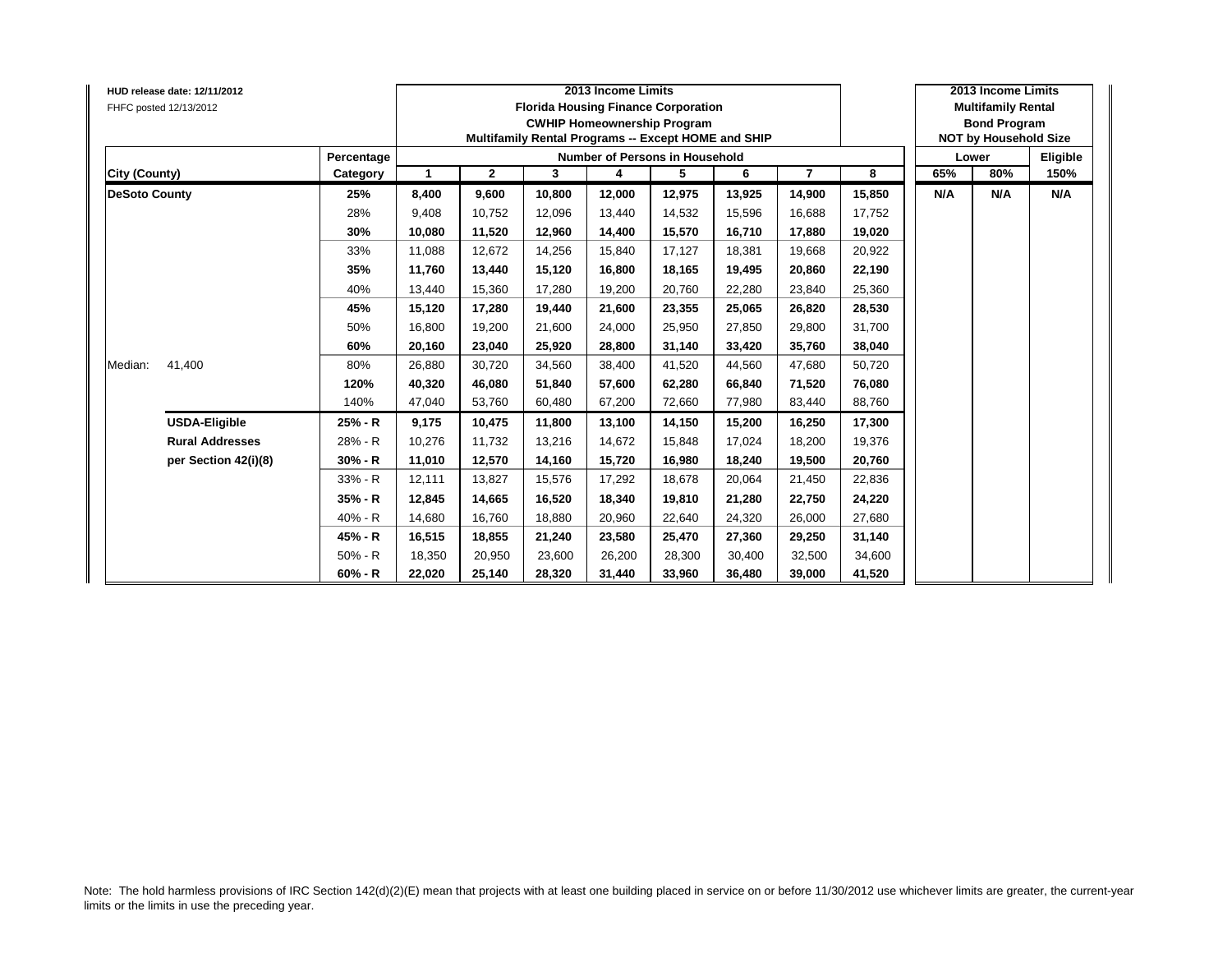HUD release date: 12/11/2012

FHFC posted 12/13/2012

**2013 Income Limits**
**Florida Housing Finance Corporation**
**CWHIP Homeownership Program**
**Multifamily Rental Programs -- Except HOME and SHIP**

**2013 Income Limits**
**Multifamily Rental**
**Bond Program**
**NOT by Household Size**

| City (County) | | Percentage Category | 1 | 2 | 3 | 4 | 5 | 6 | 7 | 8 | Lower 65% | Lower 80% | Eligible 150% |
|---|---|---|---|---|---|---|---|---|---|---|---|---|---|
| **DeSoto County** | | **25%** | **8,400** | **9,600** | **10,800** | **12,000** | **12,975** | **13,925** | **14,900** | **15,850** | **N/A** | **N/A** | **N/A** |
| | | 28% | 9,408 | 10,752 | 12,096 | 13,440 | 14,532 | 15,596 | 16,688 | 17,752 | | | |
| | | **30%** | **10,080** | **11,520** | **12,960** | **14,400** | **15,570** | **16,710** | **17,880** | **19,020** | | | |
| | | 33% | 11,088 | 12,672 | 14,256 | 15,840 | 17,127 | 18,381 | 19,668 | 20,922 | | | |
| | | **35%** | **11,760** | **13,440** | **15,120** | **16,800** | **18,165** | **19,495** | **20,860** | **22,190** | | | |
| | | 40% | 13,440 | 15,360 | 17,280 | 19,200 | 20,760 | 22,280 | 23,840 | 25,360 | | | |
| | | **45%** | **15,120** | **17,280** | **19,440** | **21,600** | **23,355** | **25,065** | **26,820** | **28,530** | | | |
| | | 50% | 16,800 | 19,200 | 21,600 | 24,000 | 25,950 | 27,850 | 29,800 | 31,700 | | | |
| | | **60%** | **20,160** | **23,040** | **25,920** | **28,800** | **31,140** | **33,420** | **35,760** | **38,040** | | | |
| Median: | 41,400 | 80% | 26,880 | 30,720 | 34,560 | 38,400 | 41,520 | 44,560 | 47,680 | 50,720 | | | |
| | | **120%** | **40,320** | **46,080** | **51,840** | **57,600** | **62,280** | **66,840** | **71,520** | **76,080** | | | |
| | | 140% | 47,040 | 53,760 | 60,480 | 67,200 | 72,660 | 77,980 | 83,440 | 88,760 | | | |
| | **USDA-Eligible** | **25% - R** | **9,175** | **10,475** | **11,800** | **13,100** | **14,150** | **15,200** | **16,250** | **17,300** | | | |
| | **Rural Addresses** | 28% - R | 10,276 | 11,732 | 13,216 | 14,672 | 15,848 | 17,024 | 18,200 | 19,376 | | | |
| | **per Section 42(i)(8)** | **30% - R** | **11,010** | **12,570** | **14,160** | **15,720** | **16,980** | **18,240** | **19,500** | **20,760** | | | |
| | | 33% - R | 12,111 | 13,827 | 15,576 | 17,292 | 18,678 | 20,064 | 21,450 | 22,836 | | | |
| | | **35% - R** | **12,845** | **14,665** | **16,520** | **18,340** | **19,810** | **21,280** | **22,750** | **24,220** | | | |
| | | 40% - R | 14,680 | 16,760 | 18,880 | 20,960 | 22,640 | 24,320 | 26,000 | 27,680 | | | |
| | | **45% - R** | **16,515** | **18,855** | **21,240** | **23,580** | **25,470** | **27,360** | **29,250** | **31,140** | | | |
| | | 50% - R | 18,350 | 20,950 | 23,600 | 26,200 | 28,300 | 30,400 | 32,500 | 34,600 | | | |
| | | **60% - R** | **22,020** | **25,140** | **28,320** | **31,440** | **33,960** | **36,480** | **39,000** | **41,520** | | | |

Note: The hold harmless provisions of IRC Section 142(d)(2)(E) mean that projects with at least one building placed in service on or before 11/30/2012 use whichever limits are greater, the current-year limits or the limits in use the preceding year.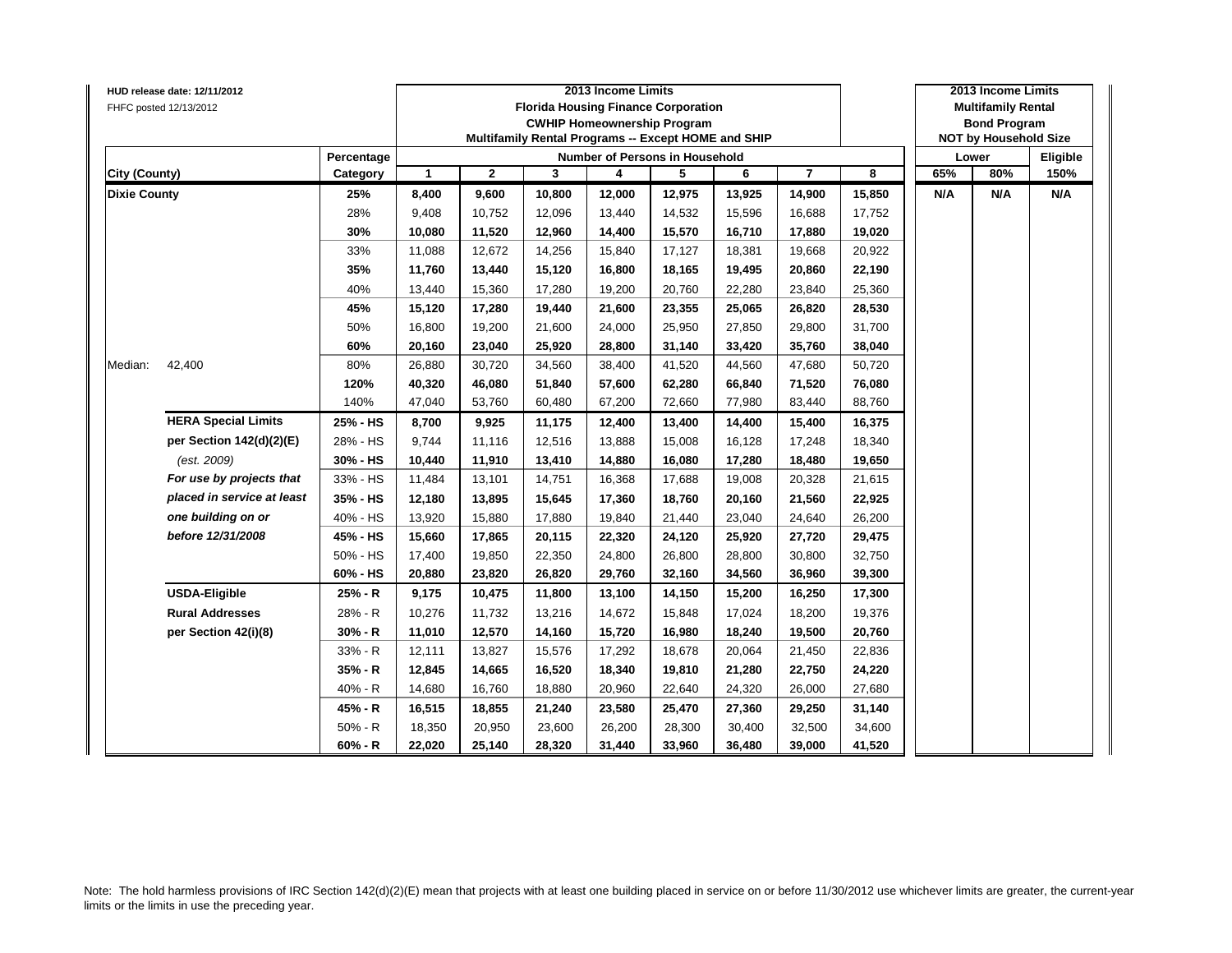HUD release date: 12/11/2012
FHFC posted 12/13/2012

| City (County) | | Percentage Category | 2013 Income Limits<br>Florida Housing Finance Corporation<br>CWHIP Homeownership Program<br>Multifamily Rental Programs -- Except HOME and SHIP<br>Number of Persons in Household<br>1 | 2 | 3 | 4 | 5 | 6 | 7 | 8 | 2013 Income Limits<br>Multifamily Rental<br>Bond Program<br>NOT by Household Size<br>Lower<br>65% | 80% | Eligible<br>150% |
|---|---|---|---|---|---|---|---|---|---|---|---|---|---|
| **Dixie County** | | **25%** | **8,400** | **9,600** | **10,800** | **12,000** | **12,975** | **13,925** | **14,900** | **15,850** | **N/A** | **N/A** | **N/A** |
| | | 28% | 9,408 | 10,752 | 12,096 | 13,440 | 14,532 | 15,596 | 16,688 | 17,752 | | | |
| | | **30%** | **10,080** | **11,520** | **12,960** | **14,400** | **15,570** | **16,710** | **17,880** | **19,020** | | | |
| | | 33% | 11,088 | 12,672 | 14,256 | 15,840 | 17,127 | 18,381 | 19,668 | 20,922 | | | |
| | | **35%** | **11,760** | **13,440** | **15,120** | **16,800** | **18,165** | **19,495** | **20,860** | **22,190** | | | |
| | | 40% | 13,440 | 15,360 | 17,280 | 19,200 | 20,760 | 22,280 | 23,840 | 25,360 | | | |
| | | **45%** | **15,120** | **17,280** | **19,440** | **21,600** | **23,355** | **25,065** | **26,820** | **28,530** | | | |
| | | 50% | 16,800 | 19,200 | 21,600 | 24,000 | 25,950 | 27,850 | 29,800 | 31,700 | | | |
| | | **60%** | **20,160** | **23,040** | **25,920** | **28,800** | **31,140** | **33,420** | **35,760** | **38,040** | | | |
| Median: | 42,400 | 80% | 26,880 | 30,720 | 34,560 | 38,400 | 41,520 | 44,560 | 47,680 | 50,720 | | | |
| | | **120%** | **40,320** | **46,080** | **51,840** | **57,600** | **62,280** | **66,840** | **71,520** | **76,080** | | | |
| | | 140% | 47,040 | 53,760 | 60,480 | 67,200 | 72,660 | 77,980 | 83,440 | 88,760 | | | |
| | **HERA Special Limits** | **25% - HS** | **8,700** | **9,925** | **11,175** | **12,400** | **13,400** | **14,400** | **15,400** | **16,375** | | | |
| | **per Section 142(d)(2)(E)** | 28% - HS | 9,744 | 11,116 | 12,516 | 13,888 | 15,008 | 16,128 | 17,248 | 18,340 | | | |
| | *(est. 2009)* | **30% - HS** | **10,440** | **11,910** | **13,410** | **14,880** | **16,080** | **17,280** | **18,480** | **19,650** | | | |
| | ***For use by projects that*** | 33% - HS | 11,484 | 13,101 | 14,751 | 16,368 | 17,688 | 19,008 | 20,328 | 21,615 | | | |
| | ***placed in service at least*** | **35% - HS** | **12,180** | **13,895** | **15,645** | **17,360** | **18,760** | **20,160** | **21,560** | **22,925** | | | |
| | ***one building on or*** | 40% - HS | 13,920 | 15,880 | 17,880 | 19,840 | 21,440 | 23,040 | 24,640 | 26,200 | | | |
| | ***before 12/31/2008*** | **45% - HS** | **15,660** | **17,865** | **20,115** | **22,320** | **24,120** | **25,920** | **27,720** | **29,475** | | | |
| | | 50% - HS | 17,400 | 19,850 | 22,350 | 24,800 | 26,800 | 28,800 | 30,800 | 32,750 | | | |
| | | **60% - HS** | **20,880** | **23,820** | **26,820** | **29,760** | **32,160** | **34,560** | **36,960** | **39,300** | | | |
| | **USDA-Eligible** | **25% - R** | **9,175** | **10,475** | **11,800** | **13,100** | **14,150** | **15,200** | **16,250** | **17,300** | | | |
| | **Rural Addresses** | 28% - R | 10,276 | 11,732 | 13,216 | 14,672 | 15,848 | 17,024 | 18,200 | 19,376 | | | |
| | **per Section 42(i)(8)** | **30% - R** | **11,010** | **12,570** | **14,160** | **15,720** | **16,980** | **18,240** | **19,500** | **20,760** | | | |
| | | 33% - R | 12,111 | 13,827 | 15,576 | 17,292 | 18,678 | 20,064 | 21,450 | 22,836 | | | |
| | | **35% - R** | **12,845** | **14,665** | **16,520** | **18,340** | **19,810** | **21,280** | **22,750** | **24,220** | | | |
| | | 40% - R | 14,680 | 16,760 | 18,880 | 20,960 | 22,640 | 24,320 | 26,000 | 27,680 | | | |
| | | **45% - R** | **16,515** | **18,855** | **21,240** | **23,580** | **25,470** | **27,360** | **29,250** | **31,140** | | | |
| | | 50% - R | 18,350 | 20,950 | 23,600 | 26,200 | 28,300 | 30,400 | 32,500 | 34,600 | | | |
| | | **60% - R** | **22,020** | **25,140** | **28,320** | **31,440** | **33,960** | **36,480** | **39,000** | **41,520** | | | |

Note: The hold harmless provisions of IRC Section 142(d)(2)(E) mean that projects with at least one building placed in service on or before 11/30/2012 use whichever limits are greater, the current-year limits or the limits in use the preceding year.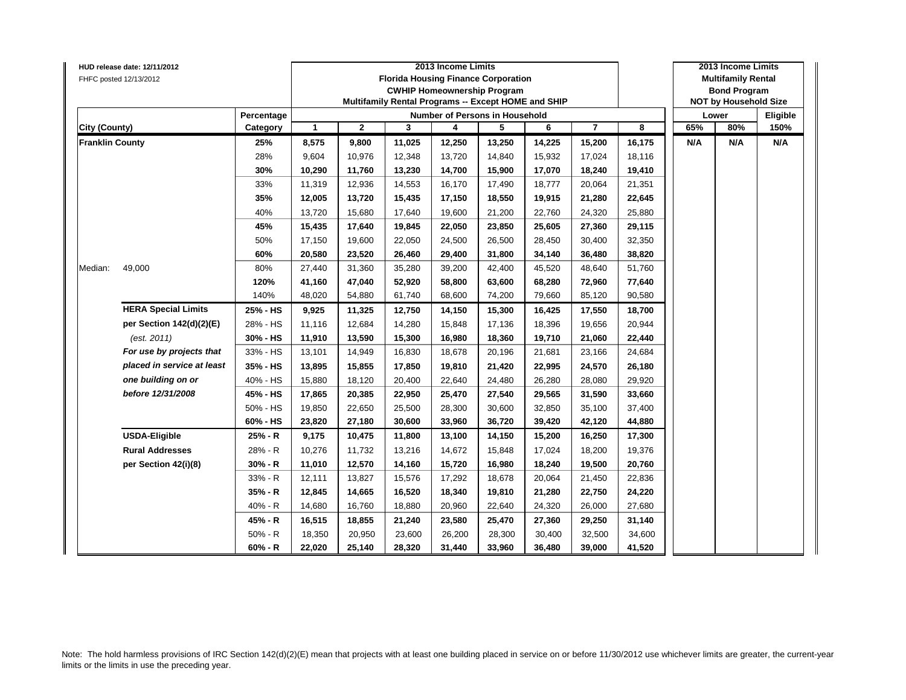HUD release date: 12/11/2012
FHFC posted 12/13/2012

| | | | 2013 Income Limits<br>Florida Housing Finance Corporation<br>CWHIP Homeownership Program<br>Multifamily Rental Programs -- Except HOME and SHIP | | | | | | | | 2013 Income Limits<br>Multifamily Rental<br>Bond Program<br>NOT by Household Size | | |
|---|---|---|---|---|---|---|---|---|---|---|---|---|---|
| | | Percentage | Number of Persons in Household | | | | | | | | Lower | | Eligible |
| City (County) | | Category | 1 | 2 | 3 | 4 | 5 | 6 | 7 | 8 | 65% | 80% | 150% |
| **Franklin County** | | **25%** | **8,575** | **9,800** | **11,025** | **12,250** | **13,250** | **14,225** | **15,200** | **16,175** | **N/A** | **N/A** | **N/A** |
| | | 28% | 9,604 | 10,976 | 12,348 | 13,720 | 14,840 | 15,932 | 17,024 | 18,116 | | | |
| | | **30%** | **10,290** | **11,760** | **13,230** | **14,700** | **15,900** | **17,070** | **18,240** | **19,410** | | | |
| | | 33% | 11,319 | 12,936 | 14,553 | 16,170 | 17,490 | 18,777 | 20,064 | 21,351 | | | |
| | | **35%** | **12,005** | **13,720** | **15,435** | **17,150** | **18,550** | **19,915** | **21,280** | **22,645** | | | |
| | | 40% | 13,720 | 15,680 | 17,640 | 19,600 | 21,200 | 22,760 | 24,320 | 25,880 | | | |
| | | **45%** | **15,435** | **17,640** | **19,845** | **22,050** | **23,850** | **25,605** | **27,360** | **29,115** | | | |
| | | 50% | 17,150 | 19,600 | 22,050 | 24,500 | 26,500 | 28,450 | 30,400 | 32,350 | | | |
| | | **60%** | **20,580** | **23,520** | **26,460** | **29,400** | **31,800** | **34,140** | **36,480** | **38,820** | | | |
| Median: | 49,000 | 80% | 27,440 | 31,360 | 35,280 | 39,200 | 42,400 | 45,520 | 48,640 | 51,760 | | | |
| | | **120%** | **41,160** | **47,040** | **52,920** | **58,800** | **63,600** | **68,280** | **72,960** | **77,640** | | | |
| | | 140% | 48,020 | 54,880 | 61,740 | 68,600 | 74,200 | 79,660 | 85,120 | 90,580 | | | |
| | **HERA Special Limits** | **25% - HS** | **9,925** | **11,325** | **12,750** | **14,150** | **15,300** | **16,425** | **17,550** | **18,700** | | | |
| | **per Section 142(d)(2)(E)** | 28% - HS | 11,116 | 12,684 | 14,280 | 15,848 | 17,136 | 18,396 | 19,656 | 20,944 | | | |
| | *(est. 2011)* | **30% - HS** | **11,910** | **13,590** | **15,300** | **16,980** | **18,360** | **19,710** | **21,060** | **22,440** | | | |
| | ***For use by projects that*** | 33% - HS | 13,101 | 14,949 | 16,830 | 18,678 | 20,196 | 21,681 | 23,166 | 24,684 | | | |
| | ***placed in service at least*** | **35% - HS** | **13,895** | **15,855** | **17,850** | **19,810** | **21,420** | **22,995** | **24,570** | **26,180** | | | |
| | ***one building on or*** | 40% - HS | 15,880 | 18,120 | 20,400 | 22,640 | 24,480 | 26,280 | 28,080 | 29,920 | | | |
| | ***before 12/31/2008*** | **45% - HS** | **17,865** | **20,385** | **22,950** | **25,470** | **27,540** | **29,565** | **31,590** | **33,660** | | | |
| | | 50% - HS | 19,850 | 22,650 | 25,500 | 28,300 | 30,600 | 32,850 | 35,100 | 37,400 | | | |
| | | **60% - HS** | **23,820** | **27,180** | **30,600** | **33,960** | **36,720** | **39,420** | **42,120** | **44,880** | | | |
| | **USDA-Eligible** | **25% - R** | **9,175** | **10,475** | **11,800** | **13,100** | **14,150** | **15,200** | **16,250** | **17,300** | | | |
| | **Rural Addresses** | 28% - R | 10,276 | 11,732 | 13,216 | 14,672 | 15,848 | 17,024 | 18,200 | 19,376 | | | |
| | **per Section 42(i)(8)** | **30% - R** | **11,010** | **12,570** | **14,160** | **15,720** | **16,980** | **18,240** | **19,500** | **20,760** | | | |
| | | 33% - R | 12,111 | 13,827 | 15,576 | 17,292 | 18,678 | 20,064 | 21,450 | 22,836 | | | |
| | | **35% - R** | **12,845** | **14,665** | **16,520** | **18,340** | **19,810** | **21,280** | **22,750** | **24,220** | | | |
| | | 40% - R | 14,680 | 16,760 | 18,880 | 20,960 | 22,640 | 24,320 | 26,000 | 27,680 | | | |
| | | **45% - R** | **16,515** | **18,855** | **21,240** | **23,580** | **25,470** | **27,360** | **29,250** | **31,140** | | | |
| | | 50% - R | 18,350 | 20,950 | 23,600 | 26,200 | 28,300 | 30,400 | 32,500 | 34,600 | | | |
| | | **60% - R** | **22,020** | **25,140** | **28,320** | **31,440** | **33,960** | **36,480** | **39,000** | **41,520** | | | |

Note: The hold harmless provisions of IRC Section 142(d)(2)(E) mean that projects with at least one building placed in service on or before 11/30/2012 use whichever limits are greater, the current-year limits or the limits in use the preceding year.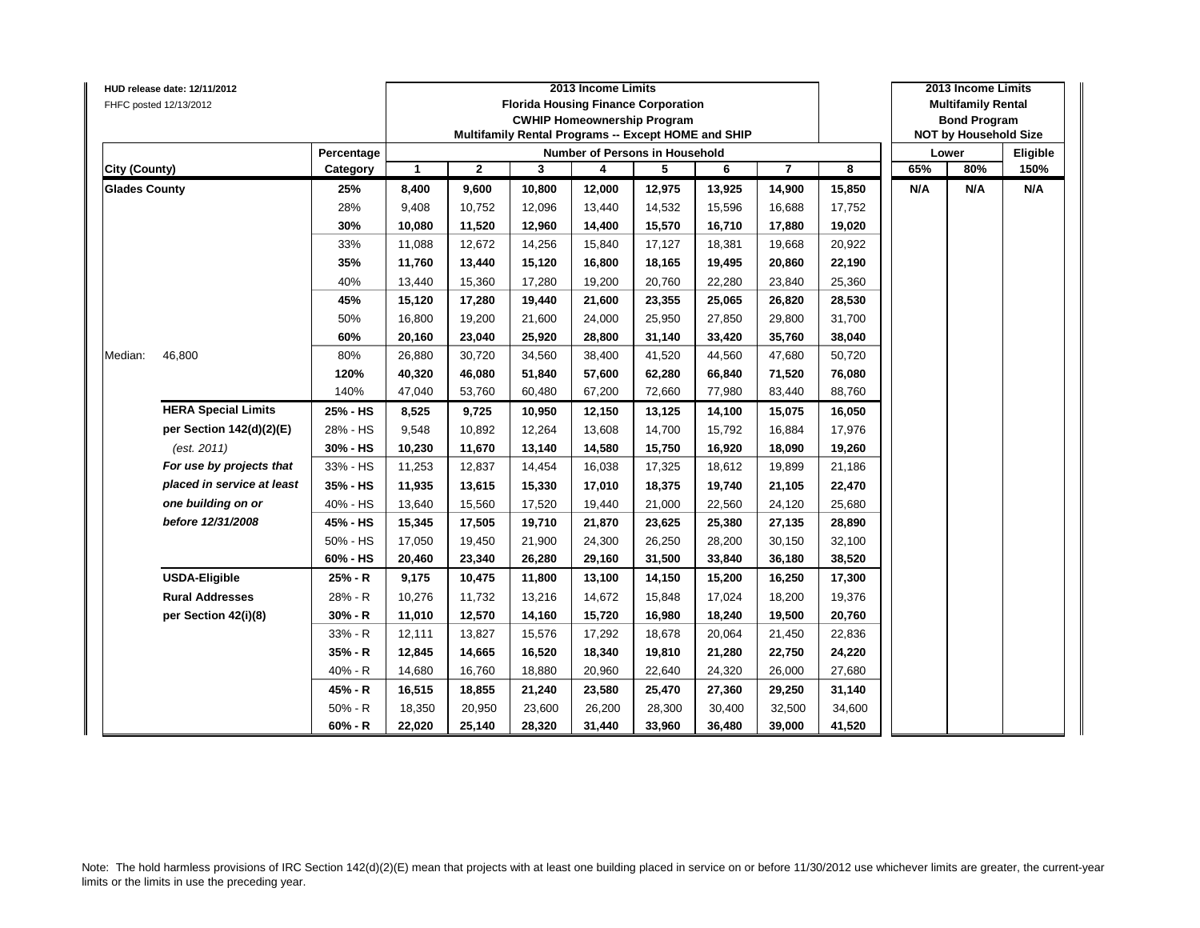HUD release date: 12/11/2012
FHFC posted 12/13/2012

| City (County) | | Percentage Category | 2013 Income Limits<br>Florida Housing Finance Corporation<br>CWHIP Homeownership Program<br>Multifamily Rental Programs -- Except HOME and SHIP<br>Number of Persons in Household<br>1 | 2 | 3 | 4 | 5 | 6 | 7 | 8 | 2013 Income Limits<br>Multifamily Rental<br>Bond Program<br>NOT by Household Size<br>Lower<br>65% | 80% | Eligible<br>150% |
|---|---|---|---|---|---|---|---|---|---|---|---|---|---|
| **Glades County** | | **25%** | **8,400** | **9,600** | **10,800** | **12,000** | **12,975** | **13,925** | **14,900** | **15,850** | **N/A** | **N/A** | **N/A** |
| | | 28% | 9,408 | 10,752 | 12,096 | 13,440 | 14,532 | 15,596 | 16,688 | 17,752 | | | |
| | | **30%** | **10,080** | **11,520** | **12,960** | **14,400** | **15,570** | **16,710** | **17,880** | **19,020** | | | |
| | | 33% | 11,088 | 12,672 | 14,256 | 15,840 | 17,127 | 18,381 | 19,668 | 20,922 | | | |
| | | **35%** | **11,760** | **13,440** | **15,120** | **16,800** | **18,165** | **19,495** | **20,860** | **22,190** | | | |
| | | 40% | 13,440 | 15,360 | 17,280 | 19,200 | 20,760 | 22,280 | 23,840 | 25,360 | | | |
| | | **45%** | **15,120** | **17,280** | **19,440** | **21,600** | **23,355** | **25,065** | **26,820** | **28,530** | | | |
| | | 50% | 16,800 | 19,200 | 21,600 | 24,000 | 25,950 | 27,850 | 29,800 | 31,700 | | | |
| | | **60%** | **20,160** | **23,040** | **25,920** | **28,800** | **31,140** | **33,420** | **35,760** | **38,040** | | | |
| Median: | 46,800 | 80% | 26,880 | 30,720 | 34,560 | 38,400 | 41,520 | 44,560 | 47,680 | 50,720 | | | |
| | | **120%** | **40,320** | **46,080** | **51,840** | **57,600** | **62,280** | **66,840** | **71,520** | **76,080** | | | |
| | | 140% | 47,040 | 53,760 | 60,480 | 67,200 | 72,660 | 77,980 | 83,440 | 88,760 | | | |
| | **HERA Special Limits** | **25% - HS** | **8,525** | **9,725** | **10,950** | **12,150** | **13,125** | **14,100** | **15,075** | **16,050** | | | |
| | **per Section 142(d)(2)(E)** | 28% - HS | 9,548 | 10,892 | 12,264 | 13,608 | 14,700 | 15,792 | 16,884 | 17,976 | | | |
| | *(est. 2011)* | **30% - HS** | **10,230** | **11,670** | **13,140** | **14,580** | **15,750** | **16,920** | **18,090** | **19,260** | | | |
| | ***For use by projects that*** | 33% - HS | 11,253 | 12,837 | 14,454 | 16,038 | 17,325 | 18,612 | 19,899 | 21,186 | | | |
| | ***placed in service at least*** | **35% - HS** | **11,935** | **13,615** | **15,330** | **17,010** | **18,375** | **19,740** | **21,105** | **22,470** | | | |
| | ***one building on or*** | 40% - HS | 13,640 | 15,560 | 17,520 | 19,440 | 21,000 | 22,560 | 24,120 | 25,680 | | | |
| | ***before 12/31/2008*** | **45% - HS** | **15,345** | **17,505** | **19,710** | **21,870** | **23,625** | **25,380** | **27,135** | **28,890** | | | |
| | | 50% - HS | 17,050 | 19,450 | 21,900 | 24,300 | 26,250 | 28,200 | 30,150 | 32,100 | | | |
| | | **60% - HS** | **20,460** | **23,340** | **26,280** | **29,160** | **31,500** | **33,840** | **36,180** | **38,520** | | | |
| | **USDA-Eligible** | **25% - R** | **9,175** | **10,475** | **11,800** | **13,100** | **14,150** | **15,200** | **16,250** | **17,300** | | | |
| | **Rural Addresses** | 28% - R | 10,276 | 11,732 | 13,216 | 14,672 | 15,848 | 17,024 | 18,200 | 19,376 | | | |
| | **per Section 42(i)(8)** | **30% - R** | **11,010** | **12,570** | **14,160** | **15,720** | **16,980** | **18,240** | **19,500** | **20,760** | | | |
| | | 33% - R | 12,111 | 13,827 | 15,576 | 17,292 | 18,678 | 20,064 | 21,450 | 22,836 | | | |
| | | **35% - R** | **12,845** | **14,665** | **16,520** | **18,340** | **19,810** | **21,280** | **22,750** | **24,220** | | | |
| | | 40% - R | 14,680 | 16,760 | 18,880 | 20,960 | 22,640 | 24,320 | 26,000 | 27,680 | | | |
| | | **45% - R** | **16,515** | **18,855** | **21,240** | **23,580** | **25,470** | **27,360** | **29,250** | **31,140** | | | |
| | | 50% - R | 18,350 | 20,950 | 23,600 | 26,200 | 28,300 | 30,400 | 32,500 | 34,600 | | | |
| | | **60% - R** | **22,020** | **25,140** | **28,320** | **31,440** | **33,960** | **36,480** | **39,000** | **41,520** | | | |

Note: The hold harmless provisions of IRC Section 142(d)(2)(E) mean that projects with at least one building placed in service on or before 11/30/2012 use whichever limits are greater, the current-year limits or the limits in use the preceding year.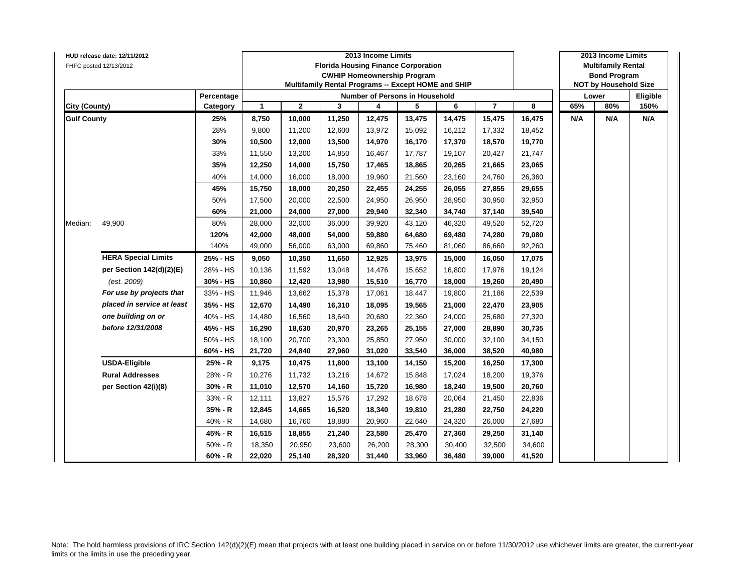HUD release date: 12/11/2012
FHFC posted 12/13/2012

| City (County) | | Percentage Category | 2013 Income Limits<br>Florida Housing Finance Corporation<br>CWHIP Homeownership Program<br>Multifamily Rental Programs -- Except HOME and SHIP<br>Number of Persons in Household | | | | | | | | 2013 Income Limits<br>Multifamily Rental<br>Bond Program<br>NOT by Household Size<br>Lower | | |
|---|---|---|---|---|---|---|---|---|---|---|---|---|---|
| | | | 1 | 2 | 3 | 4 | 5 | 6 | 7 | 8 | 65% | 80% | Eligible 150% |
| **Gulf County** | | **25%** | **8,750** | **10,000** | **11,250** | **12,475** | **13,475** | **14,475** | **15,475** | **16,475** | **N/A** | **N/A** | **N/A** |
| | | 28% | 9,800 | 11,200 | 12,600 | 13,972 | 15,092 | 16,212 | 17,332 | 18,452 | | | |
| | | **30%** | **10,500** | **12,000** | **13,500** | **14,970** | **16,170** | **17,370** | **18,570** | **19,770** | | | |
| | | 33% | 11,550 | 13,200 | 14,850 | 16,467 | 17,787 | 19,107 | 20,427 | 21,747 | | | |
| | | **35%** | **12,250** | **14,000** | **15,750** | **17,465** | **18,865** | **20,265** | **21,665** | **23,065** | | | |
| | | 40% | 14,000 | 16,000 | 18,000 | 19,960 | 21,560 | 23,160 | 24,760 | 26,360 | | | |
| | | **45%** | **15,750** | **18,000** | **20,250** | **22,455** | **24,255** | **26,055** | **27,855** | **29,655** | | | |
| | | 50% | 17,500 | 20,000 | 22,500 | 24,950 | 26,950 | 28,950 | 30,950 | 32,950 | | | |
| | | **60%** | **21,000** | **24,000** | **27,000** | **29,940** | **32,340** | **34,740** | **37,140** | **39,540** | | | |
| Median: | 49,900 | 80% | 28,000 | 32,000 | 36,000 | 39,920 | 43,120 | 46,320 | 49,520 | 52,720 | | | |
| | | **120%** | **42,000** | **48,000** | **54,000** | **59,880** | **64,680** | **69,480** | **74,280** | **79,080** | | | |
| | | 140% | 49,000 | 56,000 | 63,000 | 69,860 | 75,460 | 81,060 | 86,660 | 92,260 | | | |
| | **HERA Special Limits** | **25% - HS** | **9,050** | **10,350** | **11,650** | **12,925** | **13,975** | **15,000** | **16,050** | **17,075** | | | |
| | **per Section 142(d)(2)(E)** | 28% - HS | 10,136 | 11,592 | 13,048 | 14,476 | 15,652 | 16,800 | 17,976 | 19,124 | | | |
| | *(est. 2009)* | **30% - HS** | **10,860** | **12,420** | **13,980** | **15,510** | **16,770** | **18,000** | **19,260** | **20,490** | | | |
| | ***For use by projects that*** | 33% - HS | 11,946 | 13,662 | 15,378 | 17,061 | 18,447 | 19,800 | 21,186 | 22,539 | | | |
| | ***placed in service at least*** | **35% - HS** | **12,670** | **14,490** | **16,310** | **18,095** | **19,565** | **21,000** | **22,470** | **23,905** | | | |
| | ***one building on or*** | 40% - HS | 14,480 | 16,560 | 18,640 | 20,680 | 22,360 | 24,000 | 25,680 | 27,320 | | | |
| | ***before 12/31/2008*** | **45% - HS** | **16,290** | **18,630** | **20,970** | **23,265** | **25,155** | **27,000** | **28,890** | **30,735** | | | |
| | | 50% - HS | 18,100 | 20,700 | 23,300 | 25,850 | 27,950 | 30,000 | 32,100 | 34,150 | | | |
| | | **60% - HS** | **21,720** | **24,840** | **27,960** | **31,020** | **33,540** | **36,000** | **38,520** | **40,980** | | | |
| | **USDA-Eligible** | **25% - R** | **9,175** | **10,475** | **11,800** | **13,100** | **14,150** | **15,200** | **16,250** | **17,300** | | | |
| | **Rural Addresses** | 28% - R | 10,276 | 11,732 | 13,216 | 14,672 | 15,848 | 17,024 | 18,200 | 19,376 | | | |
| | **per Section 42(i)(8)** | **30% - R** | **11,010** | **12,570** | **14,160** | **15,720** | **16,980** | **18,240** | **19,500** | **20,760** | | | |
| | | 33% - R | 12,111 | 13,827 | 15,576 | 17,292 | 18,678 | 20,064 | 21,450 | 22,836 | | | |
| | | **35% - R** | **12,845** | **14,665** | **16,520** | **18,340** | **19,810** | **21,280** | **22,750** | **24,220** | | | |
| | | 40% - R | 14,680 | 16,760 | 18,880 | 20,960 | 22,640 | 24,320 | 26,000 | 27,680 | | | |
| | | **45% - R** | **16,515** | **18,855** | **21,240** | **23,580** | **25,470** | **27,360** | **29,250** | **31,140** | | | |
| | | 50% - R | 18,350 | 20,950 | 23,600 | 26,200 | 28,300 | 30,400 | 32,500 | 34,600 | | | |
| | | **60% - R** | **22,020** | **25,140** | **28,320** | **31,440** | **33,960** | **36,480** | **39,000** | **41,520** | | | |

Note: The hold harmless provisions of IRC Section 142(d)(2)(E) mean that projects with at least one building placed in service on or before 11/30/2012 use whichever limits are greater, the current-year limits or the limits in use the preceding year.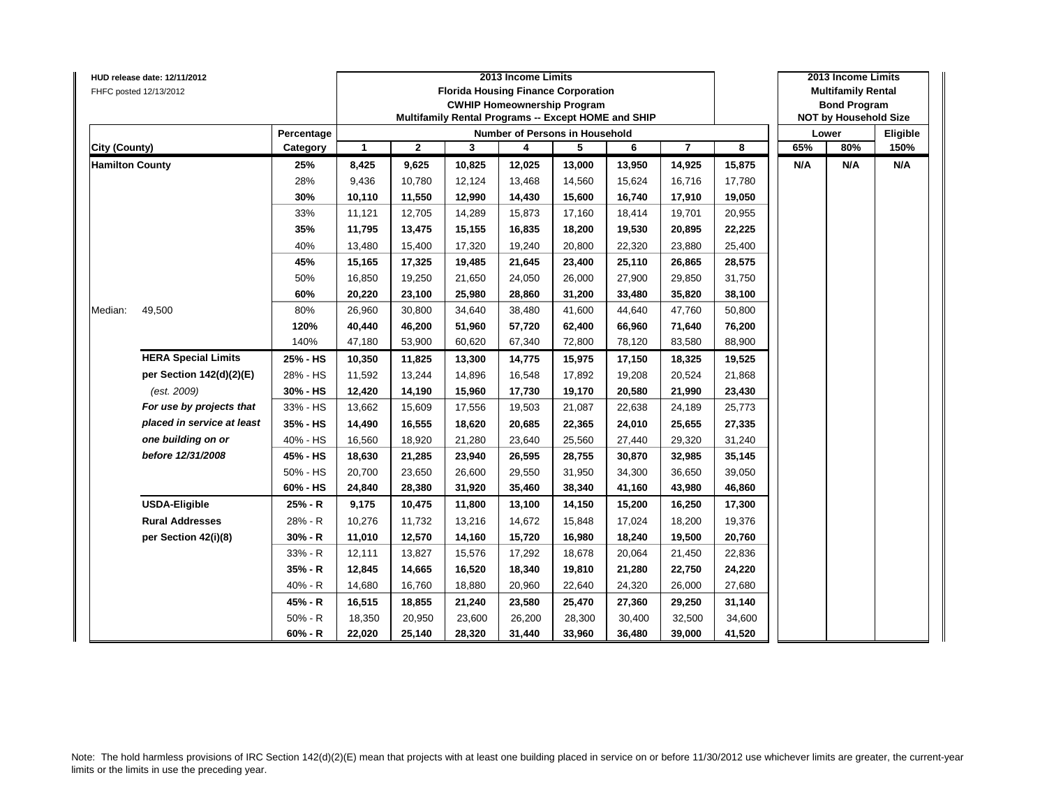HUD release date: 12/11/2012
FHFC posted 12/13/2012

| | | 2013 Income Limits Florida Housing Finance Corporation CWHIP Homeownership Program Multifamily Rental Programs -- Except HOME and SHIP | | | | | | | | 2013 Income Limits Multifamily Rental Bond Program NOT by Household Size | | |
|---|---|---|---|---|---|---|---|---|---|---|---|---|
| | Percentage | Number of Persons in Household | | | | | | | | Lower | | Eligible |
| City (County) | Category | 1 | 2 | 3 | 4 | 5 | 6 | 7 | 8 | 65% | 80% | 150% |
| **Hamilton County** | **25%** | **8,425** | **9,625** | **10,825** | **12,025** | **13,000** | **13,950** | **14,925** | **15,875** | **N/A** | **N/A** | **N/A** |
| | 28% | 9,436 | 10,780 | 12,124 | 13,468 | 14,560 | 15,624 | 16,716 | 17,780 | | | |
| | **30%** | **10,110** | **11,550** | **12,990** | **14,430** | **15,600** | **16,740** | **17,910** | **19,050** | | | |
| | 33% | 11,121 | 12,705 | 14,289 | 15,873 | 17,160 | 18,414 | 19,701 | 20,955 | | | |
| | **35%** | **11,795** | **13,475** | **15,155** | **16,835** | **18,200** | **19,530** | **20,895** | **22,225** | | | |
| | 40% | 13,480 | 15,400 | 17,320 | 19,240 | 20,800 | 22,320 | 23,880 | 25,400 | | | |
| | **45%** | **15,165** | **17,325** | **19,485** | **21,645** | **23,400** | **25,110** | **26,865** | **28,575** | | | |
| | 50% | 16,850 | 19,250 | 21,650 | 24,050 | 26,000 | 27,900 | 29,850 | 31,750 | | | |
| | **60%** | **20,220** | **23,100** | **25,980** | **28,860** | **31,200** | **33,480** | **35,820** | **38,100** | | | |
| Median: 49,500 | 80% | 26,960 | 30,800 | 34,640 | 38,480 | 41,600 | 44,640 | 47,760 | 50,800 | | | |
| | **120%** | **40,440** | **46,200** | **51,960** | **57,720** | **62,400** | **66,960** | **71,640** | **76,200** | | | |
| | 140% | 47,180 | 53,900 | 60,620 | 67,340 | 72,800 | 78,120 | 83,580 | 88,900 | | | |
| **HERA Special Limits** | **25% - HS** | **10,350** | **11,825** | **13,300** | **14,775** | **15,975** | **17,150** | **18,325** | **19,525** | | | |
| **per Section 142(d)(2)(E)** | 28% - HS | 11,592 | 13,244 | 14,896 | 16,548 | 17,892 | 19,208 | 20,524 | 21,868 | | | |
| *(est. 2009)* | **30% - HS** | **12,420** | **14,190** | **15,960** | **17,730** | **19,170** | **20,580** | **21,990** | **23,430** | | | |
| ***For use by projects that*** | 33% - HS | 13,662 | 15,609 | 17,556 | 19,503 | 21,087 | 22,638 | 24,189 | 25,773 | | | |
| ***placed in service at least*** | **35% - HS** | **14,490** | **16,555** | **18,620** | **20,685** | **22,365** | **24,010** | **25,655** | **27,335** | | | |
| ***one building on or*** | 40% - HS | 16,560 | 18,920 | 21,280 | 23,640 | 25,560 | 27,440 | 29,320 | 31,240 | | | |
| ***before 12/31/2008*** | **45% - HS** | **18,630** | **21,285** | **23,940** | **26,595** | **28,755** | **30,870** | **32,985** | **35,145** | | | |
| | 50% - HS | 20,700 | 23,650 | 26,600 | 29,550 | 31,950 | 34,300 | 36,650 | 39,050 | | | |
| | **60% - HS** | **24,840** | **28,380** | **31,920** | **35,460** | **38,340** | **41,160** | **43,980** | **46,860** | | | |
| **USDA-Eligible** | **25% - R** | **9,175** | **10,475** | **11,800** | **13,100** | **14,150** | **15,200** | **16,250** | **17,300** | | | |
| **Rural Addresses** | 28% - R | 10,276 | 11,732 | 13,216 | 14,672 | 15,848 | 17,024 | 18,200 | 19,376 | | | |
| **per Section 42(i)(8)** | **30% - R** | **11,010** | **12,570** | **14,160** | **15,720** | **16,980** | **18,240** | **19,500** | **20,760** | | | |
| | 33% - R | 12,111 | 13,827 | 15,576 | 17,292 | 18,678 | 20,064 | 21,450 | 22,836 | | | |
| | **35% - R** | **12,845** | **14,665** | **16,520** | **18,340** | **19,810** | **21,280** | **22,750** | **24,220** | | | |
| | 40% - R | 14,680 | 16,760 | 18,880 | 20,960 | 22,640 | 24,320 | 26,000 | 27,680 | | | |
| | **45% - R** | **16,515** | **18,855** | **21,240** | **23,580** | **25,470** | **27,360** | **29,250** | **31,140** | | | |
| | 50% - R | 18,350 | 20,950 | 23,600 | 26,200 | 28,300 | 30,400 | 32,500 | 34,600 | | | |
| | **60% - R** | **22,020** | **25,140** | **28,320** | **31,440** | **33,960** | **36,480** | **39,000** | **41,520** | | | |

Note: The hold harmless provisions of IRC Section 142(d)(2)(E) mean that projects with at least one building placed in service on or before 11/30/2012 use whichever limits are greater, the current-year limits or the limits in use the preceding year.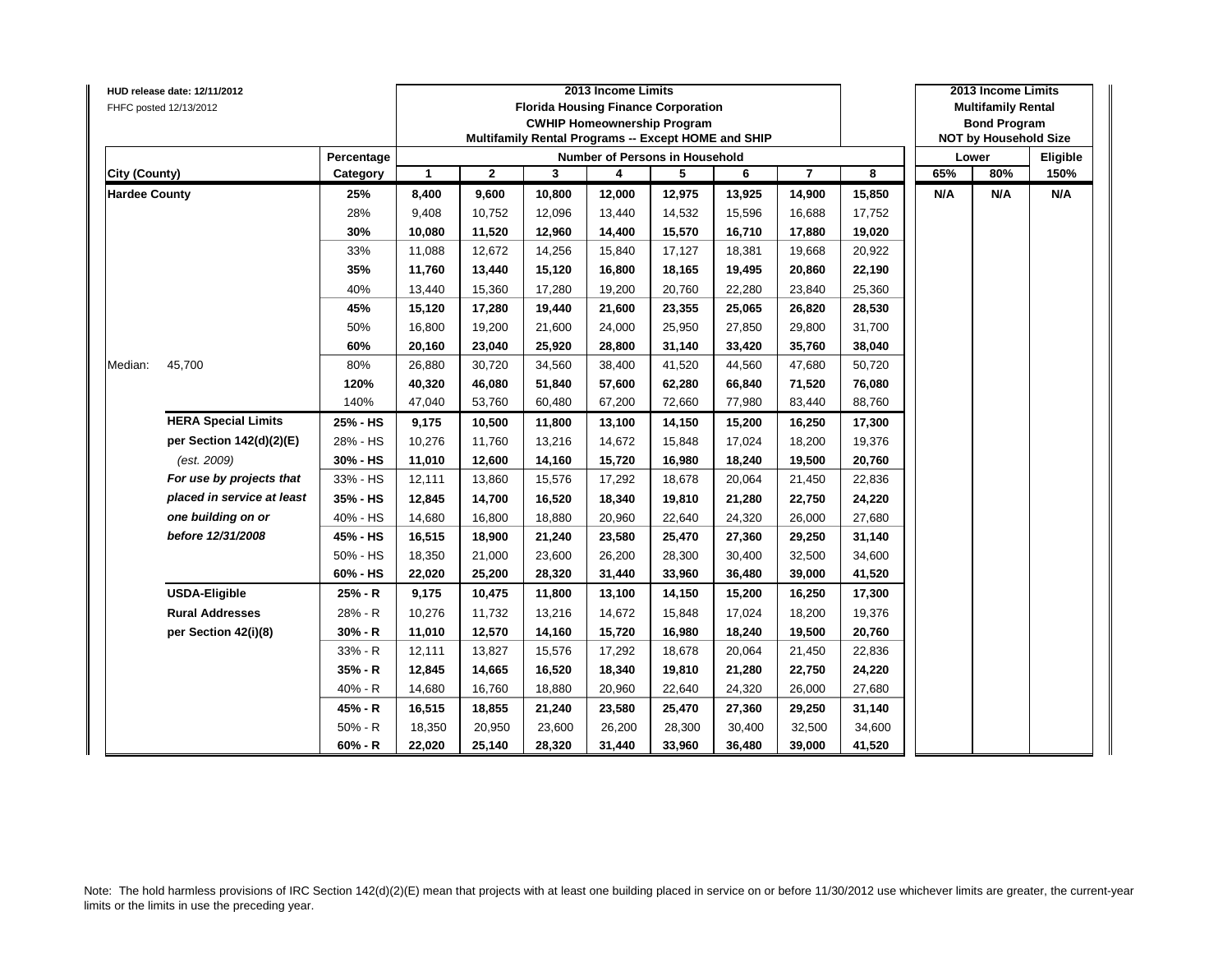HUD release date: 12/11/2012

FHFC posted 12/13/2012

| City (County) | | Percentage Category | 2013 Income Limits Florida Housing Finance Corporation CWHIP Homeownership Program Multifamily Rental Programs -- Except HOME and SHIP Number of Persons in Household: 1 | 2 | 3 | 4 | 5 | 6 | 7 | 8 | 2013 Income Limits Multifamily Rental Bond Program NOT by Household Size Lower: 65% | 80% | Eligible 150% |
|---|---|---|---|---|---|---|---|---|---|---|---|---|---|
| **Hardee County** | | **25%** | **8,400** | **9,600** | **10,800** | **12,000** | **12,975** | **13,925** | **14,900** | **15,850** | **N/A** | **N/A** | **N/A** |
| | | 28% | 9,408 | 10,752 | 12,096 | 13,440 | 14,532 | 15,596 | 16,688 | 17,752 | | | |
| | | **30%** | **10,080** | **11,520** | **12,960** | **14,400** | **15,570** | **16,710** | **17,880** | **19,020** | | | |
| | | 33% | 11,088 | 12,672 | 14,256 | 15,840 | 17,127 | 18,381 | 19,668 | 20,922 | | | |
| | | **35%** | **11,760** | **13,440** | **15,120** | **16,800** | **18,165** | **19,495** | **20,860** | **22,190** | | | |
| | | 40% | 13,440 | 15,360 | 17,280 | 19,200 | 20,760 | 22,280 | 23,840 | 25,360 | | | |
| | | **45%** | **15,120** | **17,280** | **19,440** | **21,600** | **23,355** | **25,065** | **26,820** | **28,530** | | | |
| | | 50% | 16,800 | 19,200 | 21,600 | 24,000 | 25,950 | 27,850 | 29,800 | 31,700 | | | |
| | | **60%** | **20,160** | **23,040** | **25,920** | **28,800** | **31,140** | **33,420** | **35,760** | **38,040** | | | |
| Median: | 45,700 | 80% | 26,880 | 30,720 | 34,560 | 38,400 | 41,520 | 44,560 | 47,680 | 50,720 | | | |
| | | **120%** | **40,320** | **46,080** | **51,840** | **57,600** | **62,280** | **66,840** | **71,520** | **76,080** | | | |
| | | 140% | 47,040 | 53,760 | 60,480 | 67,200 | 72,660 | 77,980 | 83,440 | 88,760 | | | |
| | **HERA Special Limits** | **25% - HS** | **9,175** | **10,500** | **11,800** | **13,100** | **14,150** | **15,200** | **16,250** | **17,300** | | | |
| | **per Section 142(d)(2)(E)** | 28% - HS | 10,276 | 11,760 | 13,216 | 14,672 | 15,848 | 17,024 | 18,200 | 19,376 | | | |
| | *(est. 2009)* | **30% - HS** | **11,010** | **12,600** | **14,160** | **15,720** | **16,980** | **18,240** | **19,500** | **20,760** | | | |
| | ***For use by projects that*** | 33% - HS | 12,111 | 13,860 | 15,576 | 17,292 | 18,678 | 20,064 | 21,450 | 22,836 | | | |
| | ***placed in service at least*** | **35% - HS** | **12,845** | **14,700** | **16,520** | **18,340** | **19,810** | **21,280** | **22,750** | **24,220** | | | |
| | ***one building on or*** | 40% - HS | 14,680 | 16,800 | 18,880 | 20,960 | 22,640 | 24,320 | 26,000 | 27,680 | | | |
| | ***before 12/31/2008*** | **45% - HS** | **16,515** | **18,900** | **21,240** | **23,580** | **25,470** | **27,360** | **29,250** | **31,140** | | | |
| | | 50% - HS | 18,350 | 21,000 | 23,600 | 26,200 | 28,300 | 30,400 | 32,500 | 34,600 | | | |
| | | **60% - HS** | **22,020** | **25,200** | **28,320** | **31,440** | **33,960** | **36,480** | **39,000** | **41,520** | | | |
| | **USDA-Eligible** | **25% - R** | **9,175** | **10,475** | **11,800** | **13,100** | **14,150** | **15,200** | **16,250** | **17,300** | | | |
| | **Rural Addresses** | 28% - R | 10,276 | 11,732 | 13,216 | 14,672 | 15,848 | 17,024 | 18,200 | 19,376 | | | |
| | **per Section 42(i)(8)** | **30% - R** | **11,010** | **12,570** | **14,160** | **15,720** | **16,980** | **18,240** | **19,500** | **20,760** | | | |
| | | 33% - R | 12,111 | 13,827 | 15,576 | 17,292 | 18,678 | 20,064 | 21,450 | 22,836 | | | |
| | | **35% - R** | **12,845** | **14,665** | **16,520** | **18,340** | **19,810** | **21,280** | **22,750** | **24,220** | | | |
| | | 40% - R | 14,680 | 16,760 | 18,880 | 20,960 | 22,640 | 24,320 | 26,000 | 27,680 | | | |
| | | **45% - R** | **16,515** | **18,855** | **21,240** | **23,580** | **25,470** | **27,360** | **29,250** | **31,140** | | | |
| | | 50% - R | 18,350 | 20,950 | 23,600 | 26,200 | 28,300 | 30,400 | 32,500 | 34,600 | | | |
| | | **60% - R** | **22,020** | **25,140** | **28,320** | **31,440** | **33,960** | **36,480** | **39,000** | **41,520** | | | |

Note: The hold harmless provisions of IRC Section 142(d)(2)(E) mean that projects with at least one building placed in service on or before 11/30/2012 use whichever limits are greater, the current-year limits or the limits in use the preceding year.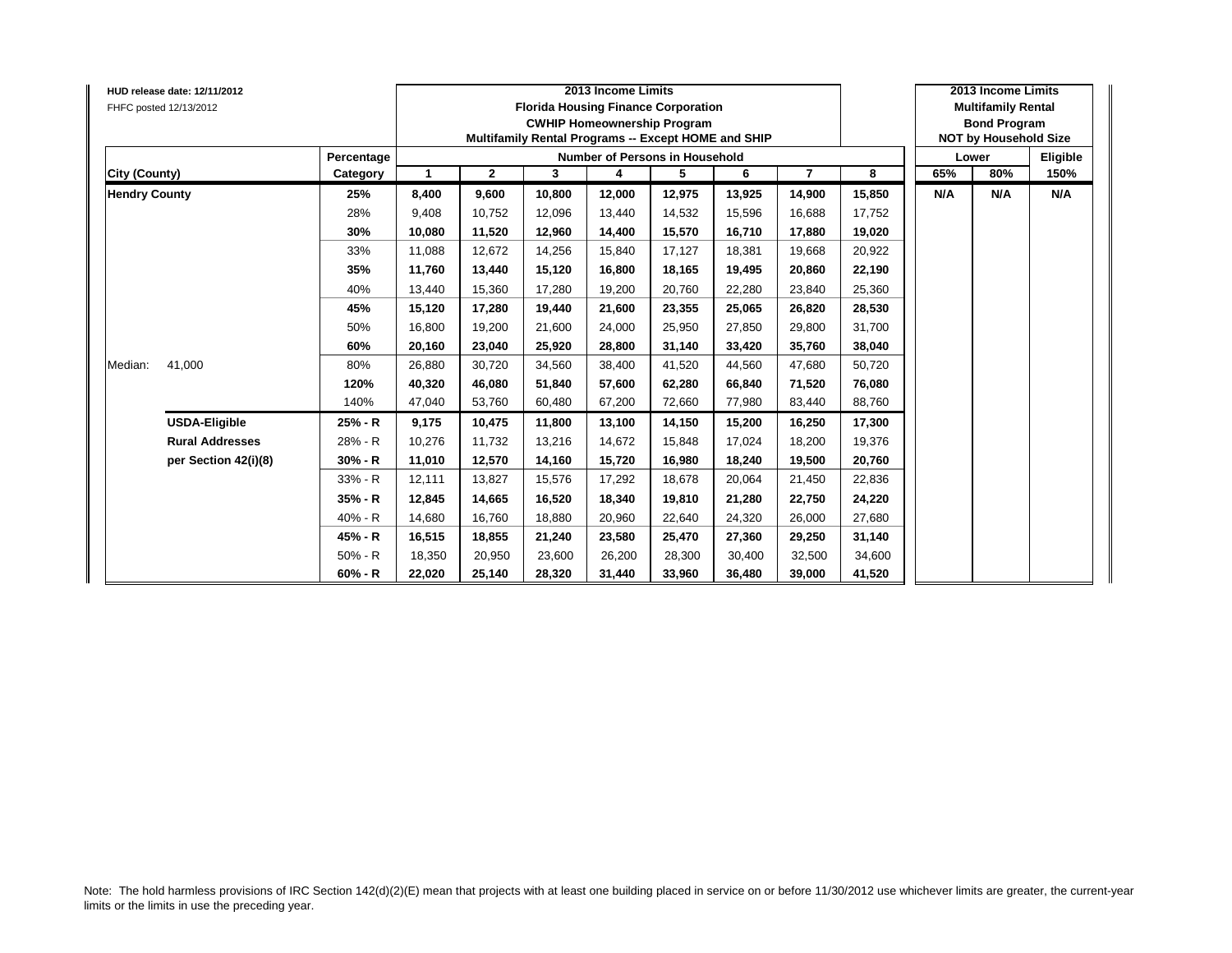HUD release date: 12/11/2012
FHFC posted 12/13/2012

| | | | 2013 Income Limits Florida Housing Finance Corporation CWHIP Homeownership Program Multifamily Rental Programs -- Except HOME and SHIP | | | | | | | | 2013 Income Limits Multifamily Rental Bond Program NOT by Household Size | | |
|---|---|---|---|---|---|---|---|---|---|---|---|---|---|
| | | Percentage | Number of Persons in Household | | | | | | | | Lower | | Eligible |
| **City (County)** | | **Category** | **1** | **2** | **3** | **4** | **5** | **6** | **7** | **8** | **65%** | **80%** | **150%** |
| **Hendry County** | | **25%** | **8,400** | **9,600** | **10,800** | **12,000** | **12,975** | **13,925** | **14,900** | **15,850** | **N/A** | **N/A** | **N/A** |
| | | 28% | 9,408 | 10,752 | 12,096 | 13,440 | 14,532 | 15,596 | 16,688 | 17,752 | | | |
| | | **30%** | **10,080** | **11,520** | **12,960** | **14,400** | **15,570** | **16,710** | **17,880** | **19,020** | | | |
| | | 33% | 11,088 | 12,672 | 14,256 | 15,840 | 17,127 | 18,381 | 19,668 | 20,922 | | | |
| | | **35%** | **11,760** | **13,440** | **15,120** | **16,800** | **18,165** | **19,495** | **20,860** | **22,190** | | | |
| | | 40% | 13,440 | 15,360 | 17,280 | 19,200 | 20,760 | 22,280 | 23,840 | 25,360 | | | |
| | | **45%** | **15,120** | **17,280** | **19,440** | **21,600** | **23,355** | **25,065** | **26,820** | **28,530** | | | |
| | | 50% | 16,800 | 19,200 | 21,600 | 24,000 | 25,950 | 27,850 | 29,800 | 31,700 | | | |
| | | **60%** | **20,160** | **23,040** | **25,920** | **28,800** | **31,140** | **33,420** | **35,760** | **38,040** | | | |
| Median: | 41,000 | 80% | 26,880 | 30,720 | 34,560 | 38,400 | 41,520 | 44,560 | 47,680 | 50,720 | | | |
| | | **120%** | **40,320** | **46,080** | **51,840** | **57,600** | **62,280** | **66,840** | **71,520** | **76,080** | | | |
| | | 140% | 47,040 | 53,760 | 60,480 | 67,200 | 72,660 | 77,980 | 83,440 | 88,760 | | | |
| | **USDA-Eligible** | **25% - R** | **9,175** | **10,475** | **11,800** | **13,100** | **14,150** | **15,200** | **16,250** | **17,300** | | | |
| | **Rural Addresses** | 28% - R | 10,276 | 11,732 | 13,216 | 14,672 | 15,848 | 17,024 | 18,200 | 19,376 | | | |
| | **per Section 42(i)(8)** | **30% - R** | **11,010** | **12,570** | **14,160** | **15,720** | **16,980** | **18,240** | **19,500** | **20,760** | | | |
| | | 33% - R | 12,111 | 13,827 | 15,576 | 17,292 | 18,678 | 20,064 | 21,450 | 22,836 | | | |
| | | **35% - R** | **12,845** | **14,665** | **16,520** | **18,340** | **19,810** | **21,280** | **22,750** | **24,220** | | | |
| | | 40% - R | 14,680 | 16,760 | 18,880 | 20,960 | 22,640 | 24,320 | 26,000 | 27,680 | | | |
| | | **45% - R** | **16,515** | **18,855** | **21,240** | **23,580** | **25,470** | **27,360** | **29,250** | **31,140** | | | |
| | | 50% - R | 18,350 | 20,950 | 23,600 | 26,200 | 28,300 | 30,400 | 32,500 | 34,600 | | | |
| | | **60% - R** | **22,020** | **25,140** | **28,320** | **31,440** | **33,960** | **36,480** | **39,000** | **41,520** | | | |

Note: The hold harmless provisions of IRC Section 142(d)(2)(E) mean that projects with at least one building placed in service on or before 11/30/2012 use whichever limits are greater, the current-year limits or the limits in use the preceding year.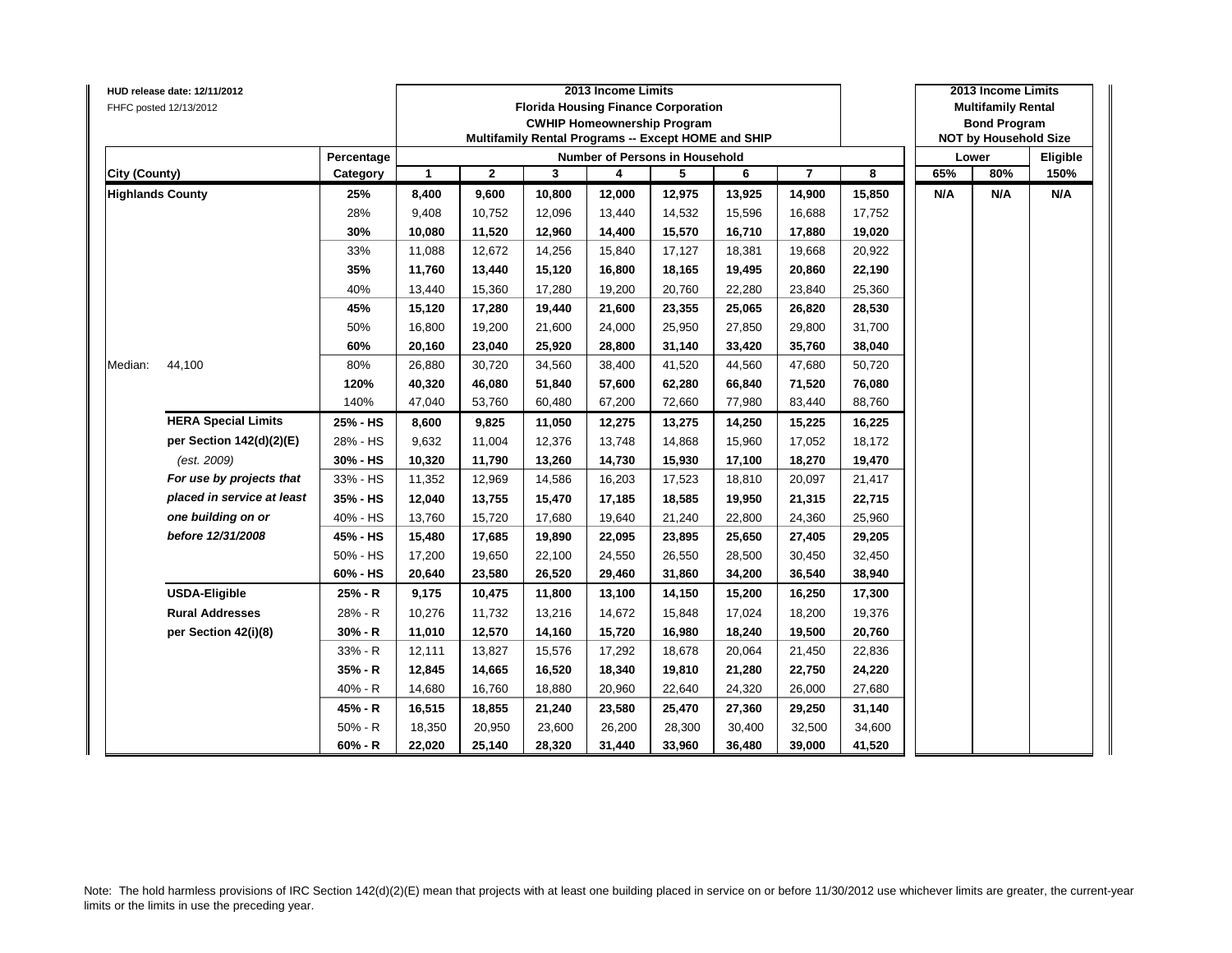HUD release date: 12/11/2012
FHFC posted 12/13/2012

| | | **2013 Income Limits<br>Florida Housing Finance Corporation<br>CWHIP Homeownership Program<br>Multifamily Rental Programs -- Except HOME and SHIP** | | | | | | | | **2013 Income Limits<br>Multifamily Rental<br>Bond Program<br>NOT by Household Size** | | |
|---|---|---|---|---|---|---|---|---|---|---|---|---|
| | **Percentage** | **Number of Persons in Household** | | | | | | | | **Lower** | | **Eligible** |
| **City (County)** | **Category** | **1** | **2** | **3** | **4** | **5** | **6** | **7** | **8** | **65%** | **80%** | **150%** |
| **Highlands County** | **25%** | **8,400** | **9,600** | **10,800** | **12,000** | **12,975** | **13,925** | **14,900** | **15,850** | **N/A** | **N/A** | **N/A** |
| | 28% | 9,408 | 10,752 | 12,096 | 13,440 | 14,532 | 15,596 | 16,688 | 17,752 | | | |
| | **30%** | **10,080** | **11,520** | **12,960** | **14,400** | **15,570** | **16,710** | **17,880** | **19,020** | | | |
| | 33% | 11,088 | 12,672 | 14,256 | 15,840 | 17,127 | 18,381 | 19,668 | 20,922 | | | |
| | **35%** | **11,760** | **13,440** | **15,120** | **16,800** | **18,165** | **19,495** | **20,860** | **22,190** | | | |
| | 40% | 13,440 | 15,360 | 17,280 | 19,200 | 20,760 | 22,280 | 23,840 | 25,360 | | | |
| | **45%** | **15,120** | **17,280** | **19,440** | **21,600** | **23,355** | **25,065** | **26,820** | **28,530** | | | |
| | 50% | 16,800 | 19,200 | 21,600 | 24,000 | 25,950 | 27,850 | 29,800 | 31,700 | | | |
| | **60%** | **20,160** | **23,040** | **25,920** | **28,800** | **31,140** | **33,420** | **35,760** | **38,040** | | | |
| Median: 44,100 | 80% | 26,880 | 30,720 | 34,560 | 38,400 | 41,520 | 44,560 | 47,680 | 50,720 | | | |
| | **120%** | **40,320** | **46,080** | **51,840** | **57,600** | **62,280** | **66,840** | **71,520** | **76,080** | | | |
| | 140% | 47,040 | 53,760 | 60,480 | 67,200 | 72,660 | 77,980 | 83,440 | 88,760 | | | |
| **HERA Special Limits** | **25% - HS** | **8,600** | **9,825** | **11,050** | **12,275** | **13,275** | **14,250** | **15,225** | **16,225** | | | |
| **per Section 142(d)(2)(E)** | 28% - HS | 9,632 | 11,004 | 12,376 | 13,748 | 14,868 | 15,960 | 17,052 | 18,172 | | | |
| *(est. 2009)* | **30% - HS** | **10,320** | **11,790** | **13,260** | **14,730** | **15,930** | **17,100** | **18,270** | **19,470** | | | |
| ***For use by projects that*** | 33% - HS | 11,352 | 12,969 | 14,586 | 16,203 | 17,523 | 18,810 | 20,097 | 21,417 | | | |
| ***placed in service at least*** | **35% - HS** | **12,040** | **13,755** | **15,470** | **17,185** | **18,585** | **19,950** | **21,315** | **22,715** | | | |
| ***one building on or*** | 40% - HS | 13,760 | 15,720 | 17,680 | 19,640 | 21,240 | 22,800 | 24,360 | 25,960 | | | |
| ***before 12/31/2008*** | **45% - HS** | **15,480** | **17,685** | **19,890** | **22,095** | **23,895** | **25,650** | **27,405** | **29,205** | | | |
| | 50% - HS | 17,200 | 19,650 | 22,100 | 24,550 | 26,550 | 28,500 | 30,450 | 32,450 | | | |
| | **60% - HS** | **20,640** | **23,580** | **26,520** | **29,460** | **31,860** | **34,200** | **36,540** | **38,940** | | | |
| **USDA-Eligible** | **25% - R** | **9,175** | **10,475** | **11,800** | **13,100** | **14,150** | **15,200** | **16,250** | **17,300** | | | |
| **Rural Addresses** | 28% - R | 10,276 | 11,732 | 13,216 | 14,672 | 15,848 | 17,024 | 18,200 | 19,376 | | | |
| **per Section 42(i)(8)** | **30% - R** | **11,010** | **12,570** | **14,160** | **15,720** | **16,980** | **18,240** | **19,500** | **20,760** | | | |
| | 33% - R | 12,111 | 13,827 | 15,576 | 17,292 | 18,678 | 20,064 | 21,450 | 22,836 | | | |
| | **35% - R** | **12,845** | **14,665** | **16,520** | **18,340** | **19,810** | **21,280** | **22,750** | **24,220** | | | |
| | 40% - R | 14,680 | 16,760 | 18,880 | 20,960 | 22,640 | 24,320 | 26,000 | 27,680 | | | |
| | **45% - R** | **16,515** | **18,855** | **21,240** | **23,580** | **25,470** | **27,360** | **29,250** | **31,140** | | | |
| | 50% - R | 18,350 | 20,950 | 23,600 | 26,200 | 28,300 | 30,400 | 32,500 | 34,600 | | | |
| | **60% - R** | **22,020** | **25,140** | **28,320** | **31,440** | **33,960** | **36,480** | **39,000** | **41,520** | | | |

Note: The hold harmless provisions of IRC Section 142(d)(2)(E) mean that projects with at least one building placed in service on or before 11/30/2012 use whichever limits are greater, the current-year limits or the limits in use the preceding year.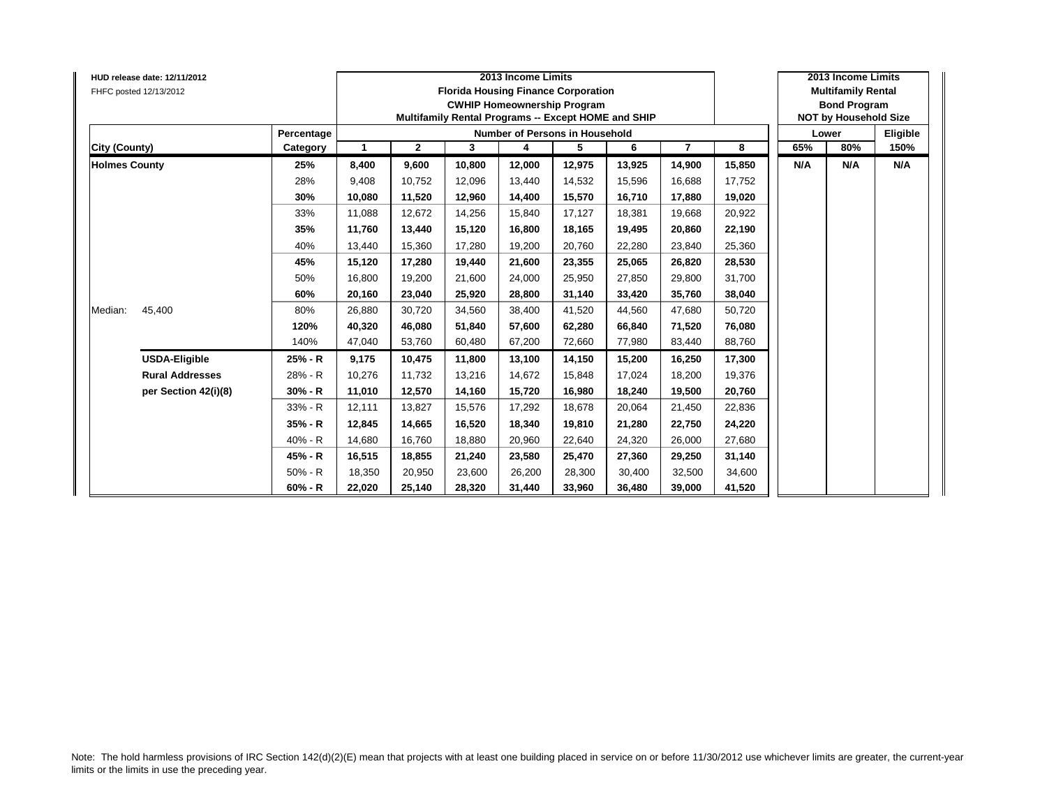HUD release date: 12/11/2012
FHFC posted 12/13/2012

| | | 2013 Income Limits Florida Housing Finance Corporation CWHIP Homeownership Program Multifamily Rental Programs -- Except HOME and SHIP | | | | | | | | 2013 Income Limits Multifamily Rental Bond Program NOT by Household Size | | |
|---|---|---|---|---|---|---|---|---|---|---|---|---|
| | Percentage | Number of Persons in Household | | | | | | | | Lower | | Eligible |
| City (County) | Category | 1 | 2 | 3 | 4 | 5 | 6 | 7 | 8 | 65% | 80% | 150% |
| **Holmes County** | **25%** | **8,400** | **9,600** | **10,800** | **12,000** | **12,975** | **13,925** | **14,900** | **15,850** | **N/A** | **N/A** | **N/A** |
| | 28% | 9,408 | 10,752 | 12,096 | 13,440 | 14,532 | 15,596 | 16,688 | 17,752 | | | |
| | **30%** | **10,080** | **11,520** | **12,960** | **14,400** | **15,570** | **16,710** | **17,880** | **19,020** | | | |
| | 33% | 11,088 | 12,672 | 14,256 | 15,840 | 17,127 | 18,381 | 19,668 | 20,922 | | | |
| | **35%** | **11,760** | **13,440** | **15,120** | **16,800** | **18,165** | **19,495** | **20,860** | **22,190** | | | |
| | 40% | 13,440 | 15,360 | 17,280 | 19,200 | 20,760 | 22,280 | 23,840 | 25,360 | | | |
| | **45%** | **15,120** | **17,280** | **19,440** | **21,600** | **23,355** | **25,065** | **26,820** | **28,530** | | | |
| | 50% | 16,800 | 19,200 | 21,600 | 24,000 | 25,950 | 27,850 | 29,800 | 31,700 | | | |
| | **60%** | **20,160** | **23,040** | **25,920** | **28,800** | **31,140** | **33,420** | **35,760** | **38,040** | | | |
| Median: 45,400 | 80% | 26,880 | 30,720 | 34,560 | 38,400 | 41,520 | 44,560 | 47,680 | 50,720 | | | |
| | **120%** | **40,320** | **46,080** | **51,840** | **57,600** | **62,280** | **66,840** | **71,520** | **76,080** | | | |
| | 140% | 47,040 | 53,760 | 60,480 | 67,200 | 72,660 | 77,980 | 83,440 | 88,760 | | | |
| **USDA-Eligible** | **25% - R** | **9,175** | **10,475** | **11,800** | **13,100** | **14,150** | **15,200** | **16,250** | **17,300** | | | |
| **Rural Addresses** | 28% - R | 10,276 | 11,732 | 13,216 | 14,672 | 15,848 | 17,024 | 18,200 | 19,376 | | | |
| **per Section 42(i)(8)** | **30% - R** | **11,010** | **12,570** | **14,160** | **15,720** | **16,980** | **18,240** | **19,500** | **20,760** | | | |
| | 33% - R | 12,111 | 13,827 | 15,576 | 17,292 | 18,678 | 20,064 | 21,450 | 22,836 | | | |
| | **35% - R** | **12,845** | **14,665** | **16,520** | **18,340** | **19,810** | **21,280** | **22,750** | **24,220** | | | |
| | 40% - R | 14,680 | 16,760 | 18,880 | 20,960 | 22,640 | 24,320 | 26,000 | 27,680 | | | |
| | **45% - R** | **16,515** | **18,855** | **21,240** | **23,580** | **25,470** | **27,360** | **29,250** | **31,140** | | | |
| | 50% - R | 18,350 | 20,950 | 23,600 | 26,200 | 28,300 | 30,400 | 32,500 | 34,600 | | | |
| | **60% - R** | **22,020** | **25,140** | **28,320** | **31,440** | **33,960** | **36,480** | **39,000** | **41,520** | | | |

Note: The hold harmless provisions of IRC Section 142(d)(2)(E) mean that projects with at least one building placed in service on or before 11/30/2012 use whichever limits are greater, the current-year limits or the limits in use the preceding year.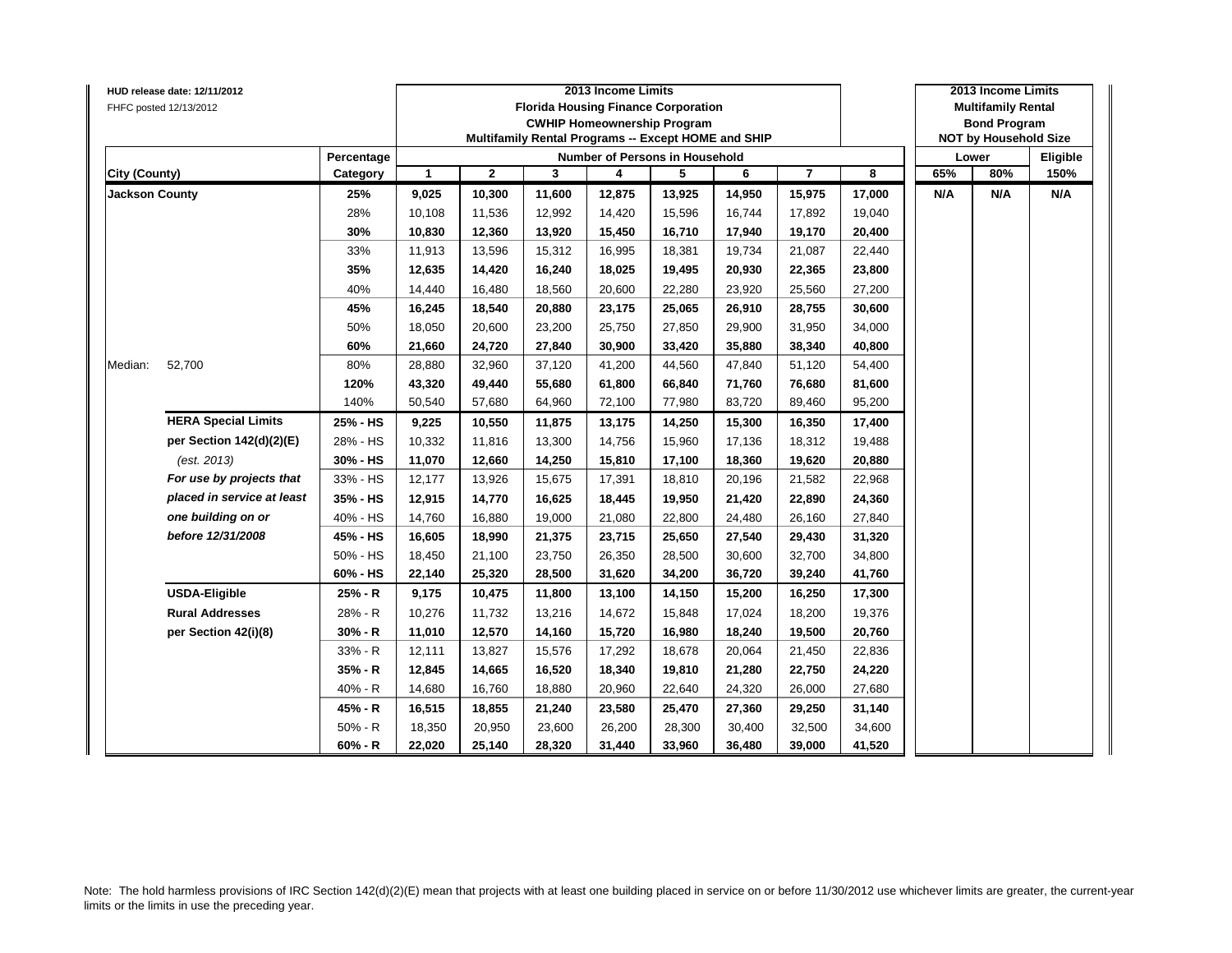HUD release date: 12/11/2012
FHFC posted 12/13/2012

| | | 2013 Income Limits Florida Housing Finance Corporation CWHIP Homeownership Program Multifamily Rental Programs -- Except HOME and SHIP | | | | | | | | 2013 Income Limits Multifamily Rental Bond Program NOT by Household Size | | |
|---|---|---|---|---|---|---|---|---|---|---|---|---|
| | Percentage | Number of Persons in Household | | | | | | | | Lower | | Eligible |
| City (County) | Category | 1 | 2 | 3 | 4 | 5 | 6 | 7 | 8 | 65% | 80% | 150% |
| **Jackson County** | **25%** | **9,025** | **10,300** | **11,600** | **12,875** | **13,925** | **14,950** | **15,975** | **17,000** | **N/A** | **N/A** | **N/A** |
| | 28% | 10,108 | 11,536 | 12,992 | 14,420 | 15,596 | 16,744 | 17,892 | 19,040 | | | |
| | **30%** | **10,830** | **12,360** | **13,920** | **15,450** | **16,710** | **17,940** | **19,170** | **20,400** | | | |
| | 33% | 11,913 | 13,596 | 15,312 | 16,995 | 18,381 | 19,734 | 21,087 | 22,440 | | | |
| | **35%** | **12,635** | **14,420** | **16,240** | **18,025** | **19,495** | **20,930** | **22,365** | **23,800** | | | |
| | 40% | 14,440 | 16,480 | 18,560 | 20,600 | 22,280 | 23,920 | 25,560 | 27,200 | | | |
| | **45%** | **16,245** | **18,540** | **20,880** | **23,175** | **25,065** | **26,910** | **28,755** | **30,600** | | | |
| | 50% | 18,050 | 20,600 | 23,200 | 25,750 | 27,850 | 29,900 | 31,950 | 34,000 | | | |
| | **60%** | **21,660** | **24,720** | **27,840** | **30,900** | **33,420** | **35,880** | **38,340** | **40,800** | | | |
| Median: 52,700 | 80% | 28,880 | 32,960 | 37,120 | 41,200 | 44,560 | 47,840 | 51,120 | 54,400 | | | |
| | **120%** | **43,320** | **49,440** | **55,680** | **61,800** | **66,840** | **71,760** | **76,680** | **81,600** | | | |
| | 140% | 50,540 | 57,680 | 64,960 | 72,100 | 77,980 | 83,720 | 89,460 | 95,200 | | | |
| **HERA Special Limits** | **25% - HS** | **9,225** | **10,550** | **11,875** | **13,175** | **14,250** | **15,300** | **16,350** | **17,400** | | | |
| **per Section 142(d)(2)(E)** | 28% - HS | 10,332 | 11,816 | 13,300 | 14,756 | 15,960 | 17,136 | 18,312 | 19,488 | | | |
| *(est. 2013)* | **30% - HS** | **11,070** | **12,660** | **14,250** | **15,810** | **17,100** | **18,360** | **19,620** | **20,880** | | | |
| ***For use by projects that*** | 33% - HS | 12,177 | 13,926 | 15,675 | 17,391 | 18,810 | 20,196 | 21,582 | 22,968 | | | |
| ***placed in service at least*** | **35% - HS** | **12,915** | **14,770** | **16,625** | **18,445** | **19,950** | **21,420** | **22,890** | **24,360** | | | |
| ***one building on or*** | 40% - HS | 14,760 | 16,880 | 19,000 | 21,080 | 22,800 | 24,480 | 26,160 | 27,840 | | | |
| ***before 12/31/2008*** | **45% - HS** | **16,605** | **18,990** | **21,375** | **23,715** | **25,650** | **27,540** | **29,430** | **31,320** | | | |
| | 50% - HS | 18,450 | 21,100 | 23,750 | 26,350 | 28,500 | 30,600 | 32,700 | 34,800 | | | |
| | **60% - HS** | **22,140** | **25,320** | **28,500** | **31,620** | **34,200** | **36,720** | **39,240** | **41,760** | | | |
| **USDA-Eligible** | **25% - R** | **9,175** | **10,475** | **11,800** | **13,100** | **14,150** | **15,200** | **16,250** | **17,300** | | | |
| **Rural Addresses** | 28% - R | 10,276 | 11,732 | 13,216 | 14,672 | 15,848 | 17,024 | 18,200 | 19,376 | | | |
| **per Section 42(i)(8)** | **30% - R** | **11,010** | **12,570** | **14,160** | **15,720** | **16,980** | **18,240** | **19,500** | **20,760** | | | |
| | 33% - R | 12,111 | 13,827 | 15,576 | 17,292 | 18,678 | 20,064 | 21,450 | 22,836 | | | |
| | **35% - R** | **12,845** | **14,665** | **16,520** | **18,340** | **19,810** | **21,280** | **22,750** | **24,220** | | | |
| | 40% - R | 14,680 | 16,760 | 18,880 | 20,960 | 22,640 | 24,320 | 26,000 | 27,680 | | | |
| | **45% - R** | **16,515** | **18,855** | **21,240** | **23,580** | **25,470** | **27,360** | **29,250** | **31,140** | | | |
| | 50% - R | 18,350 | 20,950 | 23,600 | 26,200 | 28,300 | 30,400 | 32,500 | 34,600 | | | |
| | **60% - R** | **22,020** | **25,140** | **28,320** | **31,440** | **33,960** | **36,480** | **39,000** | **41,520** | | | |

Note: The hold harmless provisions of IRC Section 142(d)(2)(E) mean that projects with at least one building placed in service on or before 11/30/2012 use whichever limits are greater, the current-year limits or the limits in use the preceding year.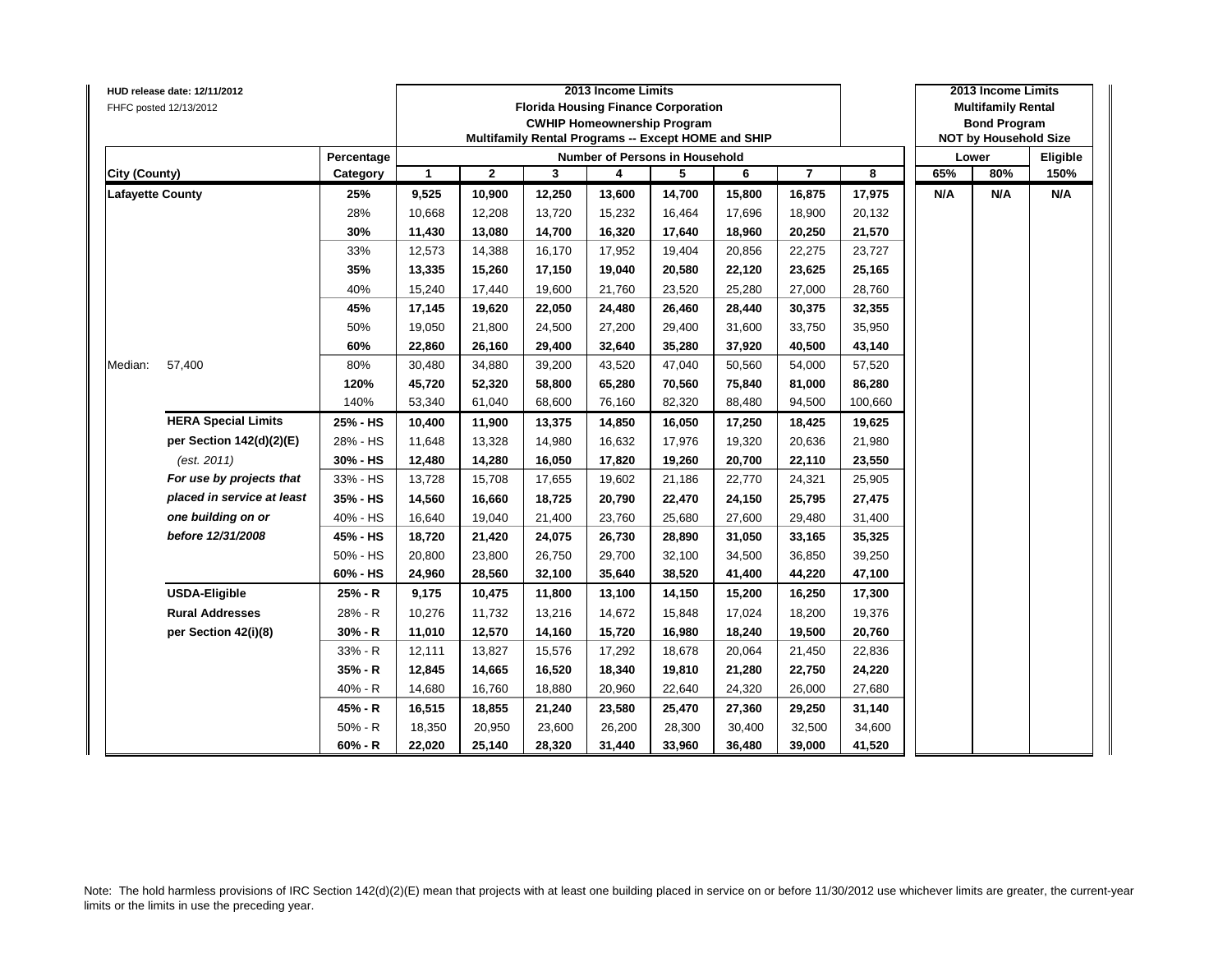HUD release date: 12/11/2012
FHFC posted 12/13/2012

| | | 2013 Income Limits<br>Florida Housing Finance Corporation<br>CWHIP Homeownership Program<br>Multifamily Rental Programs -- Except HOME and SHIP | | | | | | | | 2013 Income Limits<br>Multifamily Rental<br>Bond Program<br>NOT by Household Size | | |
|---|---|---|---|---|---|---|---|---|---|---|---|---|
| | Percentage | Number of Persons in Household | | | | | | | | Lower | | Eligible |
| City (County) | Category | 1 | 2 | 3 | 4 | 5 | 6 | 7 | 8 | 65% | 80% | 150% |
| **Lafayette County** | **25%** | **9,525** | **10,900** | **12,250** | **13,600** | **14,700** | **15,800** | **16,875** | **17,975** | **N/A** | **N/A** | **N/A** |
| | 28% | 10,668 | 12,208 | 13,720 | 15,232 | 16,464 | 17,696 | 18,900 | 20,132 | | | |
| | **30%** | **11,430** | **13,080** | **14,700** | **16,320** | **17,640** | **18,960** | **20,250** | **21,570** | | | |
| | 33% | 12,573 | 14,388 | 16,170 | 17,952 | 19,404 | 20,856 | 22,275 | 23,727 | | | |
| | **35%** | **13,335** | **15,260** | **17,150** | **19,040** | **20,580** | **22,120** | **23,625** | **25,165** | | | |
| | 40% | 15,240 | 17,440 | 19,600 | 21,760 | 23,520 | 25,280 | 27,000 | 28,760 | | | |
| | **45%** | **17,145** | **19,620** | **22,050** | **24,480** | **26,460** | **28,440** | **30,375** | **32,355** | | | |
| | 50% | 19,050 | 21,800 | 24,500 | 27,200 | 29,400 | 31,600 | 33,750 | 35,950 | | | |
| | **60%** | **22,860** | **26,160** | **29,400** | **32,640** | **35,280** | **37,920** | **40,500** | **43,140** | | | |
| Median: 57,400 | 80% | 30,480 | 34,880 | 39,200 | 43,520 | 47,040 | 50,560 | 54,000 | 57,520 | | | |
| | **120%** | **45,720** | **52,320** | **58,800** | **65,280** | **70,560** | **75,840** | **81,000** | **86,280** | | | |
| | 140% | 53,340 | 61,040 | 68,600 | 76,160 | 82,320 | 88,480 | 94,500 | 100,660 | | | |
| **HERA Special Limits** | **25% - HS** | **10,400** | **11,900** | **13,375** | **14,850** | **16,050** | **17,250** | **18,425** | **19,625** | | | |
| **per Section 142(d)(2)(E)** | 28% - HS | 11,648 | 13,328 | 14,980 | 16,632 | 17,976 | 19,320 | 20,636 | 21,980 | | | |
| *(est. 2011)* | **30% - HS** | **12,480** | **14,280** | **16,050** | **17,820** | **19,260** | **20,700** | **22,110** | **23,550** | | | |
| ***For use by projects that*** | 33% - HS | 13,728 | 15,708 | 17,655 | 19,602 | 21,186 | 22,770 | 24,321 | 25,905 | | | |
| ***placed in service at least*** | **35% - HS** | **14,560** | **16,660** | **18,725** | **20,790** | **22,470** | **24,150** | **25,795** | **27,475** | | | |
| ***one building on or*** | 40% - HS | 16,640 | 19,040 | 21,400 | 23,760 | 25,680 | 27,600 | 29,480 | 31,400 | | | |
| ***before 12/31/2008*** | **45% - HS** | **18,720** | **21,420** | **24,075** | **26,730** | **28,890** | **31,050** | **33,165** | **35,325** | | | |
| | 50% - HS | 20,800 | 23,800 | 26,750 | 29,700 | 32,100 | 34,500 | 36,850 | 39,250 | | | |
| | **60% - HS** | **24,960** | **28,560** | **32,100** | **35,640** | **38,520** | **41,400** | **44,220** | **47,100** | | | |
| **USDA-Eligible** | **25% - R** | **9,175** | **10,475** | **11,800** | **13,100** | **14,150** | **15,200** | **16,250** | **17,300** | | | |
| **Rural Addresses** | 28% - R | 10,276 | 11,732 | 13,216 | 14,672 | 15,848 | 17,024 | 18,200 | 19,376 | | | |
| **per Section 42(i)(8)** | **30% - R** | **11,010** | **12,570** | **14,160** | **15,720** | **16,980** | **18,240** | **19,500** | **20,760** | | | |
| | 33% - R | 12,111 | 13,827 | 15,576 | 17,292 | 18,678 | 20,064 | 21,450 | 22,836 | | | |
| | **35% - R** | **12,845** | **14,665** | **16,520** | **18,340** | **19,810** | **21,280** | **22,750** | **24,220** | | | |
| | 40% - R | 14,680 | 16,760 | 18,880 | 20,960 | 22,640 | 24,320 | 26,000 | 27,680 | | | |
| | **45% - R** | **16,515** | **18,855** | **21,240** | **23,580** | **25,470** | **27,360** | **29,250** | **31,140** | | | |
| | 50% - R | 18,350 | 20,950 | 23,600 | 26,200 | 28,300 | 30,400 | 32,500 | 34,600 | | | |
| | **60% - R** | **22,020** | **25,140** | **28,320** | **31,440** | **33,960** | **36,480** | **39,000** | **41,520** | | | |

Note: The hold harmless provisions of IRC Section 142(d)(2)(E) mean that projects with at least one building placed in service on or before 11/30/2012 use whichever limits are greater, the current-year limits or the limits in use the preceding year.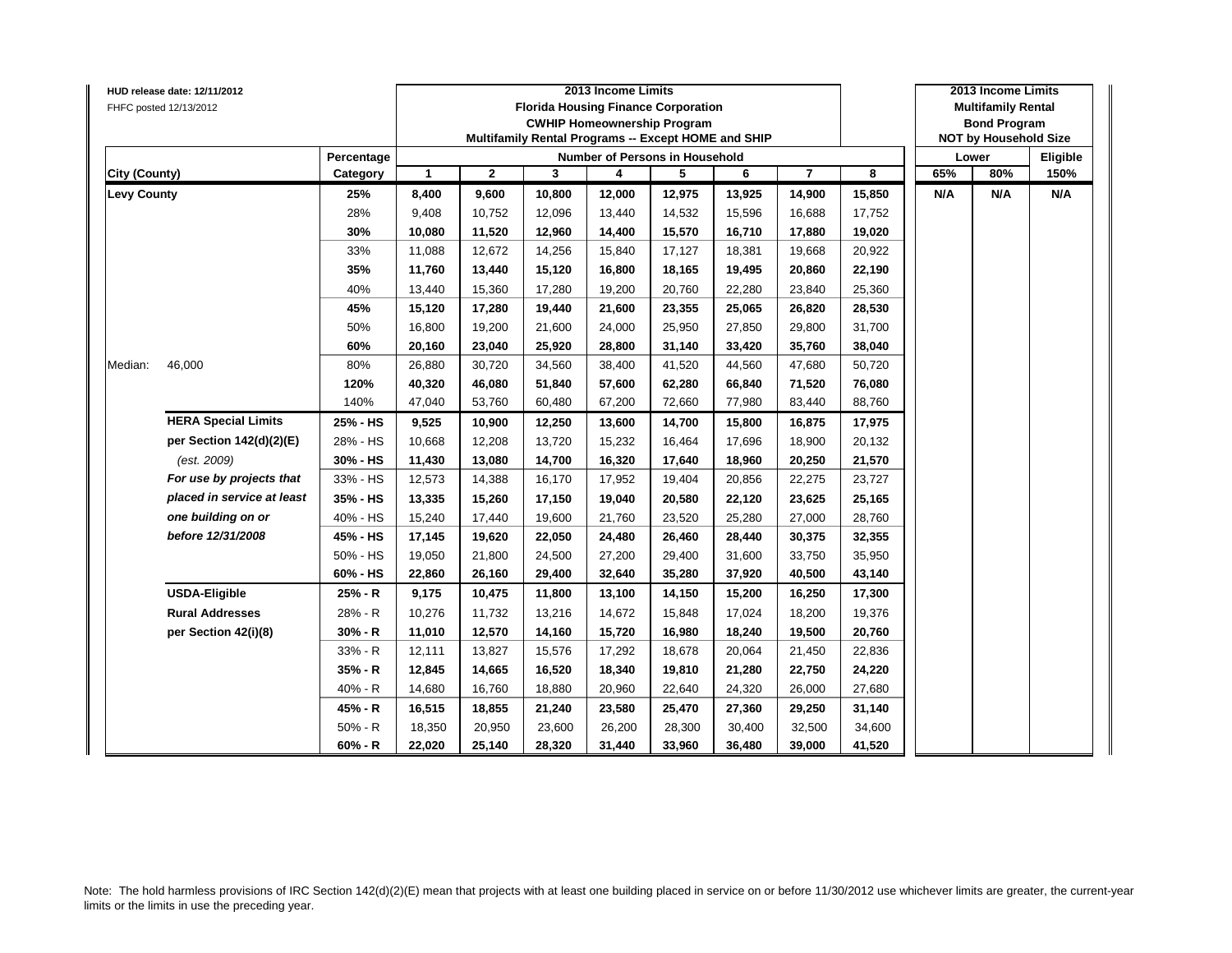HUD release date: 12/11/2012
FHFC posted 12/13/2012

| City (County) | | Percentage Category | 2013 Income Limits<br>Florida Housing Finance Corporation<br>CWHIP Homeownership Program<br>Multifamily Rental Programs -- Except HOME and SHIP<br>Number of Persons in Household<br>1 | 2 | 3 | 4 | 5 | 6 | 7 | 8 | 2013 Income Limits<br>Multifamily Rental<br>Bond Program<br>NOT by Household Size<br>Lower<br>65% | 80% | Eligible<br>150% |
|---|---|---|---|---|---|---|---|---|---|---|---|---|---|
| **Levy County** | | **25%** | **8,400** | **9,600** | **10,800** | **12,000** | **12,975** | **13,925** | **14,900** | **15,850** | **N/A** | **N/A** | **N/A** |
| | | 28% | 9,408 | 10,752 | 12,096 | 13,440 | 14,532 | 15,596 | 16,688 | 17,752 | | | |
| | | **30%** | **10,080** | **11,520** | **12,960** | **14,400** | **15,570** | **16,710** | **17,880** | **19,020** | | | |
| | | 33% | 11,088 | 12,672 | 14,256 | 15,840 | 17,127 | 18,381 | 19,668 | 20,922 | | | |
| | | **35%** | **11,760** | **13,440** | **15,120** | **16,800** | **18,165** | **19,495** | **20,860** | **22,190** | | | |
| | | 40% | 13,440 | 15,360 | 17,280 | 19,200 | 20,760 | 22,280 | 23,840 | 25,360 | | | |
| | | **45%** | **15,120** | **17,280** | **19,440** | **21,600** | **23,355** | **25,065** | **26,820** | **28,530** | | | |
| | | 50% | 16,800 | 19,200 | 21,600 | 24,000 | 25,950 | 27,850 | 29,800 | 31,700 | | | |
| | | **60%** | **20,160** | **23,040** | **25,920** | **28,800** | **31,140** | **33,420** | **35,760** | **38,040** | | | |
| Median: | 46,000 | 80% | 26,880 | 30,720 | 34,560 | 38,400 | 41,520 | 44,560 | 47,680 | 50,720 | | | |
| | | **120%** | **40,320** | **46,080** | **51,840** | **57,600** | **62,280** | **66,840** | **71,520** | **76,080** | | | |
| | | 140% | 47,040 | 53,760 | 60,480 | 67,200 | 72,660 | 77,980 | 83,440 | 88,760 | | | |
| | **HERA Special Limits** | **25% - HS** | **9,525** | **10,900** | **12,250** | **13,600** | **14,700** | **15,800** | **16,875** | **17,975** | | | |
| | **per Section 142(d)(2)(E)** | 28% - HS | 10,668 | 12,208 | 13,720 | 15,232 | 16,464 | 17,696 | 18,900 | 20,132 | | | |
| | *(est. 2009)* | **30% - HS** | **11,430** | **13,080** | **14,700** | **16,320** | **17,640** | **18,960** | **20,250** | **21,570** | | | |
| | ***For use by projects that*** | 33% - HS | 12,573 | 14,388 | 16,170 | 17,952 | 19,404 | 20,856 | 22,275 | 23,727 | | | |
| | ***placed in service at least*** | **35% - HS** | **13,335** | **15,260** | **17,150** | **19,040** | **20,580** | **22,120** | **23,625** | **25,165** | | | |
| | ***one building on or*** | 40% - HS | 15,240 | 17,440 | 19,600 | 21,760 | 23,520 | 25,280 | 27,000 | 28,760 | | | |
| | ***before 12/31/2008*** | **45% - HS** | **17,145** | **19,620** | **22,050** | **24,480** | **26,460** | **28,440** | **30,375** | **32,355** | | | |
| | | 50% - HS | 19,050 | 21,800 | 24,500 | 27,200 | 29,400 | 31,600 | 33,750 | 35,950 | | | |
| | | **60% - HS** | **22,860** | **26,160** | **29,400** | **32,640** | **35,280** | **37,920** | **40,500** | **43,140** | | | |
| | **USDA-Eligible** | **25% - R** | **9,175** | **10,475** | **11,800** | **13,100** | **14,150** | **15,200** | **16,250** | **17,300** | | | |
| | **Rural Addresses** | 28% - R | 10,276 | 11,732 | 13,216 | 14,672 | 15,848 | 17,024 | 18,200 | 19,376 | | | |
| | **per Section 42(i)(8)** | **30% - R** | **11,010** | **12,570** | **14,160** | **15,720** | **16,980** | **18,240** | **19,500** | **20,760** | | | |
| | | 33% - R | 12,111 | 13,827 | 15,576 | 17,292 | 18,678 | 20,064 | 21,450 | 22,836 | | | |
| | | **35% - R** | **12,845** | **14,665** | **16,520** | **18,340** | **19,810** | **21,280** | **22,750** | **24,220** | | | |
| | | 40% - R | 14,680 | 16,760 | 18,880 | 20,960 | 22,640 | 24,320 | 26,000 | 27,680 | | | |
| | | **45% - R** | **16,515** | **18,855** | **21,240** | **23,580** | **25,470** | **27,360** | **29,250** | **31,140** | | | |
| | | 50% - R | 18,350 | 20,950 | 23,600 | 26,200 | 28,300 | 30,400 | 32,500 | 34,600 | | | |
| | | **60% - R** | **22,020** | **25,140** | **28,320** | **31,440** | **33,960** | **36,480** | **39,000** | **41,520** | | | |

Note: The hold harmless provisions of IRC Section 142(d)(2)(E) mean that projects with at least one building placed in service on or before 11/30/2012 use whichever limits are greater, the current-year limits or the limits in use the preceding year.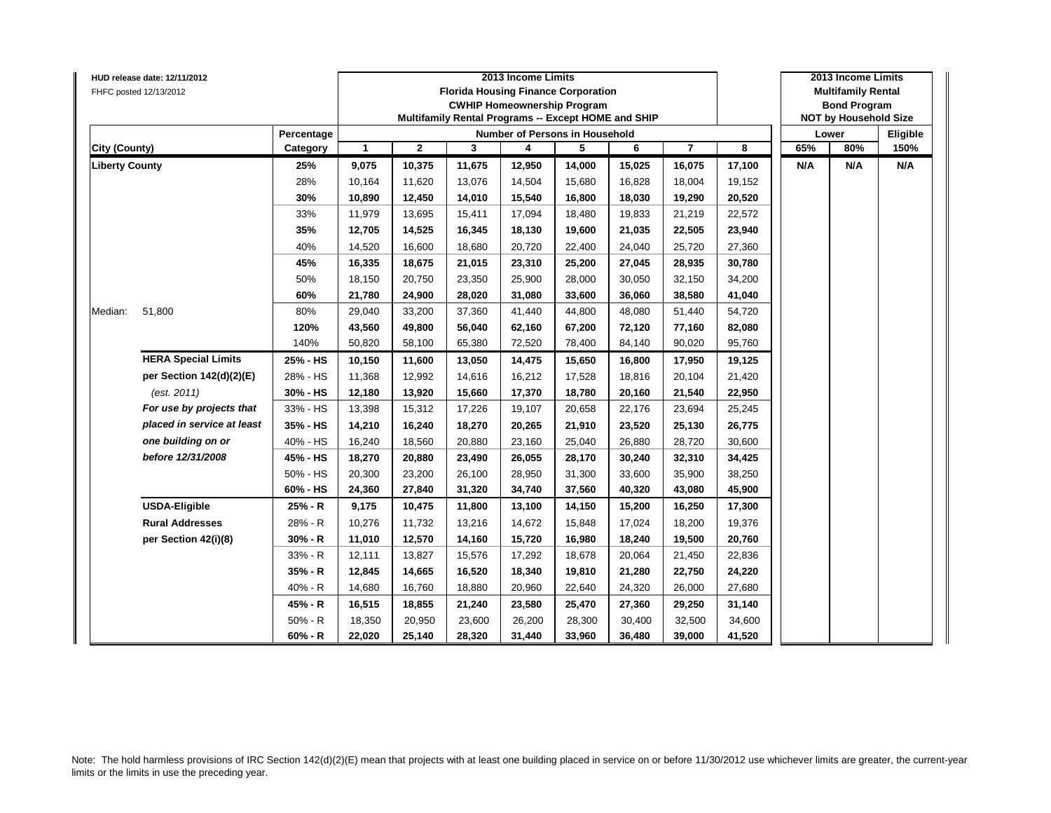HUD release date: 12/11/2012

FHFC posted 12/13/2012

| City (County) | | Percentage Category | 2013 Income Limits Florida Housing Finance Corporation CWHIP Homeownership Program Multifamily Rental Programs -- Except HOME and SHIP Number of Persons in Household 1 | 2 | 3 | 4 | 5 | 6 | 7 | 8 | 2013 Income Limits Multifamily Rental Bond Program NOT by Household Size Lower 65% | 80% | Eligible 150% |
|---|---|---|---|---|---|---|---|---|---|---|---|---|---|
| **Liberty County** | | **25%** | **9,075** | **10,375** | **11,675** | **12,950** | **14,000** | **15,025** | **16,075** | **17,100** | **N/A** | **N/A** | **N/A** |
| | | 28% | 10,164 | 11,620 | 13,076 | 14,504 | 15,680 | 16,828 | 18,004 | 19,152 | | | |
| | | **30%** | **10,890** | **12,450** | **14,010** | **15,540** | **16,800** | **18,030** | **19,290** | **20,520** | | | |
| | | 33% | 11,979 | 13,695 | 15,411 | 17,094 | 18,480 | 19,833 | 21,219 | 22,572 | | | |
| | | **35%** | **12,705** | **14,525** | **16,345** | **18,130** | **19,600** | **21,035** | **22,505** | **23,940** | | | |
| | | 40% | 14,520 | 16,600 | 18,680 | 20,720 | 22,400 | 24,040 | 25,720 | 27,360 | | | |
| | | **45%** | **16,335** | **18,675** | **21,015** | **23,310** | **25,200** | **27,045** | **28,935** | **30,780** | | | |
| | | 50% | 18,150 | 20,750 | 23,350 | 25,900 | 28,000 | 30,050 | 32,150 | 34,200 | | | |
| | | **60%** | **21,780** | **24,900** | **28,020** | **31,080** | **33,600** | **36,060** | **38,580** | **41,040** | | | |
| Median: | 51,800 | 80% | 29,040 | 33,200 | 37,360 | 41,440 | 44,800 | 48,080 | 51,440 | 54,720 | | | |
| | | **120%** | **43,560** | **49,800** | **56,040** | **62,160** | **67,200** | **72,120** | **77,160** | **82,080** | | | |
| | | 140% | 50,820 | 58,100 | 65,380 | 72,520 | 78,400 | 84,140 | 90,020 | 95,760 | | | |
| | **HERA Special Limits** | **25% - HS** | **10,150** | **11,600** | **13,050** | **14,475** | **15,650** | **16,800** | **17,950** | **19,125** | | | |
| | **per Section 142(d)(2)(E)** | 28% - HS | 11,368 | 12,992 | 14,616 | 16,212 | 17,528 | 18,816 | 20,104 | 21,420 | | | |
| | *(est. 2011)* | **30% - HS** | **12,180** | **13,920** | **15,660** | **17,370** | **18,780** | **20,160** | **21,540** | **22,950** | | | |
| | ***For use by projects that*** | 33% - HS | 13,398 | 15,312 | 17,226 | 19,107 | 20,658 | 22,176 | 23,694 | 25,245 | | | |
| | ***placed in service at least*** | **35% - HS** | **14,210** | **16,240** | **18,270** | **20,265** | **21,910** | **23,520** | **25,130** | **26,775** | | | |
| | ***one building on or*** | 40% - HS | 16,240 | 18,560 | 20,880 | 23,160 | 25,040 | 26,880 | 28,720 | 30,600 | | | |
| | ***before 12/31/2008*** | **45% - HS** | **18,270** | **20,880** | **23,490** | **26,055** | **28,170** | **30,240** | **32,310** | **34,425** | | | |
| | | 50% - HS | 20,300 | 23,200 | 26,100 | 28,950 | 31,300 | 33,600 | 35,900 | 38,250 | | | |
| | | **60% - HS** | **24,360** | **27,840** | **31,320** | **34,740** | **37,560** | **40,320** | **43,080** | **45,900** | | | |
| | **USDA-Eligible** | **25% - R** | **9,175** | **10,475** | **11,800** | **13,100** | **14,150** | **15,200** | **16,250** | **17,300** | | | |
| | **Rural Addresses** | 28% - R | 10,276 | 11,732 | 13,216 | 14,672 | 15,848 | 17,024 | 18,200 | 19,376 | | | |
| | **per Section 42(i)(8)** | **30% - R** | **11,010** | **12,570** | **14,160** | **15,720** | **16,980** | **18,240** | **19,500** | **20,760** | | | |
| | | 33% - R | 12,111 | 13,827 | 15,576 | 17,292 | 18,678 | 20,064 | 21,450 | 22,836 | | | |
| | | **35% - R** | **12,845** | **14,665** | **16,520** | **18,340** | **19,810** | **21,280** | **22,750** | **24,220** | | | |
| | | 40% - R | 14,680 | 16,760 | 18,880 | 20,960 | 22,640 | 24,320 | 26,000 | 27,680 | | | |
| | | **45% - R** | **16,515** | **18,855** | **21,240** | **23,580** | **25,470** | **27,360** | **29,250** | **31,140** | | | |
| | | 50% - R | 18,350 | 20,950 | 23,600 | 26,200 | 28,300 | 30,400 | 32,500 | 34,600 | | | |
| | | **60% - R** | **22,020** | **25,140** | **28,320** | **31,440** | **33,960** | **36,480** | **39,000** | **41,520** | | | |

Note: The hold harmless provisions of IRC Section 142(d)(2)(E) mean that projects with at least one building placed in service on or before 11/30/2012 use whichever limits are greater, the current-year limits or the limits in use the preceding year.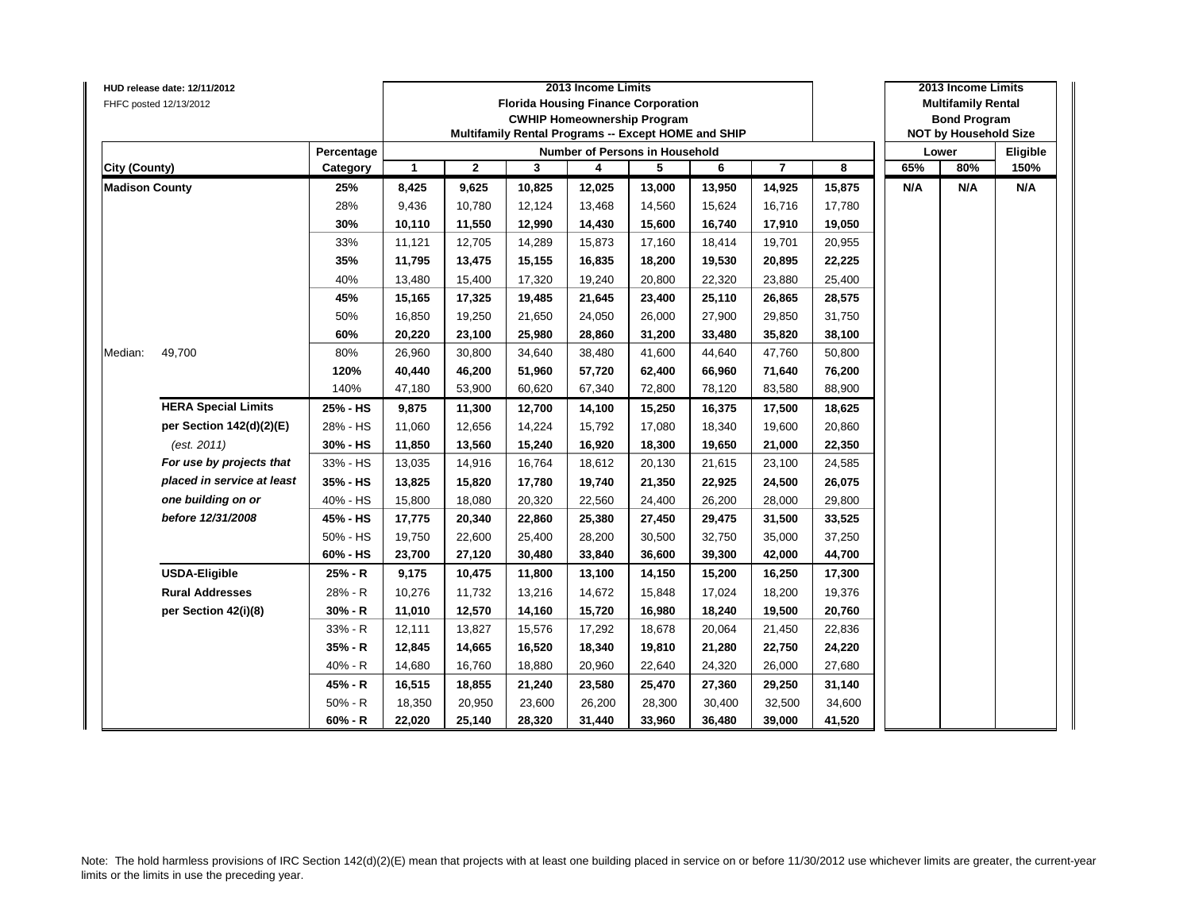HUD release date: 12/11/2012
FHFC posted 12/13/2012

| City (County) | | Percentage Category | 2013 Income Limits<br>Florida Housing Finance Corporation<br>CWHIP Homeownership Program<br>Multifamily Rental Programs -- Except HOME and SHIP<br>Number of Persons in Household | | | | | | | | 2013 Income Limits<br>Multifamily Rental<br>Bond Program<br>NOT by Household Size<br>Lower | | Eligible |
|---|---|---|---|---|---|---|---|---|---|---|---|---|---|
| | | | 1 | 2 | 3 | 4 | 5 | 6 | 7 | 8 | 65% | 80% | 150% |
| **Madison County** | | **25%** | **8,425** | **9,625** | **10,825** | **12,025** | **13,000** | **13,950** | **14,925** | **15,875** | **N/A** | **N/A** | **N/A** |
| | | 28% | 9,436 | 10,780 | 12,124 | 13,468 | 14,560 | 15,624 | 16,716 | 17,780 | | | |
| | | **30%** | **10,110** | **11,550** | **12,990** | **14,430** | **15,600** | **16,740** | **17,910** | **19,050** | | | |
| | | 33% | 11,121 | 12,705 | 14,289 | 15,873 | 17,160 | 18,414 | 19,701 | 20,955 | | | |
| | | **35%** | **11,795** | **13,475** | **15,155** | **16,835** | **18,200** | **19,530** | **20,895** | **22,225** | | | |
| | | 40% | 13,480 | 15,400 | 17,320 | 19,240 | 20,800 | 22,320 | 23,880 | 25,400 | | | |
| | | **45%** | **15,165** | **17,325** | **19,485** | **21,645** | **23,400** | **25,110** | **26,865** | **28,575** | | | |
| | | 50% | 16,850 | 19,250 | 21,650 | 24,050 | 26,000 | 27,900 | 29,850 | 31,750 | | | |
| | | **60%** | **20,220** | **23,100** | **25,980** | **28,860** | **31,200** | **33,480** | **35,820** | **38,100** | | | |
| Median: | 49,700 | 80% | 26,960 | 30,800 | 34,640 | 38,480 | 41,600 | 44,640 | 47,760 | 50,800 | | | |
| | | **120%** | **40,440** | **46,200** | **51,960** | **57,720** | **62,400** | **66,960** | **71,640** | **76,200** | | | |
| | | 140% | 47,180 | 53,900 | 60,620 | 67,340 | 72,800 | 78,120 | 83,580 | 88,900 | | | |
| | **HERA Special Limits** | **25% - HS** | **9,875** | **11,300** | **12,700** | **14,100** | **15,250** | **16,375** | **17,500** | **18,625** | | | |
| | **per Section 142(d)(2)(E)** | 28% - HS | 11,060 | 12,656 | 14,224 | 15,792 | 17,080 | 18,340 | 19,600 | 20,860 | | | |
| | *(est. 2011)* | **30% - HS** | **11,850** | **13,560** | **15,240** | **16,920** | **18,300** | **19,650** | **21,000** | **22,350** | | | |
| | ***For use by projects that*** | 33% - HS | 13,035 | 14,916 | 16,764 | 18,612 | 20,130 | 21,615 | 23,100 | 24,585 | | | |
| | ***placed in service at least*** | **35% - HS** | **13,825** | **15,820** | **17,780** | **19,740** | **21,350** | **22,925** | **24,500** | **26,075** | | | |
| | ***one building on or*** | 40% - HS | 15,800 | 18,080 | 20,320 | 22,560 | 24,400 | 26,200 | 28,000 | 29,800 | | | |
| | ***before 12/31/2008*** | **45% - HS** | **17,775** | **20,340** | **22,860** | **25,380** | **27,450** | **29,475** | **31,500** | **33,525** | | | |
| | | 50% - HS | 19,750 | 22,600 | 25,400 | 28,200 | 30,500 | 32,750 | 35,000 | 37,250 | | | |
| | | **60% - HS** | **23,700** | **27,120** | **30,480** | **33,840** | **36,600** | **39,300** | **42,000** | **44,700** | | | |
| | **USDA-Eligible** | **25% - R** | **9,175** | **10,475** | **11,800** | **13,100** | **14,150** | **15,200** | **16,250** | **17,300** | | | |
| | **Rural Addresses** | 28% - R | 10,276 | 11,732 | 13,216 | 14,672 | 15,848 | 17,024 | 18,200 | 19,376 | | | |
| | **per Section 42(i)(8)** | **30% - R** | **11,010** | **12,570** | **14,160** | **15,720** | **16,980** | **18,240** | **19,500** | **20,760** | | | |
| | | 33% - R | 12,111 | 13,827 | 15,576 | 17,292 | 18,678 | 20,064 | 21,450 | 22,836 | | | |
| | | **35% - R** | **12,845** | **14,665** | **16,520** | **18,340** | **19,810** | **21,280** | **22,750** | **24,220** | | | |
| | | 40% - R | 14,680 | 16,760 | 18,880 | 20,960 | 22,640 | 24,320 | 26,000 | 27,680 | | | |
| | | **45% - R** | **16,515** | **18,855** | **21,240** | **23,580** | **25,470** | **27,360** | **29,250** | **31,140** | | | |
| | | 50% - R | 18,350 | 20,950 | 23,600 | 26,200 | 28,300 | 30,400 | 32,500 | 34,600 | | | |
| | | **60% - R** | **22,020** | **25,140** | **28,320** | **31,440** | **33,960** | **36,480** | **39,000** | **41,520** | | | |

Note: The hold harmless provisions of IRC Section 142(d)(2)(E) mean that projects with at least one building placed in service on or before 11/30/2012 use whichever limits are greater, the current-year limits or the limits in use the preceding year.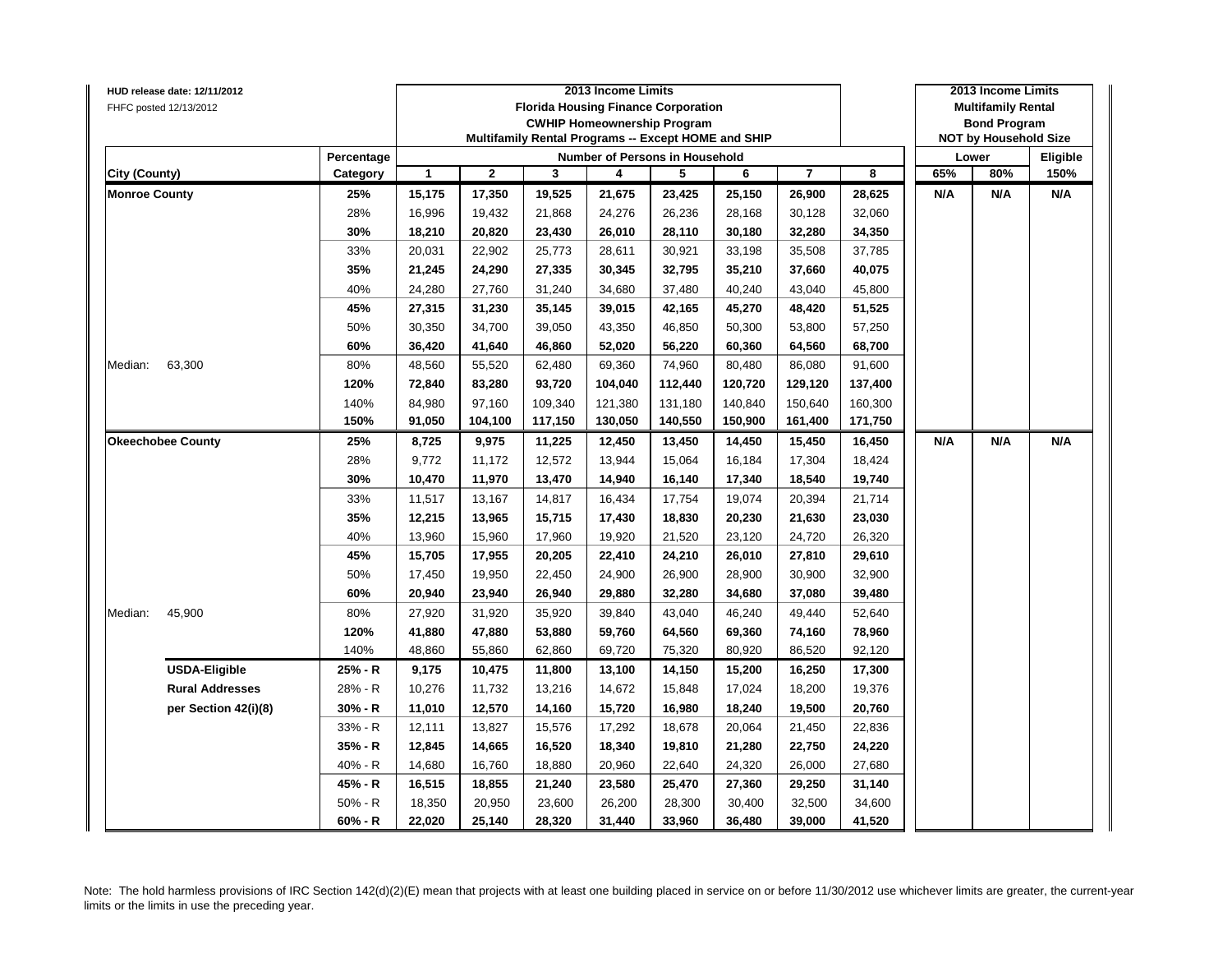HUD release date: 12/11/2012
FHFC posted 12/13/2012

| | | 2013 Income Limits Florida Housing Finance Corporation CWHIP Homeownership Program Multifamily Rental Programs -- Except HOME and SHIP | | | | | | | | 2013 Income Limits Multifamily Rental Bond Program NOT by Household Size | | |
|---|---|---|---|---|---|---|---|---|---|---|---|---|
| | Percentage | Number of Persons in Household | | | | | | | | Lower | | Eligible |
| City (County) | Category | 1 | 2 | 3 | 4 | 5 | 6 | 7 | 8 | 65% | 80% | 150% |
| **Monroe County** | **25%** | **15,175** | **17,350** | **19,525** | **21,675** | **23,425** | **25,150** | **26,900** | **28,625** | **N/A** | **N/A** | **N/A** |
| | 28% | 16,996 | 19,432 | 21,868 | 24,276 | 26,236 | 28,168 | 30,128 | 32,060 | | | |
| | **30%** | **18,210** | **20,820** | **23,430** | **26,010** | **28,110** | **30,180** | **32,280** | **34,350** | | | |
| | 33% | 20,031 | 22,902 | 25,773 | 28,611 | 30,921 | 33,198 | 35,508 | 37,785 | | | |
| | **35%** | **21,245** | **24,290** | **27,335** | **30,345** | **32,795** | **35,210** | **37,660** | **40,075** | | | |
| | 40% | 24,280 | 27,760 | 31,240 | 34,680 | 37,480 | 40,240 | 43,040 | 45,800 | | | |
| | **45%** | **27,315** | **31,230** | **35,145** | **39,015** | **42,165** | **45,270** | **48,420** | **51,525** | | | |
| | 50% | 30,350 | 34,700 | 39,050 | 43,350 | 46,850 | 50,300 | 53,800 | 57,250 | | | |
| | **60%** | **36,420** | **41,640** | **46,860** | **52,020** | **56,220** | **60,360** | **64,560** | **68,700** | | | |
| Median: 63,300 | 80% | 48,560 | 55,520 | 62,480 | 69,360 | 74,960 | 80,480 | 86,080 | 91,600 | | | |
| | **120%** | **72,840** | **83,280** | **93,720** | **104,040** | **112,440** | **120,720** | **129,120** | **137,400** | | | |
| | 140% | 84,980 | 97,160 | 109,340 | 121,380 | 131,180 | 140,840 | 150,640 | 160,300 | | | |
| | **150%** | **91,050** | **104,100** | **117,150** | **130,050** | **140,550** | **150,900** | **161,400** | **171,750** | | | |
| **Okeechobee County** | **25%** | **8,725** | **9,975** | **11,225** | **12,450** | **13,450** | **14,450** | **15,450** | **16,450** | **N/A** | **N/A** | **N/A** |
| | 28% | 9,772 | 11,172 | 12,572 | 13,944 | 15,064 | 16,184 | 17,304 | 18,424 | | | |
| | **30%** | **10,470** | **11,970** | **13,470** | **14,940** | **16,140** | **17,340** | **18,540** | **19,740** | | | |
| | 33% | 11,517 | 13,167 | 14,817 | 16,434 | 17,754 | 19,074 | 20,394 | 21,714 | | | |
| | **35%** | **12,215** | **13,965** | **15,715** | **17,430** | **18,830** | **20,230** | **21,630** | **23,030** | | | |
| | 40% | 13,960 | 15,960 | 17,960 | 19,920 | 21,520 | 23,120 | 24,720 | 26,320 | | | |
| | **45%** | **15,705** | **17,955** | **20,205** | **22,410** | **24,210** | **26,010** | **27,810** | **29,610** | | | |
| | 50% | 17,450 | 19,950 | 22,450 | 24,900 | 26,900 | 28,900 | 30,900 | 32,900 | | | |
| | **60%** | **20,940** | **23,940** | **26,940** | **29,880** | **32,280** | **34,680** | **37,080** | **39,480** | | | |
| Median: 45,900 | 80% | 27,920 | 31,920 | 35,920 | 39,840 | 43,040 | 46,240 | 49,440 | 52,640 | | | |
| | **120%** | **41,880** | **47,880** | **53,880** | **59,760** | **64,560** | **69,360** | **74,160** | **78,960** | | | |
| | 140% | 48,860 | 55,860 | 62,860 | 69,720 | 75,320 | 80,920 | 86,520 | 92,120 | | | |
| **USDA-Eligible** | **25% - R** | **9,175** | **10,475** | **11,800** | **13,100** | **14,150** | **15,200** | **16,250** | **17,300** | | | |
| **Rural Addresses** | 28% - R | 10,276 | 11,732 | 13,216 | 14,672 | 15,848 | 17,024 | 18,200 | 19,376 | | | |
| **per Section 42(i)(8)** | **30% - R** | **11,010** | **12,570** | **14,160** | **15,720** | **16,980** | **18,240** | **19,500** | **20,760** | | | |
| | 33% - R | 12,111 | 13,827 | 15,576 | 17,292 | 18,678 | 20,064 | 21,450 | 22,836 | | | |
| | **35% - R** | **12,845** | **14,665** | **16,520** | **18,340** | **19,810** | **21,280** | **22,750** | **24,220** | | | |
| | 40% - R | 14,680 | 16,760 | 18,880 | 20,960 | 22,640 | 24,320 | 26,000 | 27,680 | | | |
| | **45% - R** | **16,515** | **18,855** | **21,240** | **23,580** | **25,470** | **27,360** | **29,250** | **31,140** | | | |
| | 50% - R | 18,350 | 20,950 | 23,600 | 26,200 | 28,300 | 30,400 | 32,500 | 34,600 | | | |
| | **60% - R** | **22,020** | **25,140** | **28,320** | **31,440** | **33,960** | **36,480** | **39,000** | **41,520** | | | |

Note: The hold harmless provisions of IRC Section 142(d)(2)(E) mean that projects with at least one building placed in service on or before 11/30/2012 use whichever limits are greater, the current-year limits or the limits in use the preceding year.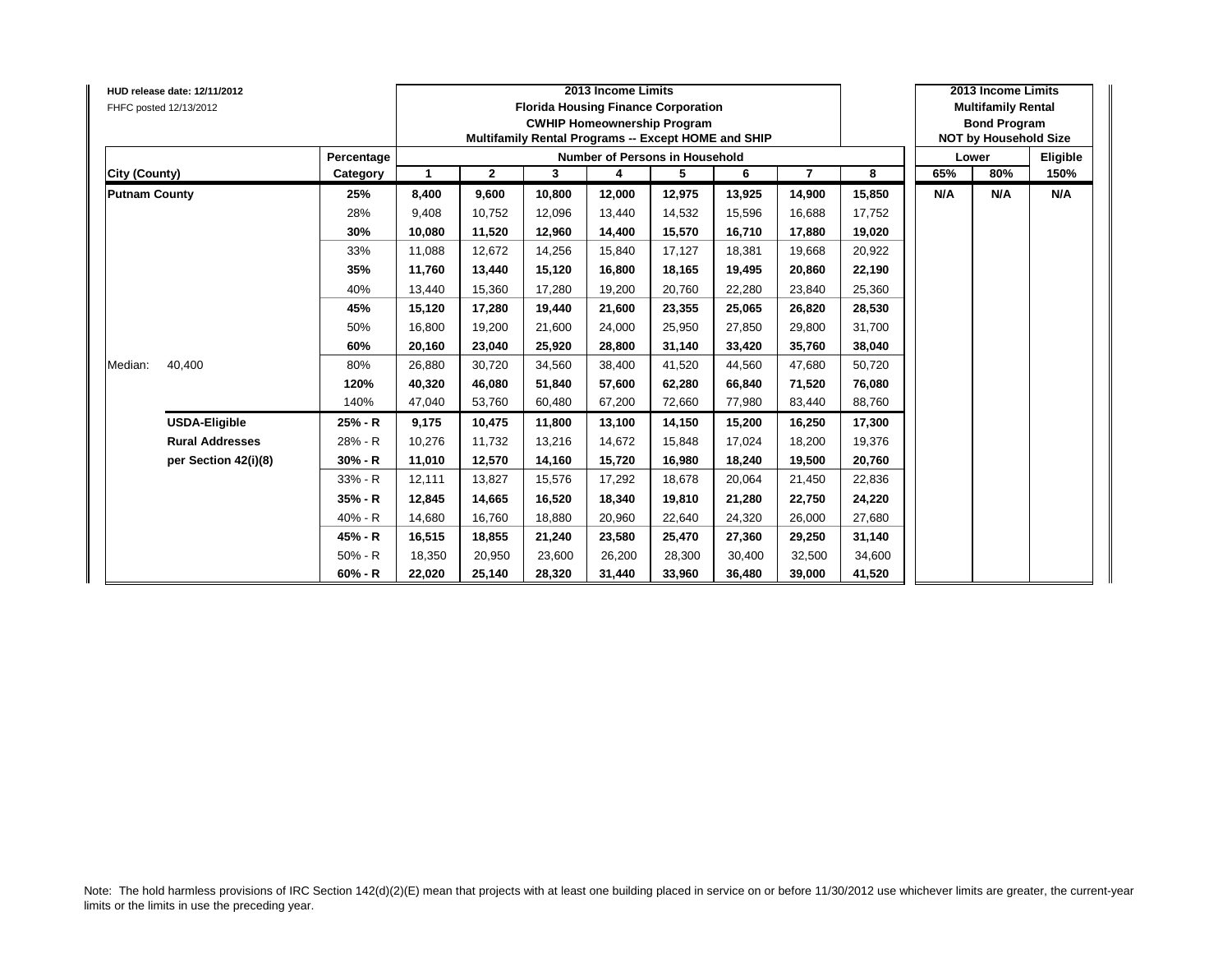HUD release date: 12/11/2012

FHFC posted 12/13/2012

| City (County) | | Percentage Category | 2013 Income Limits Florida Housing Finance Corporation CWHIP Homeownership Program Multifamily Rental Programs -- Except HOME and SHIP — Number of Persons in Household 1 | 2 | 3 | 4 | 5 | 6 | 7 | 8 | 2013 Income Limits Multifamily Rental Bond Program NOT by Household Size — Lower 65% | Lower 80% | Eligible 150% |
|---|---|---|---|---|---|---|---|---|---|---|---|---|---|
| **Putnam County** | | **25%** | **8,400** | **9,600** | **10,800** | **12,000** | **12,975** | **13,925** | **14,900** | **15,850** | **N/A** | **N/A** | **N/A** |
| | | 28% | 9,408 | 10,752 | 12,096 | 13,440 | 14,532 | 15,596 | 16,688 | 17,752 | | | |
| | | **30%** | **10,080** | **11,520** | **12,960** | **14,400** | **15,570** | **16,710** | **17,880** | **19,020** | | | |
| | | 33% | 11,088 | 12,672 | 14,256 | 15,840 | 17,127 | 18,381 | 19,668 | 20,922 | | | |
| | | **35%** | **11,760** | **13,440** | **15,120** | **16,800** | **18,165** | **19,495** | **20,860** | **22,190** | | | |
| | | 40% | 13,440 | 15,360 | 17,280 | 19,200 | 20,760 | 22,280 | 23,840 | 25,360 | | | |
| | | **45%** | **15,120** | **17,280** | **19,440** | **21,600** | **23,355** | **25,065** | **26,820** | **28,530** | | | |
| | | 50% | 16,800 | 19,200 | 21,600 | 24,000 | 25,950 | 27,850 | 29,800 | 31,700 | | | |
| | | **60%** | **20,160** | **23,040** | **25,920** | **28,800** | **31,140** | **33,420** | **35,760** | **38,040** | | | |
| Median: | 40,400 | 80% | 26,880 | 30,720 | 34,560 | 38,400 | 41,520 | 44,560 | 47,680 | 50,720 | | | |
| | | **120%** | **40,320** | **46,080** | **51,840** | **57,600** | **62,280** | **66,840** | **71,520** | **76,080** | | | |
| | | 140% | 47,040 | 53,760 | 60,480 | 67,200 | 72,660 | 77,980 | 83,440 | 88,760 | | | |
| | **USDA-Eligible** | **25% - R** | **9,175** | **10,475** | **11,800** | **13,100** | **14,150** | **15,200** | **16,250** | **17,300** | | | |
| | **Rural Addresses** | 28% - R | 10,276 | 11,732 | 13,216 | 14,672 | 15,848 | 17,024 | 18,200 | 19,376 | | | |
| | **per Section 42(i)(8)** | **30% - R** | **11,010** | **12,570** | **14,160** | **15,720** | **16,980** | **18,240** | **19,500** | **20,760** | | | |
| | | 33% - R | 12,111 | 13,827 | 15,576 | 17,292 | 18,678 | 20,064 | 21,450 | 22,836 | | | |
| | | **35% - R** | **12,845** | **14,665** | **16,520** | **18,340** | **19,810** | **21,280** | **22,750** | **24,220** | | | |
| | | 40% - R | 14,680 | 16,760 | 18,880 | 20,960 | 22,640 | 24,320 | 26,000 | 27,680 | | | |
| | | **45% - R** | **16,515** | **18,855** | **21,240** | **23,580** | **25,470** | **27,360** | **29,250** | **31,140** | | | |
| | | 50% - R | 18,350 | 20,950 | 23,600 | 26,200 | 28,300 | 30,400 | 32,500 | 34,600 | | | |
| | | **60% - R** | **22,020** | **25,140** | **28,320** | **31,440** | **33,960** | **36,480** | **39,000** | **41,520** | | | |

Note: The hold harmless provisions of IRC Section 142(d)(2)(E) mean that projects with at least one building placed in service on or before 11/30/2012 use whichever limits are greater, the current-year limits or the limits in use the preceding year.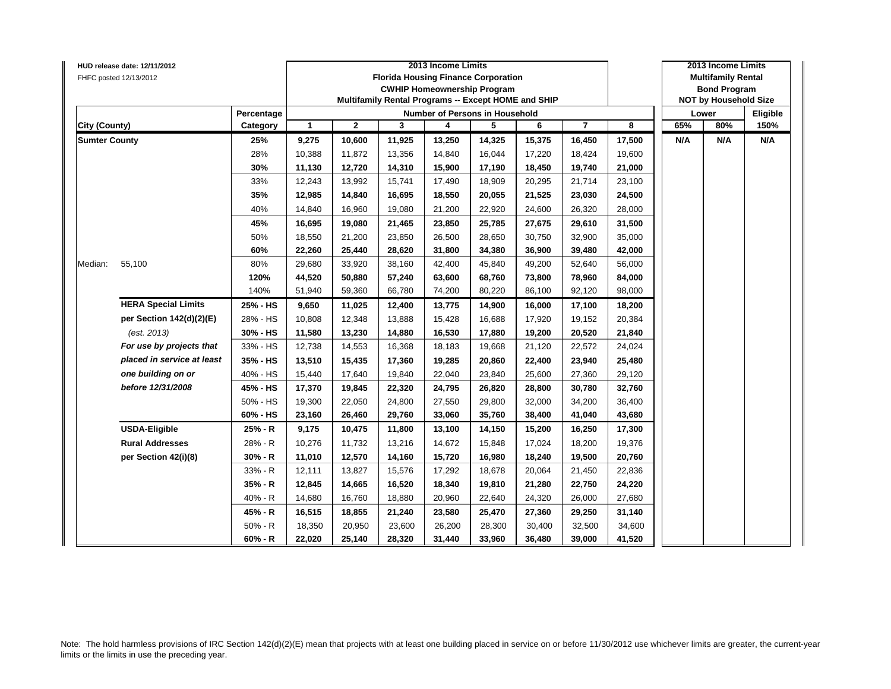HUD release date: 12/11/2012
FHFC posted 12/13/2012

| | | | 2013 Income Limits<br>Florida Housing Finance Corporation<br>CWHIP Homeownership Program<br>Multifamily Rental Programs -- Except HOME and SHIP | | | | | | | | 2013 Income Limits<br>Multifamily Rental<br>Bond Program<br>NOT by Household Size | | |
|---|---|---|---|---|---|---|---|---|---|---|---|---|---|
| | | Percentage | Number of Persons in Household | | | | | | | | Lower | | Eligible |
| City (County) | | Category | 1 | 2 | 3 | 4 | 5 | 6 | 7 | 8 | 65% | 80% | 150% |
| **Sumter County** | | **25%** | **9,275** | **10,600** | **11,925** | **13,250** | **14,325** | **15,375** | **16,450** | **17,500** | **N/A** | **N/A** | **N/A** |
| | | 28% | 10,388 | 11,872 | 13,356 | 14,840 | 16,044 | 17,220 | 18,424 | 19,600 | | | |
| | | **30%** | **11,130** | **12,720** | **14,310** | **15,900** | **17,190** | **18,450** | **19,740** | **21,000** | | | |
| | | 33% | 12,243 | 13,992 | 15,741 | 17,490 | 18,909 | 20,295 | 21,714 | 23,100 | | | |
| | | **35%** | **12,985** | **14,840** | **16,695** | **18,550** | **20,055** | **21,525** | **23,030** | **24,500** | | | |
| | | 40% | 14,840 | 16,960 | 19,080 | 21,200 | 22,920 | 24,600 | 26,320 | 28,000 | | | |
| | | **45%** | **16,695** | **19,080** | **21,465** | **23,850** | **25,785** | **27,675** | **29,610** | **31,500** | | | |
| | | 50% | 18,550 | 21,200 | 23,850 | 26,500 | 28,650 | 30,750 | 32,900 | 35,000 | | | |
| | | **60%** | **22,260** | **25,440** | **28,620** | **31,800** | **34,380** | **36,900** | **39,480** | **42,000** | | | |
| Median: | 55,100 | 80% | 29,680 | 33,920 | 38,160 | 42,400 | 45,840 | 49,200 | 52,640 | 56,000 | | | |
| | | **120%** | **44,520** | **50,880** | **57,240** | **63,600** | **68,760** | **73,800** | **78,960** | **84,000** | | | |
| | | 140% | 51,940 | 59,360 | 66,780 | 74,200 | 80,220 | 86,100 | 92,120 | 98,000 | | | |
| | **HERA Special Limits** | **25% - HS** | **9,650** | **11,025** | **12,400** | **13,775** | **14,900** | **16,000** | **17,100** | **18,200** | | | |
| | **per Section 142(d)(2)(E)** | 28% - HS | 10,808 | 12,348 | 13,888 | 15,428 | 16,688 | 17,920 | 19,152 | 20,384 | | | |
| | *(est. 2013)* | **30% - HS** | **11,580** | **13,230** | **14,880** | **16,530** | **17,880** | **19,200** | **20,520** | **21,840** | | | |
| | ***For use by projects that*** | 33% - HS | 12,738 | 14,553 | 16,368 | 18,183 | 19,668 | 21,120 | 22,572 | 24,024 | | | |
| | ***placed in service at least*** | **35% - HS** | **13,510** | **15,435** | **17,360** | **19,285** | **20,860** | **22,400** | **23,940** | **25,480** | | | |
| | ***one building on or*** | 40% - HS | 15,440 | 17,640 | 19,840 | 22,040 | 23,840 | 25,600 | 27,360 | 29,120 | | | |
| | ***before 12/31/2008*** | **45% - HS** | **17,370** | **19,845** | **22,320** | **24,795** | **26,820** | **28,800** | **30,780** | **32,760** | | | |
| | | 50% - HS | 19,300 | 22,050 | 24,800 | 27,550 | 29,800 | 32,000 | 34,200 | 36,400 | | | |
| | | **60% - HS** | **23,160** | **26,460** | **29,760** | **33,060** | **35,760** | **38,400** | **41,040** | **43,680** | | | |
| | **USDA-Eligible** | **25% - R** | **9,175** | **10,475** | **11,800** | **13,100** | **14,150** | **15,200** | **16,250** | **17,300** | | | |
| | **Rural Addresses** | 28% - R | 10,276 | 11,732 | 13,216 | 14,672 | 15,848 | 17,024 | 18,200 | 19,376 | | | |
| | **per Section 42(i)(8)** | **30% - R** | **11,010** | **12,570** | **14,160** | **15,720** | **16,980** | **18,240** | **19,500** | **20,760** | | | |
| | | 33% - R | 12,111 | 13,827 | 15,576 | 17,292 | 18,678 | 20,064 | 21,450 | 22,836 | | | |
| | | **35% - R** | **12,845** | **14,665** | **16,520** | **18,340** | **19,810** | **21,280** | **22,750** | **24,220** | | | |
| | | 40% - R | 14,680 | 16,760 | 18,880 | 20,960 | 22,640 | 24,320 | 26,000 | 27,680 | | | |
| | | **45% - R** | **16,515** | **18,855** | **21,240** | **23,580** | **25,470** | **27,360** | **29,250** | **31,140** | | | |
| | | 50% - R | 18,350 | 20,950 | 23,600 | 26,200 | 28,300 | 30,400 | 32,500 | 34,600 | | | |
| | | **60% - R** | **22,020** | **25,140** | **28,320** | **31,440** | **33,960** | **36,480** | **39,000** | **41,520** | | | |

Note: The hold harmless provisions of IRC Section 142(d)(2)(E) mean that projects with at least one building placed in service on or before 11/30/2012 use whichever limits are greater, the current-year limits or the limits in use the preceding year.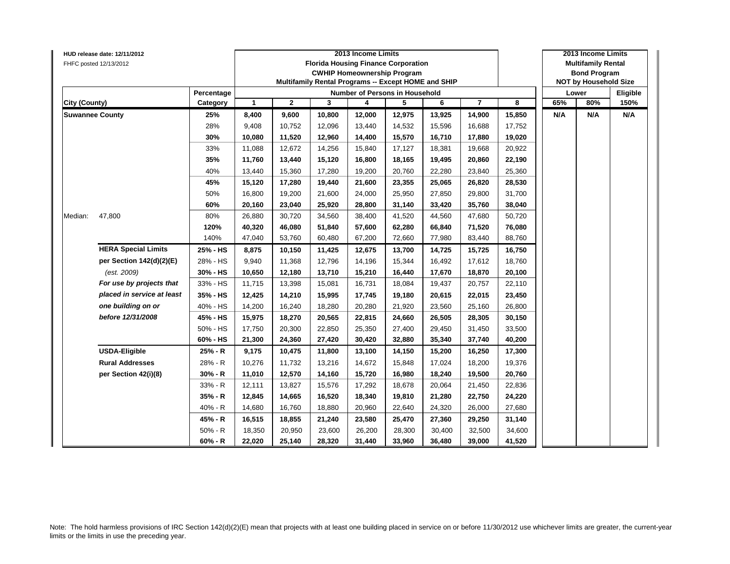HUD release date: 12/11/2012

FHFC posted 12/13/2012

| City (County) | | Percentage Category | 2013 Income Limits Florida Housing Finance Corporation CWHIP Homeownership Program Multifamily Rental Programs -- Except HOME and SHIP — Number of Persons in Household: 1 | 2 | 3 | 4 | 5 | 6 | 7 | 8 | 2013 Income Limits Multifamily Rental Bond Program NOT by Household Size — Lower: 65% | 80% | Eligible: 150% |
|---|---|---|---|---|---|---|---|---|---|---|---|---|---|
| **Suwannee County** | | **25%** | **8,400** | **9,600** | **10,800** | **12,000** | **12,975** | **13,925** | **14,900** | **15,850** | **N/A** | **N/A** | **N/A** |
| | | 28% | 9,408 | 10,752 | 12,096 | 13,440 | 14,532 | 15,596 | 16,688 | 17,752 | | | |
| | | **30%** | **10,080** | **11,520** | **12,960** | **14,400** | **15,570** | **16,710** | **17,880** | **19,020** | | | |
| | | 33% | 11,088 | 12,672 | 14,256 | 15,840 | 17,127 | 18,381 | 19,668 | 20,922 | | | |
| | | **35%** | **11,760** | **13,440** | **15,120** | **16,800** | **18,165** | **19,495** | **20,860** | **22,190** | | | |
| | | 40% | 13,440 | 15,360 | 17,280 | 19,200 | 20,760 | 22,280 | 23,840 | 25,360 | | | |
| | | **45%** | **15,120** | **17,280** | **19,440** | **21,600** | **23,355** | **25,065** | **26,820** | **28,530** | | | |
| | | 50% | 16,800 | 19,200 | 21,600 | 24,000 | 25,950 | 27,850 | 29,800 | 31,700 | | | |
| | | **60%** | **20,160** | **23,040** | **25,920** | **28,800** | **31,140** | **33,420** | **35,760** | **38,040** | | | |
| Median: | 47,800 | 80% | 26,880 | 30,720 | 34,560 | 38,400 | 41,520 | 44,560 | 47,680 | 50,720 | | | |
| | | **120%** | **40,320** | **46,080** | **51,840** | **57,600** | **62,280** | **66,840** | **71,520** | **76,080** | | | |
| | | 140% | 47,040 | 53,760 | 60,480 | 67,200 | 72,660 | 77,980 | 83,440 | 88,760 | | | |
| | **HERA Special Limits** | **25% - HS** | **8,875** | **10,150** | **11,425** | **12,675** | **13,700** | **14,725** | **15,725** | **16,750** | | | |
| | **per Section 142(d)(2)(E)** | 28% - HS | 9,940 | 11,368 | 12,796 | 14,196 | 15,344 | 16,492 | 17,612 | 18,760 | | | |
| | *(est. 2009)* | **30% - HS** | **10,650** | **12,180** | **13,710** | **15,210** | **16,440** | **17,670** | **18,870** | **20,100** | | | |
| | ***For use by projects that*** | 33% - HS | 11,715 | 13,398 | 15,081 | 16,731 | 18,084 | 19,437 | 20,757 | 22,110 | | | |
| | ***placed in service at least*** | **35% - HS** | **12,425** | **14,210** | **15,995** | **17,745** | **19,180** | **20,615** | **22,015** | **23,450** | | | |
| | ***one building on or*** | 40% - HS | 14,200 | 16,240 | 18,280 | 20,280 | 21,920 | 23,560 | 25,160 | 26,800 | | | |
| | ***before 12/31/2008*** | **45% - HS** | **15,975** | **18,270** | **20,565** | **22,815** | **24,660** | **26,505** | **28,305** | **30,150** | | | |
| | | 50% - HS | 17,750 | 20,300 | 22,850 | 25,350 | 27,400 | 29,450 | 31,450 | 33,500 | | | |
| | | **60% - HS** | **21,300** | **24,360** | **27,420** | **30,420** | **32,880** | **35,340** | **37,740** | **40,200** | | | |
| | **USDA-Eligible** | **25% - R** | **9,175** | **10,475** | **11,800** | **13,100** | **14,150** | **15,200** | **16,250** | **17,300** | | | |
| | **Rural Addresses** | 28% - R | 10,276 | 11,732 | 13,216 | 14,672 | 15,848 | 17,024 | 18,200 | 19,376 | | | |
| | **per Section 42(i)(8)** | **30% - R** | **11,010** | **12,570** | **14,160** | **15,720** | **16,980** | **18,240** | **19,500** | **20,760** | | | |
| | | 33% - R | 12,111 | 13,827 | 15,576 | 17,292 | 18,678 | 20,064 | 21,450 | 22,836 | | | |
| | | **35% - R** | **12,845** | **14,665** | **16,520** | **18,340** | **19,810** | **21,280** | **22,750** | **24,220** | | | |
| | | 40% - R | 14,680 | 16,760 | 18,880 | 20,960 | 22,640 | 24,320 | 26,000 | 27,680 | | | |
| | | **45% - R** | **16,515** | **18,855** | **21,240** | **23,580** | **25,470** | **27,360** | **29,250** | **31,140** | | | |
| | | 50% - R | 18,350 | 20,950 | 23,600 | 26,200 | 28,300 | 30,400 | 32,500 | 34,600 | | | |
| | | **60% - R** | **22,020** | **25,140** | **28,320** | **31,440** | **33,960** | **36,480** | **39,000** | **41,520** | | | |

Note: The hold harmless provisions of IRC Section 142(d)(2)(E) mean that projects with at least one building placed in service on or before 11/30/2012 use whichever limits are greater, the current-year limits or the limits in use the preceding year.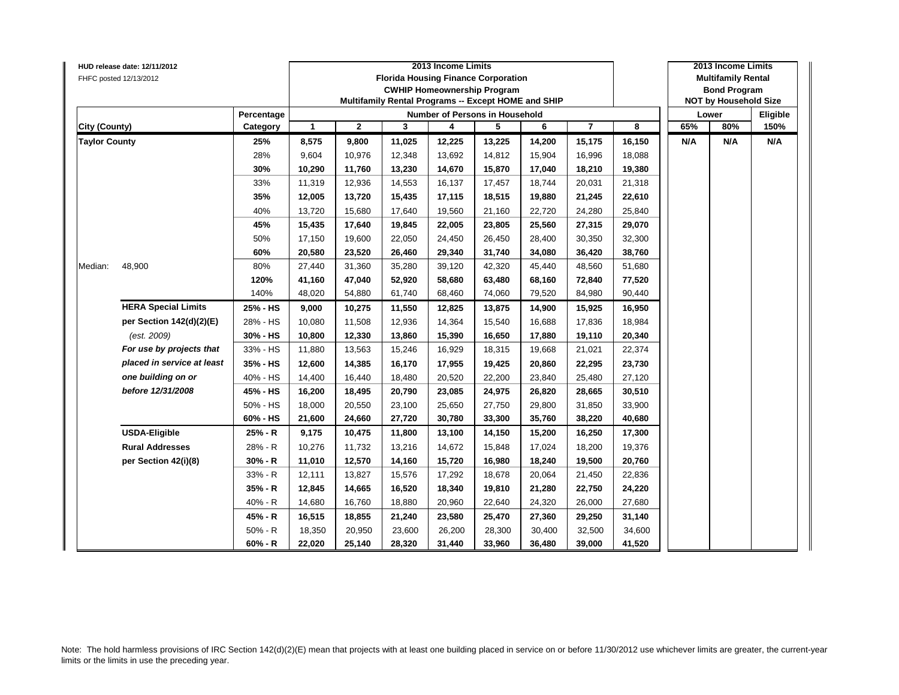HUD release date: 12/11/2012
FHFC posted 12/13/2012

| City (County) | | Percentage Category | 2013 Income Limits Florida Housing Finance Corporation CWHIP Homeownership Program Multifamily Rental Programs -- Except HOME and SHIP — Number of Persons in Household: 1 | 2 | 3 | 4 | 5 | 6 | 7 | 8 | 2013 Income Limits Multifamily Rental Bond Program NOT by Household Size — Lower: 65% | 80% | Eligible 150% |
|---|---|---|---|---|---|---|---|---|---|---|---|---|---|
| **Taylor County** | | **25%** | **8,575** | **9,800** | **11,025** | **12,225** | **13,225** | **14,200** | **15,175** | **16,150** | **N/A** | **N/A** | **N/A** |
| | | 28% | 9,604 | 10,976 | 12,348 | 13,692 | 14,812 | 15,904 | 16,996 | 18,088 | | | |
| | | **30%** | **10,290** | **11,760** | **13,230** | **14,670** | **15,870** | **17,040** | **18,210** | **19,380** | | | |
| | | 33% | 11,319 | 12,936 | 14,553 | 16,137 | 17,457 | 18,744 | 20,031 | 21,318 | | | |
| | | **35%** | **12,005** | **13,720** | **15,435** | **17,115** | **18,515** | **19,880** | **21,245** | **22,610** | | | |
| | | 40% | 13,720 | 15,680 | 17,640 | 19,560 | 21,160 | 22,720 | 24,280 | 25,840 | | | |
| | | **45%** | **15,435** | **17,640** | **19,845** | **22,005** | **23,805** | **25,560** | **27,315** | **29,070** | | | |
| | | 50% | 17,150 | 19,600 | 22,050 | 24,450 | 26,450 | 28,400 | 30,350 | 32,300 | | | |
| | | **60%** | **20,580** | **23,520** | **26,460** | **29,340** | **31,740** | **34,080** | **36,420** | **38,760** | | | |
| Median: | 48,900 | 80% | 27,440 | 31,360 | 35,280 | 39,120 | 42,320 | 45,440 | 48,560 | 51,680 | | | |
| | | **120%** | **41,160** | **47,040** | **52,920** | **58,680** | **63,480** | **68,160** | **72,840** | **77,520** | | | |
| | | 140% | 48,020 | 54,880 | 61,740 | 68,460 | 74,060 | 79,520 | 84,980 | 90,440 | | | |
| | **HERA Special Limits** | **25% - HS** | **9,000** | **10,275** | **11,550** | **12,825** | **13,875** | **14,900** | **15,925** | **16,950** | | | |
| | **per Section 142(d)(2)(E)** | 28% - HS | 10,080 | 11,508 | 12,936 | 14,364 | 15,540 | 16,688 | 17,836 | 18,984 | | | |
| | *(est. 2009)* | **30% - HS** | **10,800** | **12,330** | **13,860** | **15,390** | **16,650** | **17,880** | **19,110** | **20,340** | | | |
| | ***For use by projects that*** | 33% - HS | 11,880 | 13,563 | 15,246 | 16,929 | 18,315 | 19,668 | 21,021 | 22,374 | | | |
| | ***placed in service at least*** | **35% - HS** | **12,600** | **14,385** | **16,170** | **17,955** | **19,425** | **20,860** | **22,295** | **23,730** | | | |
| | ***one building on or*** | 40% - HS | 14,400 | 16,440 | 18,480 | 20,520 | 22,200 | 23,840 | 25,480 | 27,120 | | | |
| | ***before 12/31/2008*** | **45% - HS** | **16,200** | **18,495** | **20,790** | **23,085** | **24,975** | **26,820** | **28,665** | **30,510** | | | |
| | | 50% - HS | 18,000 | 20,550 | 23,100 | 25,650 | 27,750 | 29,800 | 31,850 | 33,900 | | | |
| | | **60% - HS** | **21,600** | **24,660** | **27,720** | **30,780** | **33,300** | **35,760** | **38,220** | **40,680** | | | |
| | **USDA-Eligible** | **25% - R** | **9,175** | **10,475** | **11,800** | **13,100** | **14,150** | **15,200** | **16,250** | **17,300** | | | |
| | **Rural Addresses** | 28% - R | 10,276 | 11,732 | 13,216 | 14,672 | 15,848 | 17,024 | 18,200 | 19,376 | | | |
| | **per Section 42(i)(8)** | **30% - R** | **11,010** | **12,570** | **14,160** | **15,720** | **16,980** | **18,240** | **19,500** | **20,760** | | | |
| | | 33% - R | 12,111 | 13,827 | 15,576 | 17,292 | 18,678 | 20,064 | 21,450 | 22,836 | | | |
| | | **35% - R** | **12,845** | **14,665** | **16,520** | **18,340** | **19,810** | **21,280** | **22,750** | **24,220** | | | |
| | | 40% - R | 14,680 | 16,760 | 18,880 | 20,960 | 22,640 | 24,320 | 26,000 | 27,680 | | | |
| | | **45% - R** | **16,515** | **18,855** | **21,240** | **23,580** | **25,470** | **27,360** | **29,250** | **31,140** | | | |
| | | 50% - R | 18,350 | 20,950 | 23,600 | 26,200 | 28,300 | 30,400 | 32,500 | 34,600 | | | |
| | | **60% - R** | **22,020** | **25,140** | **28,320** | **31,440** | **33,960** | **36,480** | **39,000** | **41,520** | | | |

Note: The hold harmless provisions of IRC Section 142(d)(2)(E) mean that projects with at least one building placed in service on or before 11/30/2012 use whichever limits are greater, the current-year limits or the limits in use the preceding year.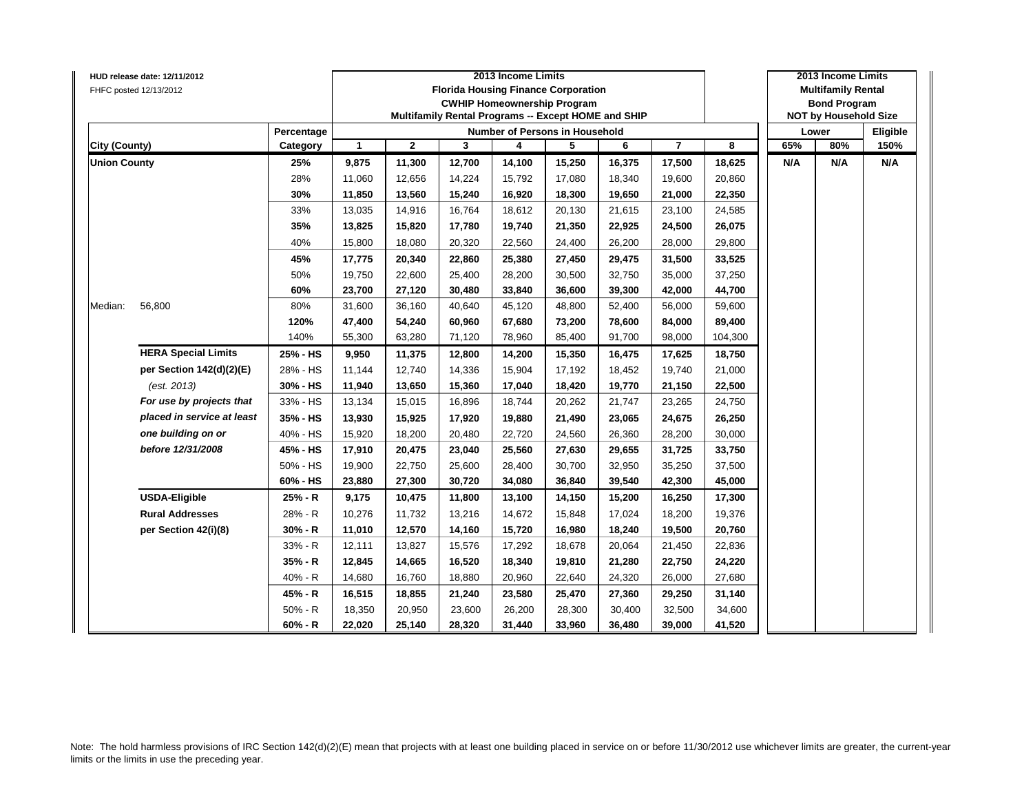HUD release date: 12/11/2012

FHFC posted 12/13/2012

| City (County) | | Percentage Category | 2013 Income Limits<br>Florida Housing Finance Corporation<br>CWHIP Homeownership Program<br>Multifamily Rental Programs -- Except HOME and SHIP<br>Number of Persons in Household<br>1 | 2 | 3 | 4 | 5 | 6 | 7 | 8 | 2013 Income Limits<br>Multifamily Rental<br>Bond Program<br>NOT by Household Size<br>Lower<br>65% | 80% | Eligible<br>150% |
|---|---|---|---|---|---|---|---|---|---|---|---|---|---|
| **Union County** | | **25%** | **9,875** | **11,300** | **12,700** | **14,100** | **15,250** | **16,375** | **17,500** | **18,625** | **N/A** | **N/A** | **N/A** |
| | | 28% | 11,060 | 12,656 | 14,224 | 15,792 | 17,080 | 18,340 | 19,600 | 20,860 | | | |
| | | **30%** | **11,850** | **13,560** | **15,240** | **16,920** | **18,300** | **19,650** | **21,000** | **22,350** | | | |
| | | 33% | 13,035 | 14,916 | 16,764 | 18,612 | 20,130 | 21,615 | 23,100 | 24,585 | | | |
| | | **35%** | **13,825** | **15,820** | **17,780** | **19,740** | **21,350** | **22,925** | **24,500** | **26,075** | | | |
| | | 40% | 15,800 | 18,080 | 20,320 | 22,560 | 24,400 | 26,200 | 28,000 | 29,800 | | | |
| | | **45%** | **17,775** | **20,340** | **22,860** | **25,380** | **27,450** | **29,475** | **31,500** | **33,525** | | | |
| | | 50% | 19,750 | 22,600 | 25,400 | 28,200 | 30,500 | 32,750 | 35,000 | 37,250 | | | |
| | | **60%** | **23,700** | **27,120** | **30,480** | **33,840** | **36,600** | **39,300** | **42,000** | **44,700** | | | |
| Median: | 56,800 | 80% | 31,600 | 36,160 | 40,640 | 45,120 | 48,800 | 52,400 | 56,000 | 59,600 | | | |
| | | **120%** | **47,400** | **54,240** | **60,960** | **67,680** | **73,200** | **78,600** | **84,000** | **89,400** | | | |
| | | 140% | 55,300 | 63,280 | 71,120 | 78,960 | 85,400 | 91,700 | 98,000 | 104,300 | | | |
| | **HERA Special Limits** | **25% - HS** | **9,950** | **11,375** | **12,800** | **14,200** | **15,350** | **16,475** | **17,625** | **18,750** | | | |
| | **per Section 142(d)(2)(E)** | 28% - HS | 11,144 | 12,740 | 14,336 | 15,904 | 17,192 | 18,452 | 19,740 | 21,000 | | | |
| | *(est. 2013)* | **30% - HS** | **11,940** | **13,650** | **15,360** | **17,040** | **18,420** | **19,770** | **21,150** | **22,500** | | | |
| | ***For use by projects that*** | 33% - HS | 13,134 | 15,015 | 16,896 | 18,744 | 20,262 | 21,747 | 23,265 | 24,750 | | | |
| | ***placed in service at least*** | **35% - HS** | **13,930** | **15,925** | **17,920** | **19,880** | **21,490** | **23,065** | **24,675** | **26,250** | | | |
| | ***one building on or*** | 40% - HS | 15,920 | 18,200 | 20,480 | 22,720 | 24,560 | 26,360 | 28,200 | 30,000 | | | |
| | ***before 12/31/2008*** | **45% - HS** | **17,910** | **20,475** | **23,040** | **25,560** | **27,630** | **29,655** | **31,725** | **33,750** | | | |
| | | 50% - HS | 19,900 | 22,750 | 25,600 | 28,400 | 30,700 | 32,950 | 35,250 | 37,500 | | | |
| | | **60% - HS** | **23,880** | **27,300** | **30,720** | **34,080** | **36,840** | **39,540** | **42,300** | **45,000** | | | |
| | **USDA-Eligible** | **25% - R** | **9,175** | **10,475** | **11,800** | **13,100** | **14,150** | **15,200** | **16,250** | **17,300** | | | |
| | **Rural Addresses** | 28% - R | 10,276 | 11,732 | 13,216 | 14,672 | 15,848 | 17,024 | 18,200 | 19,376 | | | |
| | **per Section 42(i)(8)** | **30% - R** | **11,010** | **12,570** | **14,160** | **15,720** | **16,980** | **18,240** | **19,500** | **20,760** | | | |
| | | 33% - R | 12,111 | 13,827 | 15,576 | 17,292 | 18,678 | 20,064 | 21,450 | 22,836 | | | |
| | | **35% - R** | **12,845** | **14,665** | **16,520** | **18,340** | **19,810** | **21,280** | **22,750** | **24,220** | | | |
| | | 40% - R | 14,680 | 16,760 | 18,880 | 20,960 | 22,640 | 24,320 | 26,000 | 27,680 | | | |
| | | **45% - R** | **16,515** | **18,855** | **21,240** | **23,580** | **25,470** | **27,360** | **29,250** | **31,140** | | | |
| | | 50% - R | 18,350 | 20,950 | 23,600 | 26,200 | 28,300 | 30,400 | 32,500 | 34,600 | | | |
| | | **60% - R** | **22,020** | **25,140** | **28,320** | **31,440** | **33,960** | **36,480** | **39,000** | **41,520** | | | |

Note: The hold harmless provisions of IRC Section 142(d)(2)(E) mean that projects with at least one building placed in service on or before 11/30/2012 use whichever limits are greater, the current-year limits or the limits in use the preceding year.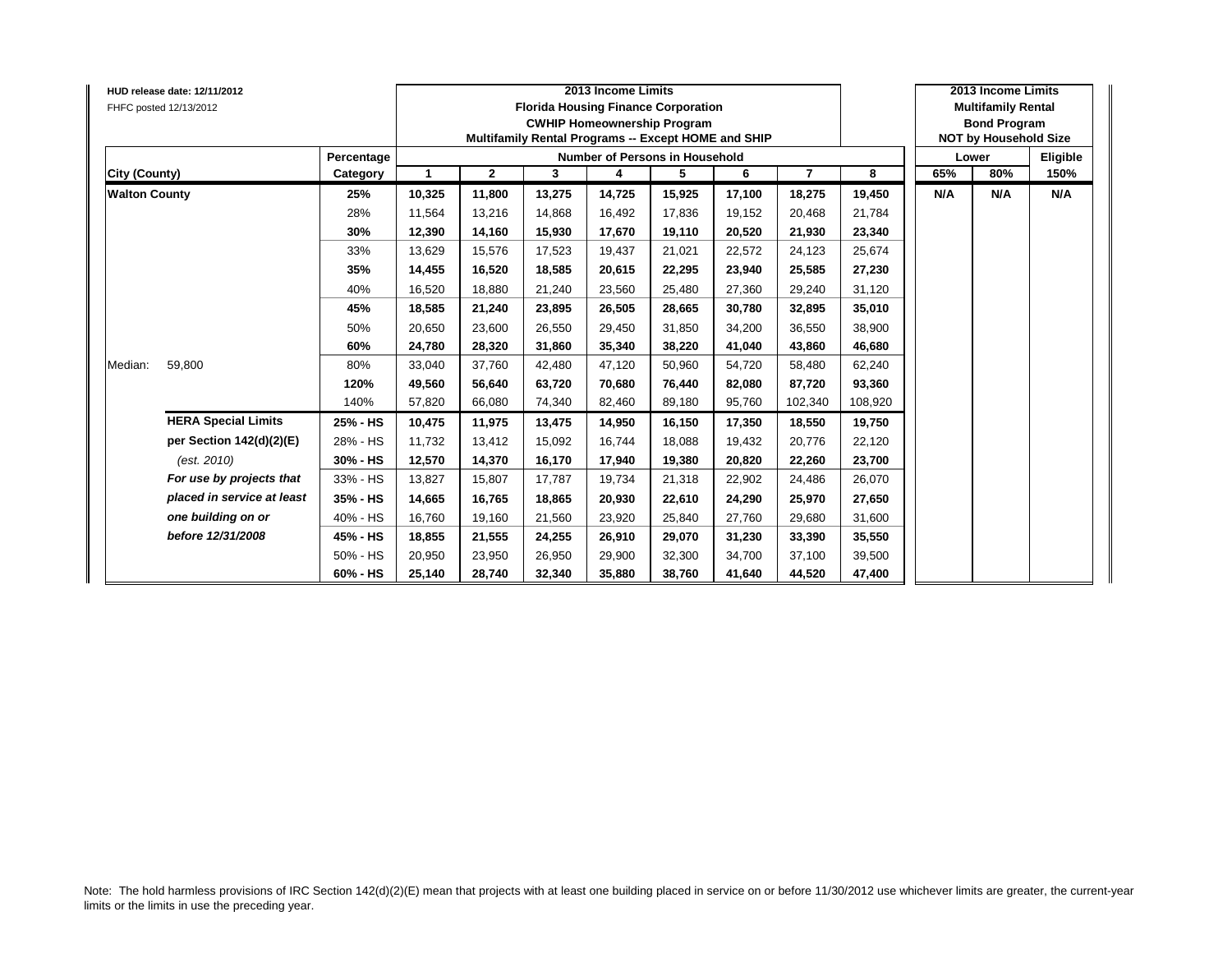HUD release date: 12/11/2012
FHFC posted 12/13/2012

| City (County) | | Percentage Category | 2013 Income Limits Florida Housing Finance Corporation CWHIP Homeownership Program Multifamily Rental Programs -- Except HOME and SHIP — Number of Persons in Household: 1 | 2 | 3 | 4 | 5 | 6 | 7 | 8 | 2013 Income Limits Multifamily Rental Bond Program NOT by Household Size — Lower 65% | Lower 80% | Eligible 150% |
|---|---|---|---|---|---|---|---|---|---|---|---|---|---|
| **Walton County** | | **25%** | **10,325** | **11,800** | **13,275** | **14,725** | **15,925** | **17,100** | **18,275** | **19,450** | **N/A** | **N/A** | **N/A** |
| | | 28% | 11,564 | 13,216 | 14,868 | 16,492 | 17,836 | 19,152 | 20,468 | 21,784 | | | |
| | | **30%** | **12,390** | **14,160** | **15,930** | **17,670** | **19,110** | **20,520** | **21,930** | **23,340** | | | |
| | | 33% | 13,629 | 15,576 | 17,523 | 19,437 | 21,021 | 22,572 | 24,123 | 25,674 | | | |
| | | **35%** | **14,455** | **16,520** | **18,585** | **20,615** | **22,295** | **23,940** | **25,585** | **27,230** | | | |
| | | 40% | 16,520 | 18,880 | 21,240 | 23,560 | 25,480 | 27,360 | 29,240 | 31,120 | | | |
| | | **45%** | **18,585** | **21,240** | **23,895** | **26,505** | **28,665** | **30,780** | **32,895** | **35,010** | | | |
| | | 50% | 20,650 | 23,600 | 26,550 | 29,450 | 31,850 | 34,200 | 36,550 | 38,900 | | | |
| | | **60%** | **24,780** | **28,320** | **31,860** | **35,340** | **38,220** | **41,040** | **43,860** | **46,680** | | | |
| Median: | 59,800 | 80% | 33,040 | 37,760 | 42,480 | 47,120 | 50,960 | 54,720 | 58,480 | 62,240 | | | |
| | | **120%** | **49,560** | **56,640** | **63,720** | **70,680** | **76,440** | **82,080** | **87,720** | **93,360** | | | |
| | | 140% | 57,820 | 66,080 | 74,340 | 82,460 | 89,180 | 95,760 | 102,340 | 108,920 | | | |
| | **HERA Special Limits** | **25% - HS** | **10,475** | **11,975** | **13,475** | **14,950** | **16,150** | **17,350** | **18,550** | **19,750** | | | |
| | **per Section 142(d)(2)(E)** | 28% - HS | 11,732 | 13,412 | 15,092 | 16,744 | 18,088 | 19,432 | 20,776 | 22,120 | | | |
| | *(est. 2010)* | **30% - HS** | **12,570** | **14,370** | **16,170** | **17,940** | **19,380** | **20,820** | **22,260** | **23,700** | | | |
| | ***For use by projects that*** | 33% - HS | 13,827 | 15,807 | 17,787 | 19,734 | 21,318 | 22,902 | 24,486 | 26,070 | | | |
| | ***placed in service at least*** | **35% - HS** | **14,665** | **16,765** | **18,865** | **20,930** | **22,610** | **24,290** | **25,970** | **27,650** | | | |
| | ***one building on or*** | 40% - HS | 16,760 | 19,160 | 21,560 | 23,920 | 25,840 | 27,760 | 29,680 | 31,600 | | | |
| | ***before 12/31/2008*** | **45% - HS** | **18,855** | **21,555** | **24,255** | **26,910** | **29,070** | **31,230** | **33,390** | **35,550** | | | |
| | | 50% - HS | 20,950 | 23,950 | 26,950 | 29,900 | 32,300 | 34,700 | 37,100 | 39,500 | | | |
| | | **60% - HS** | **25,140** | **28,740** | **32,340** | **35,880** | **38,760** | **41,640** | **44,520** | **47,400** | | | |

Note: The hold harmless provisions of IRC Section 142(d)(2)(E) mean that projects with at least one building placed in service on or before 11/30/2012 use whichever limits are greater, the current-year limits or the limits in use the preceding year.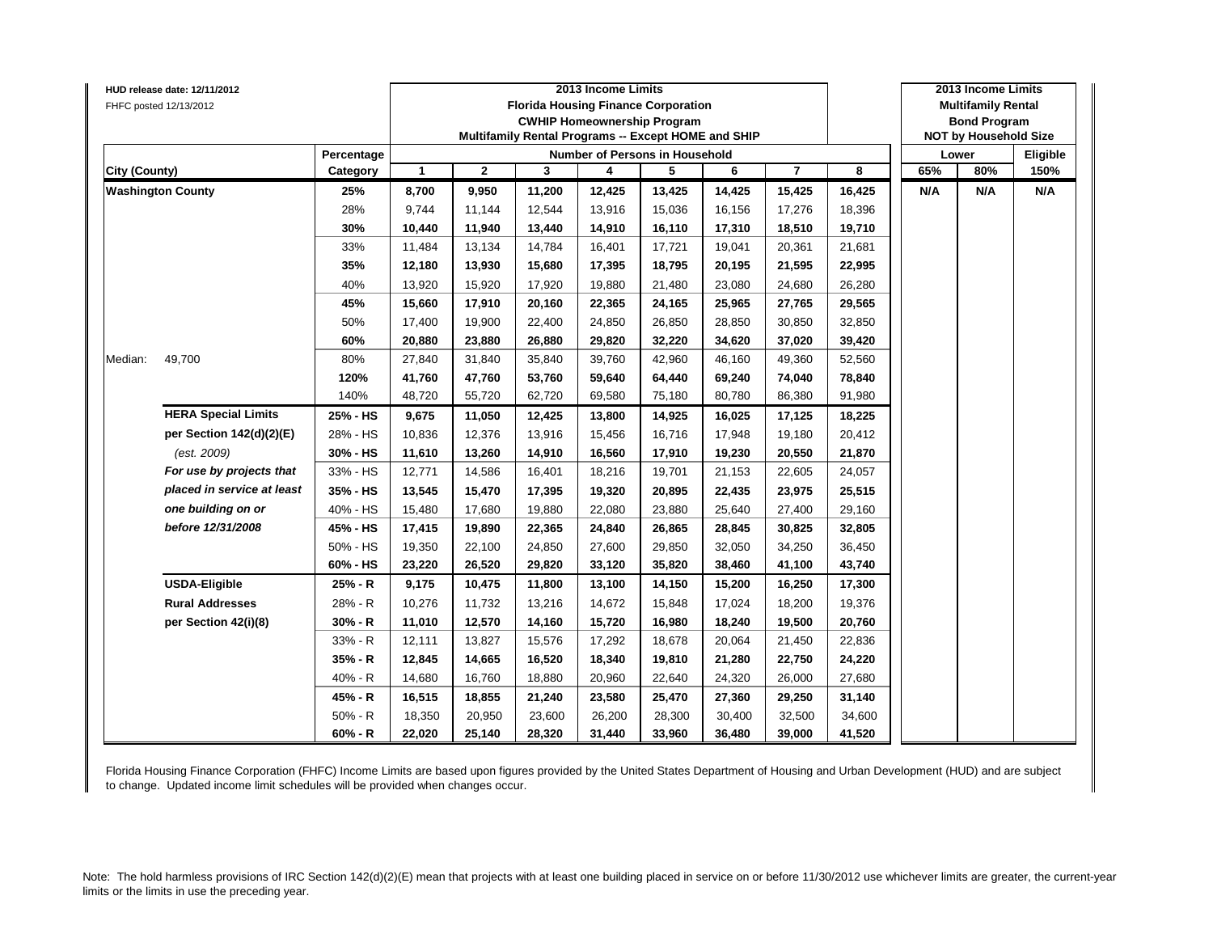HUD release date: 12/11/2012
FHFC posted 12/13/2012

| | | 2013 Income Limits Florida Housing Finance Corporation CWHIP Homeownership Program Multifamily Rental Programs -- Except HOME and SHIP | | | | | | | | 2013 Income Limits Multifamily Rental Bond Program NOT by Household Size | | |
|---|---|---|---|---|---|---|---|---|---|---|---|---|
| | Percentage | Number of Persons in Household | | | | | | | | Lower | | Eligible |
| City (County) | Category | 1 | 2 | 3 | 4 | 5 | 6 | 7 | 8 | 65% | 80% | 150% |
| **Washington County** | **25%** | **8,700** | **9,950** | **11,200** | **12,425** | **13,425** | **14,425** | **15,425** | **16,425** | **N/A** | **N/A** | **N/A** |
| | 28% | 9,744 | 11,144 | 12,544 | 13,916 | 15,036 | 16,156 | 17,276 | 18,396 | | | |
| | **30%** | **10,440** | **11,940** | **13,440** | **14,910** | **16,110** | **17,310** | **18,510** | **19,710** | | | |
| | 33% | 11,484 | 13,134 | 14,784 | 16,401 | 17,721 | 19,041 | 20,361 | 21,681 | | | |
| | **35%** | **12,180** | **13,930** | **15,680** | **17,395** | **18,795** | **20,195** | **21,595** | **22,995** | | | |
| | 40% | 13,920 | 15,920 | 17,920 | 19,880 | 21,480 | 23,080 | 24,680 | 26,280 | | | |
| | **45%** | **15,660** | **17,910** | **20,160** | **22,365** | **24,165** | **25,965** | **27,765** | **29,565** | | | |
| | 50% | 17,400 | 19,900 | 22,400 | 24,850 | 26,850 | 28,850 | 30,850 | 32,850 | | | |
| | **60%** | **20,880** | **23,880** | **26,880** | **29,820** | **32,220** | **34,620** | **37,020** | **39,420** | | | |
| Median: 49,700 | 80% | 27,840 | 31,840 | 35,840 | 39,760 | 42,960 | 46,160 | 49,360 | 52,560 | | | |
| | **120%** | **41,760** | **47,760** | **53,760** | **59,640** | **64,440** | **69,240** | **74,040** | **78,840** | | | |
| | 140% | 48,720 | 55,720 | 62,720 | 69,580 | 75,180 | 80,780 | 86,380 | 91,980 | | | |
| **HERA Special Limits** | **25% - HS** | **9,675** | **11,050** | **12,425** | **13,800** | **14,925** | **16,025** | **17,125** | **18,225** | | | |
| **per Section 142(d)(2)(E)** | 28% - HS | 10,836 | 12,376 | 13,916 | 15,456 | 16,716 | 17,948 | 19,180 | 20,412 | | | |
| *(est. 2009)* | **30% - HS** | **11,610** | **13,260** | **14,910** | **16,560** | **17,910** | **19,230** | **20,550** | **21,870** | | | |
| ***For use by projects that*** | 33% - HS | 12,771 | 14,586 | 16,401 | 18,216 | 19,701 | 21,153 | 22,605 | 24,057 | | | |
| ***placed in service at least*** | **35% - HS** | **13,545** | **15,470** | **17,395** | **19,320** | **20,895** | **22,435** | **23,975** | **25,515** | | | |
| ***one building on or*** | 40% - HS | 15,480 | 17,680 | 19,880 | 22,080 | 23,880 | 25,640 | 27,400 | 29,160 | | | |
| ***before 12/31/2008*** | **45% - HS** | **17,415** | **19,890** | **22,365** | **24,840** | **26,865** | **28,845** | **30,825** | **32,805** | | | |
| | 50% - HS | 19,350 | 22,100 | 24,850 | 27,600 | 29,850 | 32,050 | 34,250 | 36,450 | | | |
| | **60% - HS** | **23,220** | **26,520** | **29,820** | **33,120** | **35,820** | **38,460** | **41,100** | **43,740** | | | |
| **USDA-Eligible** | **25% - R** | **9,175** | **10,475** | **11,800** | **13,100** | **14,150** | **15,200** | **16,250** | **17,300** | | | |
| **Rural Addresses** | 28% - R | 10,276 | 11,732 | 13,216 | 14,672 | 15,848 | 17,024 | 18,200 | 19,376 | | | |
| **per Section 42(i)(8)** | **30% - R** | **11,010** | **12,570** | **14,160** | **15,720** | **16,980** | **18,240** | **19,500** | **20,760** | | | |
| | 33% - R | 12,111 | 13,827 | 15,576 | 17,292 | 18,678 | 20,064 | 21,450 | 22,836 | | | |
| | **35% - R** | **12,845** | **14,665** | **16,520** | **18,340** | **19,810** | **21,280** | **22,750** | **24,220** | | | |
| | 40% - R | 14,680 | 16,760 | 18,880 | 20,960 | 22,640 | 24,320 | 26,000 | 27,680 | | | |
| | **45% - R** | **16,515** | **18,855** | **21,240** | **23,580** | **25,470** | **27,360** | **29,250** | **31,140** | | | |
| | 50% - R | 18,350 | 20,950 | 23,600 | 26,200 | 28,300 | 30,400 | 32,500 | 34,600 | | | |
| | **60% - R** | **22,020** | **25,140** | **28,320** | **31,440** | **33,960** | **36,480** | **39,000** | **41,520** | | | |

Florida Housing Finance Corporation (FHFC) Income Limits are based upon figures provided by the United States Department of Housing and Urban Development (HUD) and are subject to change. Updated income limit schedules will be provided when changes occur.

Note: The hold harmless provisions of IRC Section 142(d)(2)(E) mean that projects with at least one building placed in service on or before 11/30/2012 use whichever limits are greater, the current-year limits or the limits in use the preceding year.